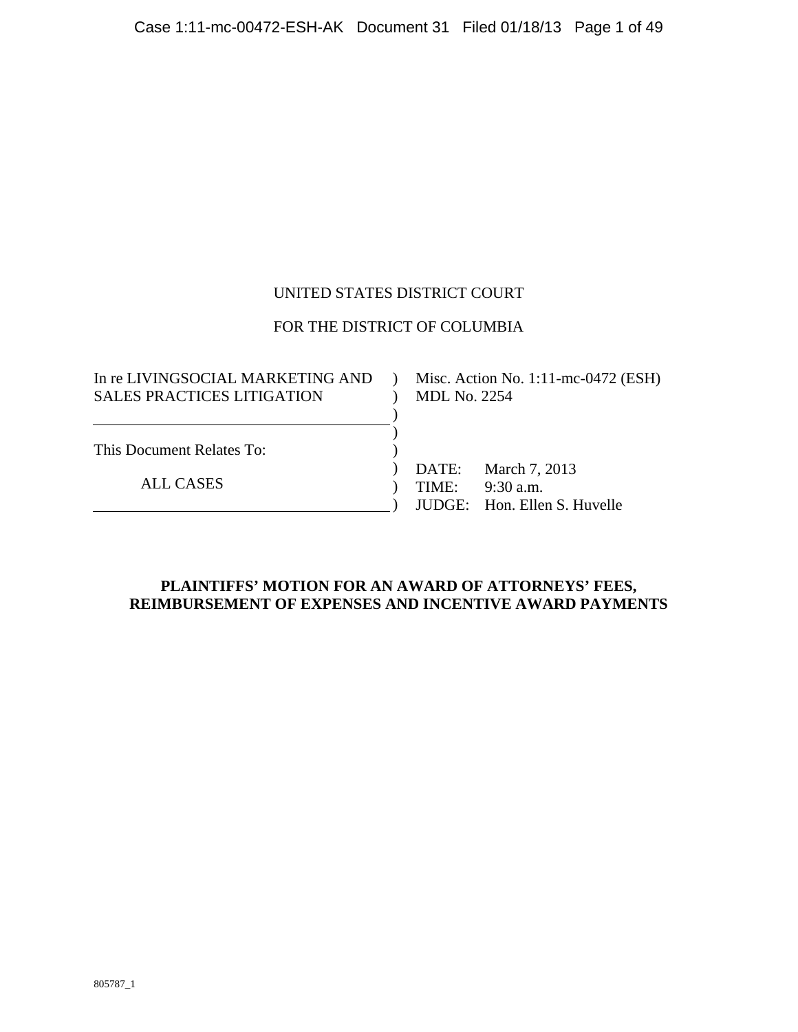UNITED STATES DISTRICT COURT

FOR THE DISTRICT OF COLUMBIA

| | | |
|---|---|---|
| In re LIVINGSOCIAL MARKETING AND SALES PRACTICES LITIGATION | ) | Misc. Action No. 1:11-mc-0472 (ESH) MDL No. 2254 |
| This Document Relates To: | ) | |
| ALL CASES | ) | DATE: March 7, 2013 |
| | ) | TIME: 9:30 a.m. |
| | ) | JUDGE: Hon. Ellen S. Huvelle |

**PLAINTIFFS' MOTION FOR AN AWARD OF ATTORNEYS' FEES, REIMBURSEMENT OF EXPENSES AND INCENTIVE AWARD PAYMENTS**

805787_1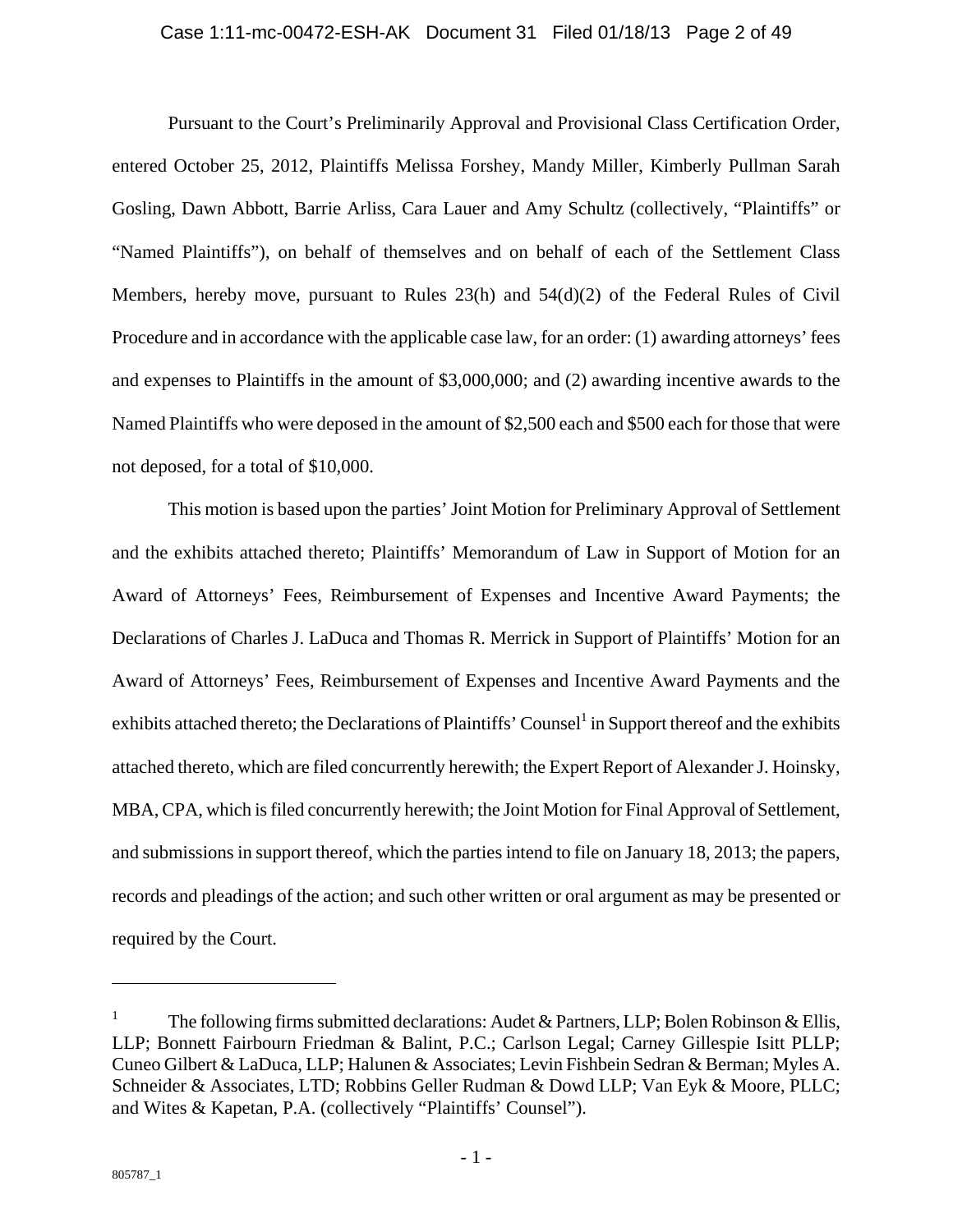Pursuant to the Court's Preliminarily Approval and Provisional Class Certification Order, entered October 25, 2012, Plaintiffs Melissa Forshey, Mandy Miller, Kimberly Pullman Sarah Gosling, Dawn Abbott, Barrie Arliss, Cara Lauer and Amy Schultz (collectively, "Plaintiffs" or "Named Plaintiffs"), on behalf of themselves and on behalf of each of the Settlement Class Members, hereby move, pursuant to Rules 23(h) and 54(d)(2) of the Federal Rules of Civil Procedure and in accordance with the applicable case law, for an order: (1) awarding attorneys' fees and expenses to Plaintiffs in the amount of $3,000,000; and (2) awarding incentive awards to the Named Plaintiffs who were deposed in the amount of $2,500 each and $500 each for those that were not deposed, for a total of $10,000.

This motion is based upon the parties' Joint Motion for Preliminary Approval of Settlement and the exhibits attached thereto; Plaintiffs' Memorandum of Law in Support of Motion for an Award of Attorneys' Fees, Reimbursement of Expenses and Incentive Award Payments; the Declarations of Charles J. LaDuca and Thomas R. Merrick in Support of Plaintiffs' Motion for an Award of Attorneys' Fees, Reimbursement of Expenses and Incentive Award Payments and the exhibits attached thereto; the Declarations of Plaintiffs' Counsel[1] in Support thereof and the exhibits attached thereto, which are filed concurrently herewith; the Expert Report of Alexander J. Hoinsky, MBA, CPA, which is filed concurrently herewith; the Joint Motion for Final Approval of Settlement, and submissions in support thereof, which the parties intend to file on January 18, 2013; the papers, records and pleadings of the action; and such other written or oral argument as may be presented or required by the Court.

---

[1] The following firms submitted declarations: Audet & Partners, LLP; Bolen Robinson & Ellis, LLP; Bonnett Fairbourn Friedman & Balint, P.C.; Carlson Legal; Carney Gillespie Isitt PLLP; Cuneo Gilbert & LaDuca, LLP; Halunen & Associates; Levin Fishbein Sedran & Berman; Myles A. Schneider & Associates, LTD; Robbins Geller Rudman & Dowd LLP; Van Eyk & Moore, PLLC; and Wites & Kapetan, P.A. (collectively "Plaintiffs' Counsel").

805787_1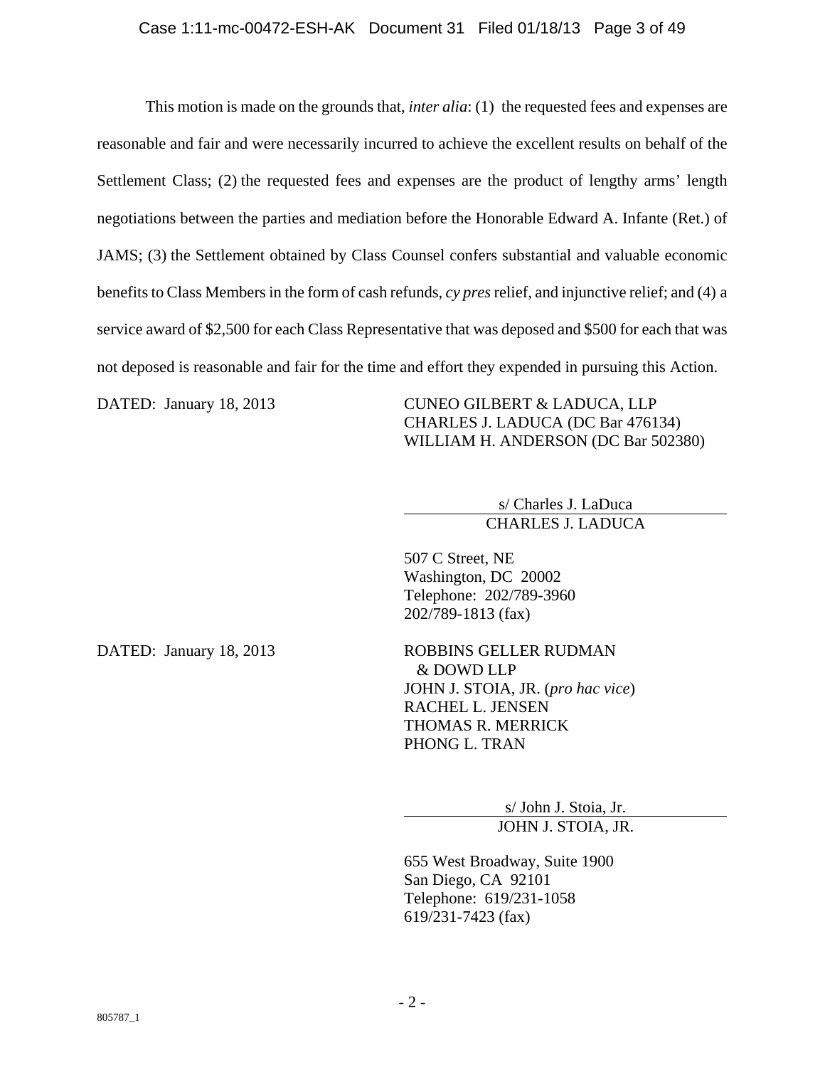This motion is made on the grounds that, *inter alia*: (1) the requested fees and expenses are reasonable and fair and were necessarily incurred to achieve the excellent results on behalf of the Settlement Class; (2) the requested fees and expenses are the product of lengthy arms' length negotiations between the parties and mediation before the Honorable Edward A. Infante (Ret.) of JAMS; (3) the Settlement obtained by Class Counsel confers substantial and valuable economic benefits to Class Members in the form of cash refunds, *cy pres* relief, and injunctive relief; and (4) a service award of $2,500 for each Class Representative that was deposed and $500 for each that was not deposed is reasonable and fair for the time and effort they expended in pursuing this Action.

DATED: January 18, 2013

CUNEO GILBERT & LADUCA, LLP
CHARLES J. LADUCA (DC Bar 476134)
WILLIAM H. ANDERSON (DC Bar 502380)

s/ Charles J. LaDuca
CHARLES J. LADUCA

507 C Street, NE
Washington, DC 20002
Telephone: 202/789-3960
202/789-1813 (fax)

DATED: January 18, 2013

ROBBINS GELLER RUDMAN
& DOWD LLP
JOHN J. STOIA, JR. (*pro hac vice*)
RACHEL L. JENSEN
THOMAS R. MERRICK
PHONG L. TRAN

s/ John J. Stoia, Jr.
JOHN J. STOIA, JR.

655 West Broadway, Suite 1900
San Diego, CA 92101
Telephone: 619/231-1058
619/231-7423 (fax)

805787_1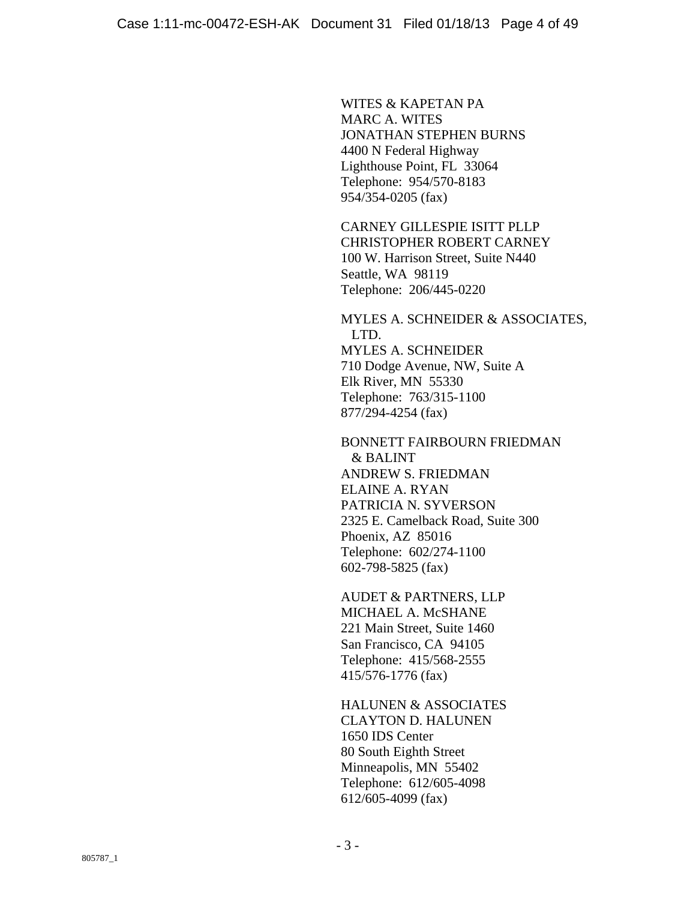WITES & KAPETAN PA
MARC A. WITES
JONATHAN STEPHEN BURNS
4400 N Federal Highway
Lighthouse Point, FL 33064
Telephone: 954/570-8183
954/354-0205 (fax)

CARNEY GILLESPIE ISITT PLLP
CHRISTOPHER ROBERT CARNEY
100 W. Harrison Street, Suite N440
Seattle, WA 98119
Telephone: 206/445-0220

MYLES A. SCHNEIDER & ASSOCIATES, LTD.
MYLES A. SCHNEIDER
710 Dodge Avenue, NW, Suite A
Elk River, MN 55330
Telephone: 763/315-1100
877/294-4254 (fax)

BONNETT FAIRBOURN FRIEDMAN & BALINT
ANDREW S. FRIEDMAN
ELAINE A. RYAN
PATRICIA N. SYVERSON
2325 E. Camelback Road, Suite 300
Phoenix, AZ 85016
Telephone: 602/274-1100
602-798-5825 (fax)

AUDET & PARTNERS, LLP
MICHAEL A. McSHANE
221 Main Street, Suite 1460
San Francisco, CA 94105
Telephone: 415/568-2555
415/576-1776 (fax)

HALUNEN & ASSOCIATES
CLAYTON D. HALUNEN
1650 IDS Center
80 South Eighth Street
Minneapolis, MN 55402
Telephone: 612/605-4098
612/605-4099 (fax)

805787_1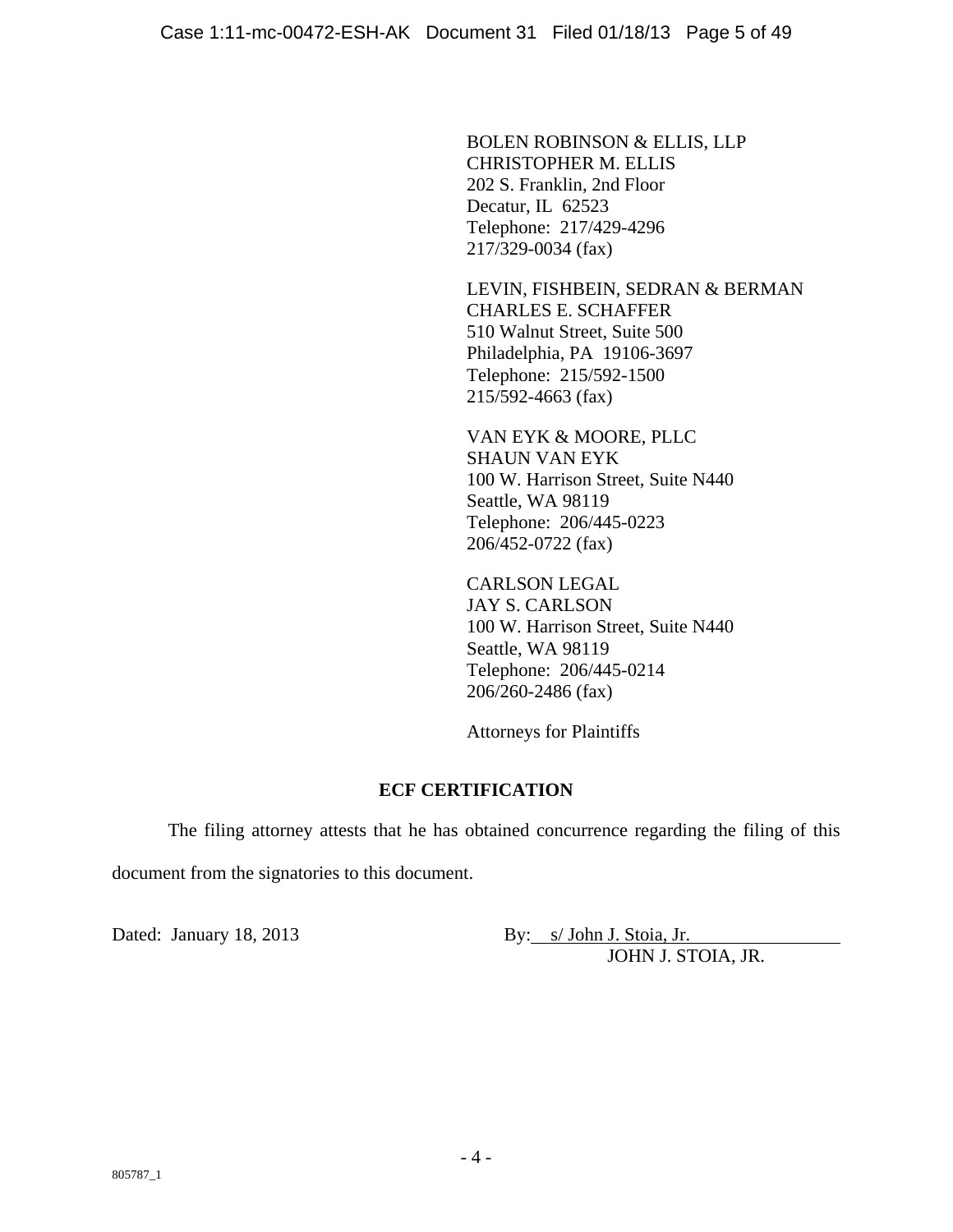BOLEN ROBINSON & ELLIS, LLP
CHRISTOPHER M. ELLIS
202 S. Franklin, 2nd Floor
Decatur, IL 62523
Telephone: 217/429-4296
217/329-0034 (fax)

LEVIN, FISHBEIN, SEDRAN & BERMAN
CHARLES E. SCHAFFER
510 Walnut Street, Suite 500
Philadelphia, PA 19106-3697
Telephone: 215/592-1500
215/592-4663 (fax)

VAN EYK & MOORE, PLLC
SHAUN VAN EYK
100 W. Harrison Street, Suite N440
Seattle, WA 98119
Telephone: 206/445-0223
206/452-0722 (fax)

CARLSON LEGAL
JAY S. CARLSON
100 W. Harrison Street, Suite N440
Seattle, WA 98119
Telephone: 206/445-0214
206/260-2486 (fax)

Attorneys for Plaintiffs

## ECF CERTIFICATION

The filing attorney attests that he has obtained concurrence regarding the filing of this document from the signatories to this document.

Dated: January 18, 2013

By: s/ John J. Stoia, Jr.
JOHN J. STOIA, JR.

805787_1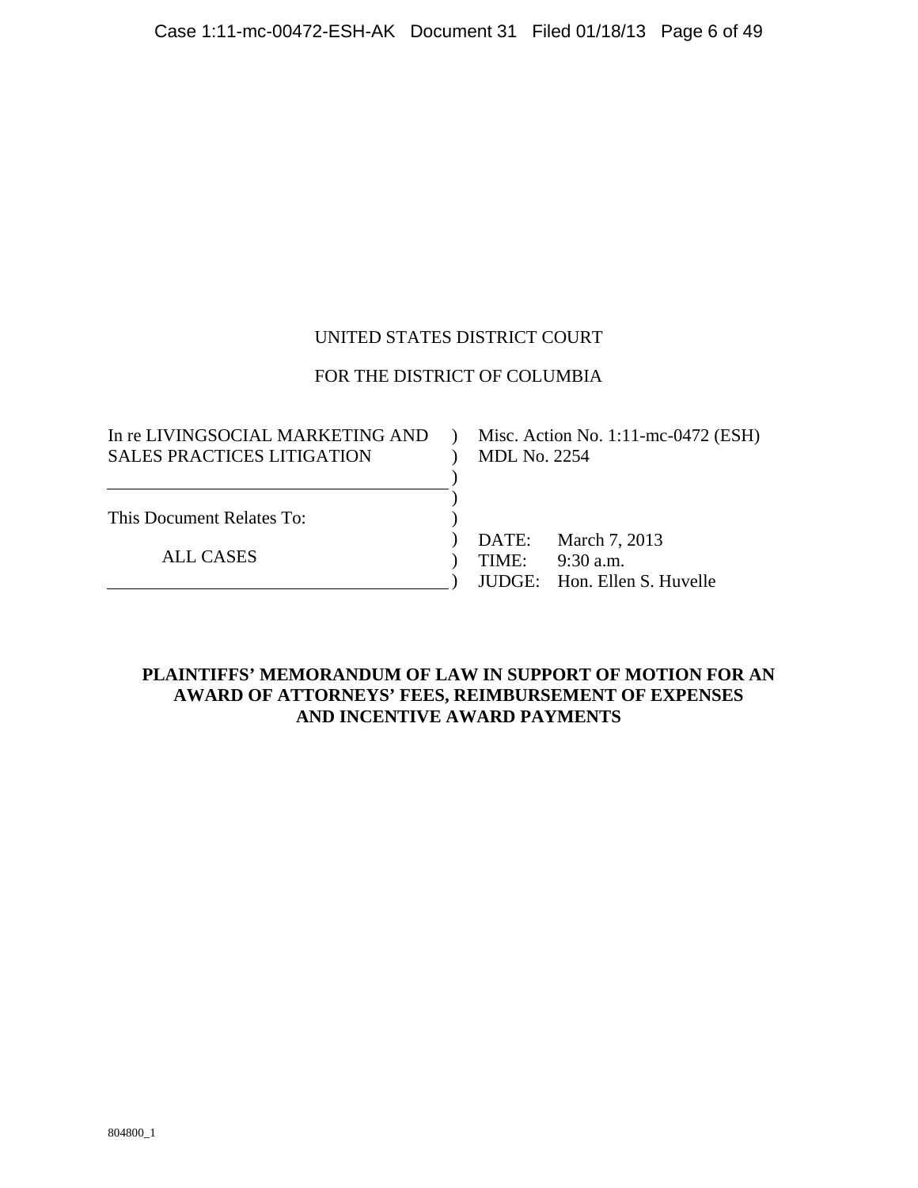UNITED STATES DISTRICT COURT

FOR THE DISTRICT OF COLUMBIA

| | | |
|---|---|---|
| In re LIVINGSOCIAL MARKETING AND SALES PRACTICES LITIGATION | ) | Misc. Action No. 1:11-mc-0472 (ESH) MDL No. 2254 |
| This Document Relates To: | ) | |
| ALL CASES | ) | DATE: March 7, 2013 |
| | ) | TIME: 9:30 a.m. |
| | ) | JUDGE: Hon. Ellen S. Huvelle |

**PLAINTIFFS' MEMORANDUM OF LAW IN SUPPORT OF MOTION FOR AN AWARD OF ATTORNEYS' FEES, REIMBURSEMENT OF EXPENSES AND INCENTIVE AWARD PAYMENTS**

804800_1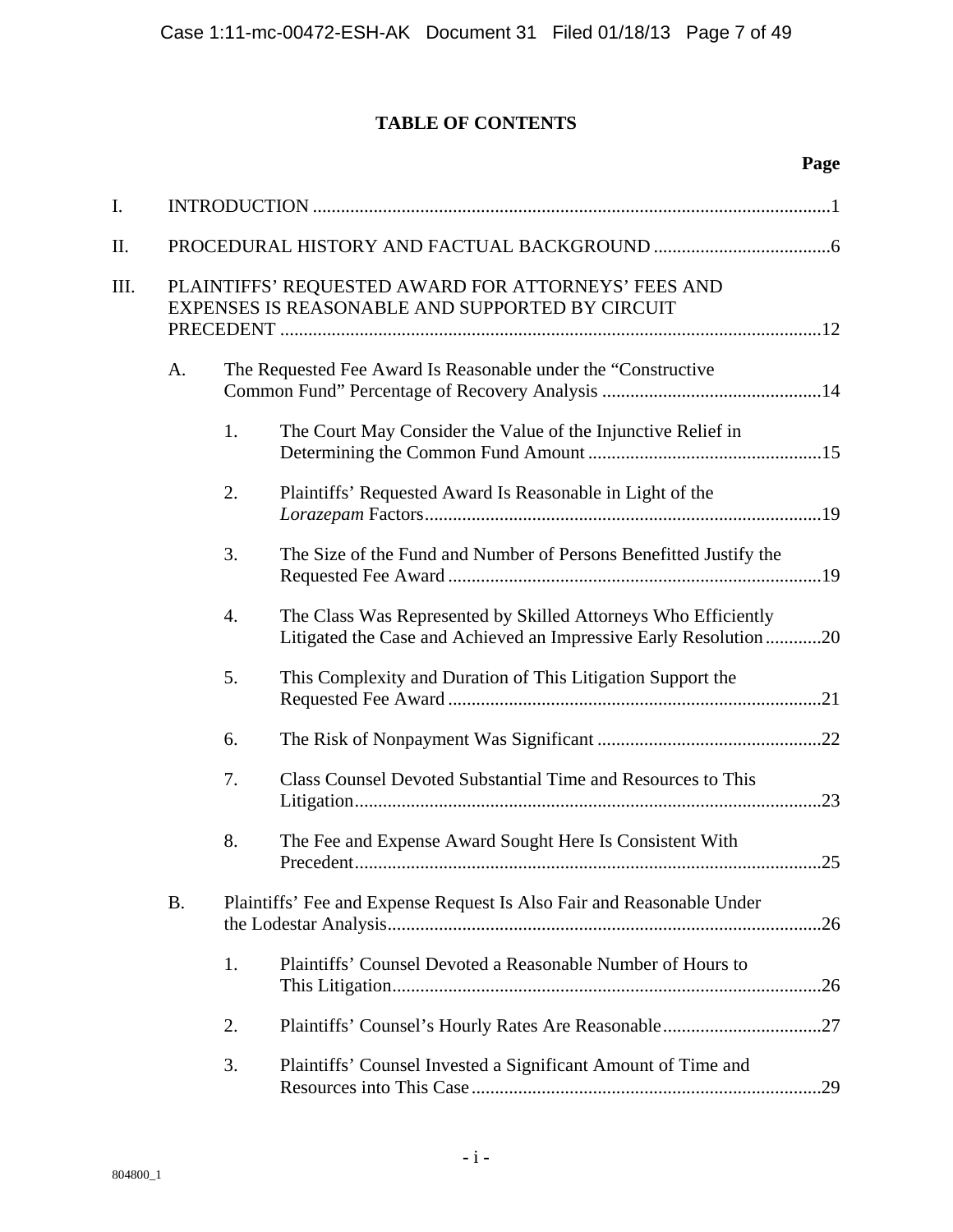**TABLE OF CONTENTS**

**Page**

I. INTRODUCTION ..... 1

II. PROCEDURAL HISTORY AND FACTUAL BACKGROUND ..... 6

III. PLAINTIFFS' REQUESTED AWARD FOR ATTORNEYS' FEES AND EXPENSES IS REASONABLE AND SUPPORTED BY CIRCUIT PRECEDENT ..... 12

- A. The Requested Fee Award Is Reasonable under the "Constructive Common Fund" Percentage of Recovery Analysis ..... 14
  - 1. The Court May Consider the Value of the Injunctive Relief in Determining the Common Fund Amount ..... 15
  - 2. Plaintiffs' Requested Award Is Reasonable in Light of the *Lorazepam* Factors ..... 19
  - 3. The Size of the Fund and Number of Persons Benefitted Justify the Requested Fee Award ..... 19
  - 4. The Class Was Represented by Skilled Attorneys Who Efficiently Litigated the Case and Achieved an Impressive Early Resolution ..... 20
  - 5. This Complexity and Duration of This Litigation Support the Requested Fee Award ..... 21
  - 6. The Risk of Nonpayment Was Significant ..... 22
  - 7. Class Counsel Devoted Substantial Time and Resources to This Litigation ..... 23
  - 8. The Fee and Expense Award Sought Here Is Consistent With Precedent ..... 25
- B. Plaintiffs' Fee and Expense Request Is Also Fair and Reasonable Under the Lodestar Analysis ..... 26
  - 1. Plaintiffs' Counsel Devoted a Reasonable Number of Hours to This Litigation ..... 26
  - 2. Plaintiffs' Counsel's Hourly Rates Are Reasonable ..... 27
  - 3. Plaintiffs' Counsel Invested a Significant Amount of Time and Resources into This Case ..... 29

804800_1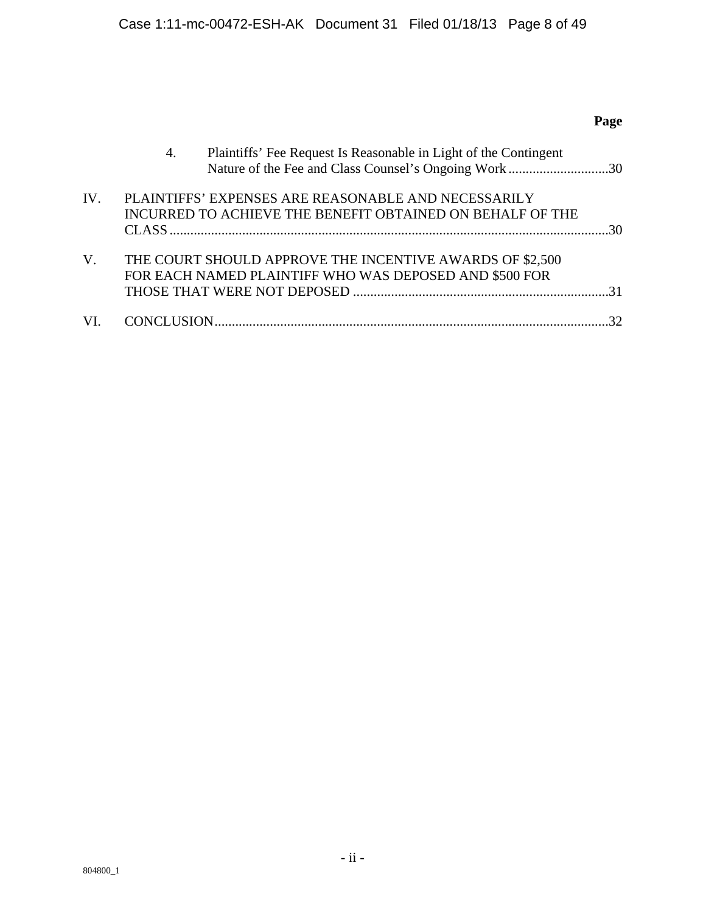**Page**

4. Plaintiffs' Fee Request Is Reasonable in Light of the Contingent Nature of the Fee and Class Counsel's Ongoing Work .............................30

IV. PLAINTIFFS' EXPENSES ARE REASONABLE AND NECESSARILY INCURRED TO ACHIEVE THE BENEFIT OBTAINED ON BEHALF OF THE CLASS .............................................................................................................................30

V. THE COURT SHOULD APPROVE THE INCENTIVE AWARDS OF $2,500 FOR EACH NAMED PLAINTIFF WHO WAS DEPOSED AND $500 FOR THOSE THAT WERE NOT DEPOSED ..........................................................................31

VI. CONCLUSION.................................................................................................................32

804800_1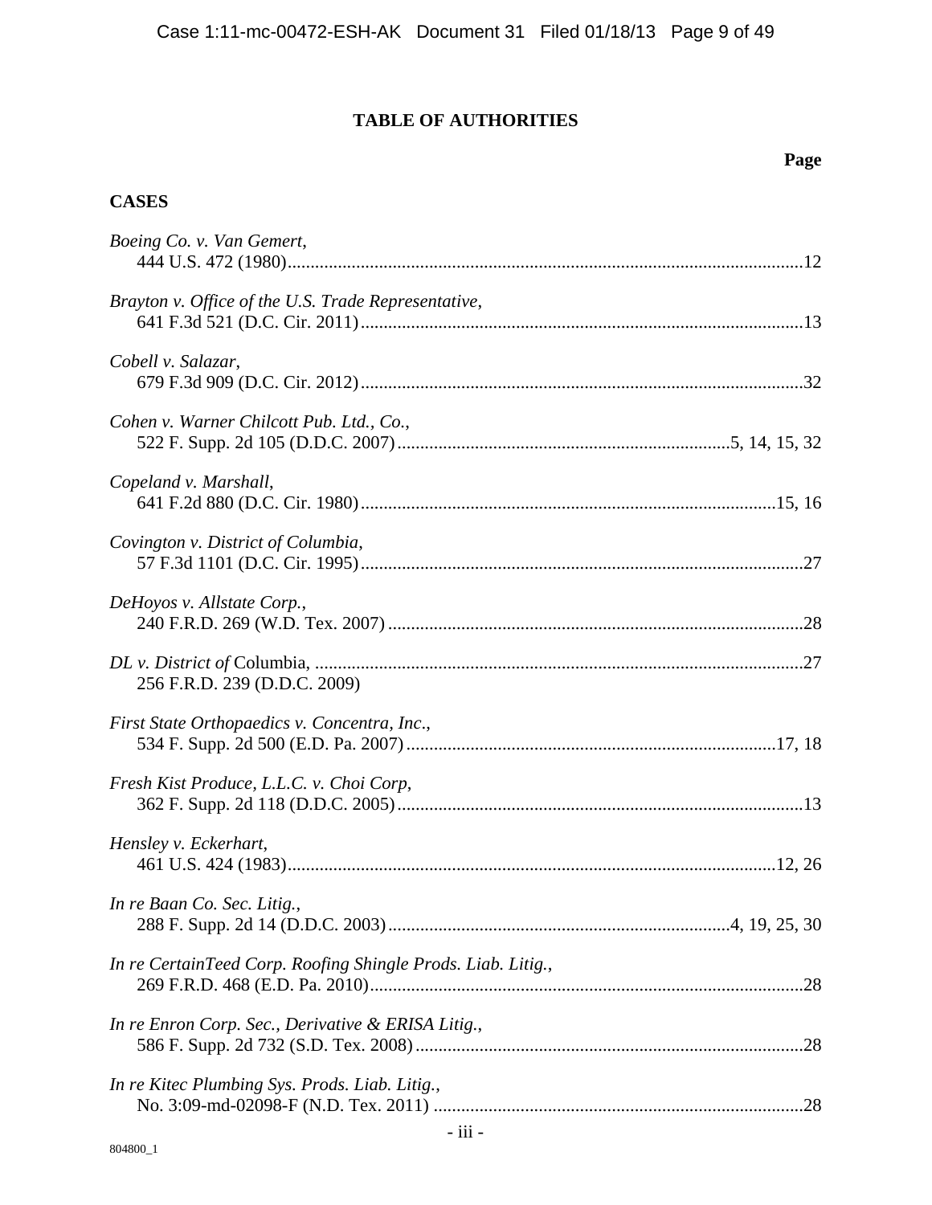# TABLE OF AUTHORITIES

**Page**

**CASES**

*Boeing Co. v. Van Gemert*,
444 U.S. 472 (1980)....................12

*Brayton v. Office of the U.S. Trade Representative*,
641 F.3d 521 (D.C. Cir. 2011)....................13

*Cobell v. Salazar*,
679 F.3d 909 (D.C. Cir. 2012)....................32

*Cohen v. Warner Chilcott Pub. Ltd., Co.*,
522 F. Supp. 2d 105 (D.D.C. 2007)....................5, 14, 15, 32

*Copeland v. Marshall*,
641 F.2d 880 (D.C. Cir. 1980)....................15, 16

*Covington v. District of Columbia*,
57 F.3d 1101 (D.C. Cir. 1995)....................27

*DeHoyos v. Allstate Corp.*,
240 F.R.D. 269 (W.D. Tex. 2007)....................28

*DL v. District of* Columbia, ....................27
256 F.R.D. 239 (D.D.C. 2009)

*First State Orthopaedics v. Concentra, Inc.*,
534 F. Supp. 2d 500 (E.D. Pa. 2007)....................17, 18

*Fresh Kist Produce, L.L.C. v. Choi Corp*,
362 F. Supp. 2d 118 (D.D.C. 2005)....................13

*Hensley v. Eckerhart*,
461 U.S. 424 (1983)....................12, 26

*In re Baan Co. Sec. Litig.*,
288 F. Supp. 2d 14 (D.D.C. 2003)....................4, 19, 25, 30

*In re CertainTeed Corp. Roofing Shingle Prods. Liab. Litig.*,
269 F.R.D. 468 (E.D. Pa. 2010)....................28

*In re Enron Corp. Sec., Derivative & ERISA Litig.*,
586 F. Supp. 2d 732 (S.D. Tex. 2008)....................28

*In re Kitec Plumbing Sys. Prods. Liab. Litig.*,
No. 3:09-md-02098-F (N.D. Tex. 2011)....................28

804800_1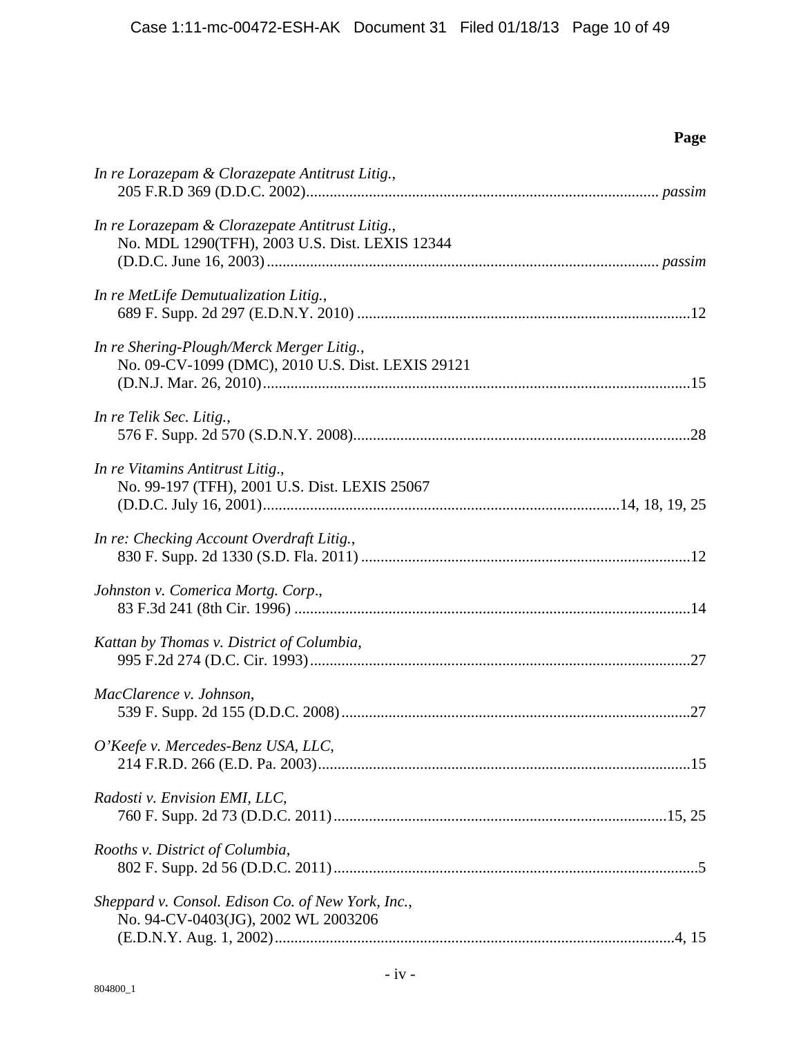**Page**

*In re Lorazepam & Clorazepate Antitrust Litig.*,
205 F.R.D 369 (D.D.C. 2002)......................................................................................... *passim*

*In re Lorazepam & Clorazepate Antitrust Litig.*,
No. MDL 1290(TFH), 2003 U.S. Dist. LEXIS 12344
(D.D.C. June 16, 2003)................................................................................................... *passim*

*In re MetLife Demutualization Litig.*,
689 F. Supp. 2d 297 (E.D.N.Y. 2010) .....................................................................................12

*In re Shering-Plough/Merck Merger Litig.*,
No. 09-CV-1099 (DMC), 2010 U.S. Dist. LEXIS 29121
(D.N.J. Mar. 26, 2010).............................................................................................................15

*In re Telik Sec. Litig.*,
576 F. Supp. 2d 570 (S.D.N.Y. 2008)......................................................................................28

*In re Vitamins Antitrust Litig*.,
No. 99-197 (TFH), 2001 U.S. Dist. LEXIS 25067
(D.D.C. July 16, 2001)...........................................................................................14, 18, 19, 25

*In re: Checking Account Overdraft Litig.*,
830 F. Supp. 2d 1330 (S.D. Fla. 2011) ....................................................................................12

*Johnston v. Comerica Mortg. Corp*.,
83 F.3d 241 (8th Cir. 1996) .....................................................................................................14

*Kattan by Thomas v. District of Columbia*,
995 F.2d 274 (D.C. Cir. 1993).................................................................................................27

*MacClarence v. Johnson*,
539 F. Supp. 2d 155 (D.D.C. 2008).........................................................................................27

*O'Keefe v. Mercedes-Benz USA, LLC*,
214 F.R.D. 266 (E.D. Pa. 2003)...............................................................................................15

*Radosti v. Envision EMI, LLC*,
760 F. Supp. 2d 73 (D.D.C. 2011).....................................................................................15, 25

*Rooths v. District of Columbia*,
802 F. Supp. 2d 56 (D.D.C. 2011).............................................................................................5

*Sheppard v. Consol. Edison Co. of New York, Inc.*,
No. 94-CV-0403(JG), 2002 WL 2003206
(E.D.N.Y. Aug. 1, 2002).......................................................................................................4, 15

804800_1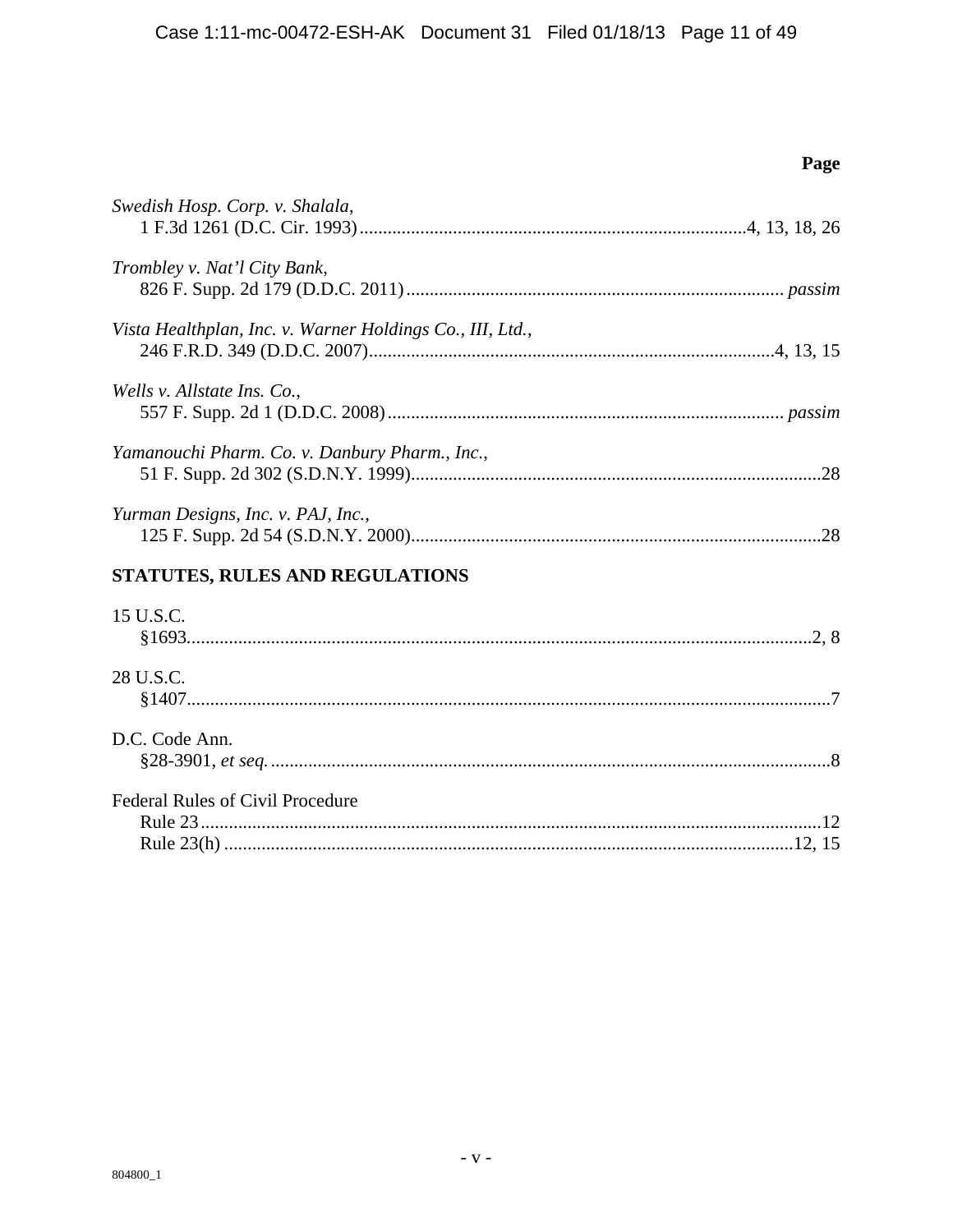**Page**

*Swedish Hosp. Corp. v. Shalala*,
1 F.3d 1261 (D.C. Cir. 1993) .....4, 13, 18, 26

*Trombley v. Nat'l City Bank*,
826 F. Supp. 2d 179 (D.D.C. 2011) ..... *passim*

*Vista Healthplan, Inc. v. Warner Holdings Co., III, Ltd.*,
246 F.R.D. 349 (D.D.C. 2007) .....4, 13, 15

*Wells v. Allstate Ins. Co.*,
557 F. Supp. 2d 1 (D.D.C. 2008) ..... *passim*

*Yamanouchi Pharm. Co. v. Danbury Pharm., Inc.*,
51 F. Supp. 2d 302 (S.D.N.Y. 1999) .....28

*Yurman Designs, Inc. v. PAJ, Inc.*,
125 F. Supp. 2d 54 (S.D.N.Y. 2000) .....28

**STATUTES, RULES AND REGULATIONS**

15 U.S.C.
§1693 .....2, 8

28 U.S.C.
§1407 .....7

D.C. Code Ann.
§28-3901, *et seq.* .....8

Federal Rules of Civil Procedure
Rule 23 .....12
Rule 23(h) .....12, 15

804800_1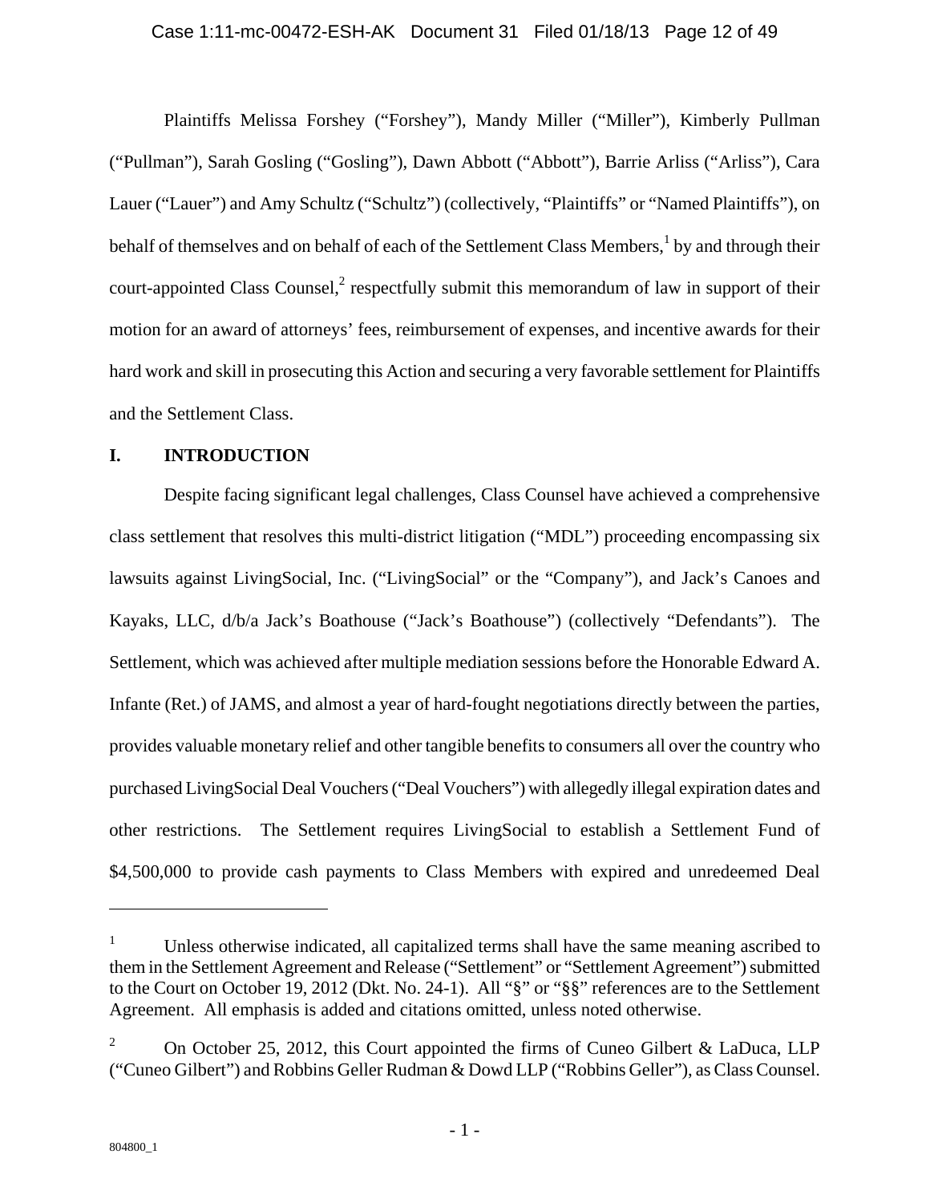Plaintiffs Melissa Forshey ("Forshey"), Mandy Miller ("Miller"), Kimberly Pullman ("Pullman"), Sarah Gosling ("Gosling"), Dawn Abbott ("Abbott"), Barrie Arliss ("Arliss"), Cara Lauer ("Lauer") and Amy Schultz ("Schultz") (collectively, "Plaintiffs" or "Named Plaintiffs"), on behalf of themselves and on behalf of each of the Settlement Class Members,[1] by and through their court-appointed Class Counsel,[2] respectfully submit this memorandum of law in support of their motion for an award of attorneys' fees, reimbursement of expenses, and incentive awards for their hard work and skill in prosecuting this Action and securing a very favorable settlement for Plaintiffs and the Settlement Class.

## I. INTRODUCTION

Despite facing significant legal challenges, Class Counsel have achieved a comprehensive class settlement that resolves this multi-district litigation ("MDL") proceeding encompassing six lawsuits against LivingSocial, Inc. ("LivingSocial" or the "Company"), and Jack's Canoes and Kayaks, LLC, d/b/a Jack's Boathouse ("Jack's Boathouse") (collectively "Defendants"). The Settlement, which was achieved after multiple mediation sessions before the Honorable Edward A. Infante (Ret.) of JAMS, and almost a year of hard-fought negotiations directly between the parties, provides valuable monetary relief and other tangible benefits to consumers all over the country who purchased LivingSocial Deal Vouchers ("Deal Vouchers") with allegedly illegal expiration dates and other restrictions. The Settlement requires LivingSocial to establish a Settlement Fund of $4,500,000 to provide cash payments to Class Members with expired and unredeemed Deal

---

[1] Unless otherwise indicated, all capitalized terms shall have the same meaning ascribed to them in the Settlement Agreement and Release ("Settlement" or "Settlement Agreement") submitted to the Court on October 19, 2012 (Dkt. No. 24-1). All "§" or "§§" references are to the Settlement Agreement. All emphasis is added and citations omitted, unless noted otherwise.

[2] On October 25, 2012, this Court appointed the firms of Cuneo Gilbert & LaDuca, LLP ("Cuneo Gilbert") and Robbins Geller Rudman & Dowd LLP ("Robbins Geller"), as Class Counsel.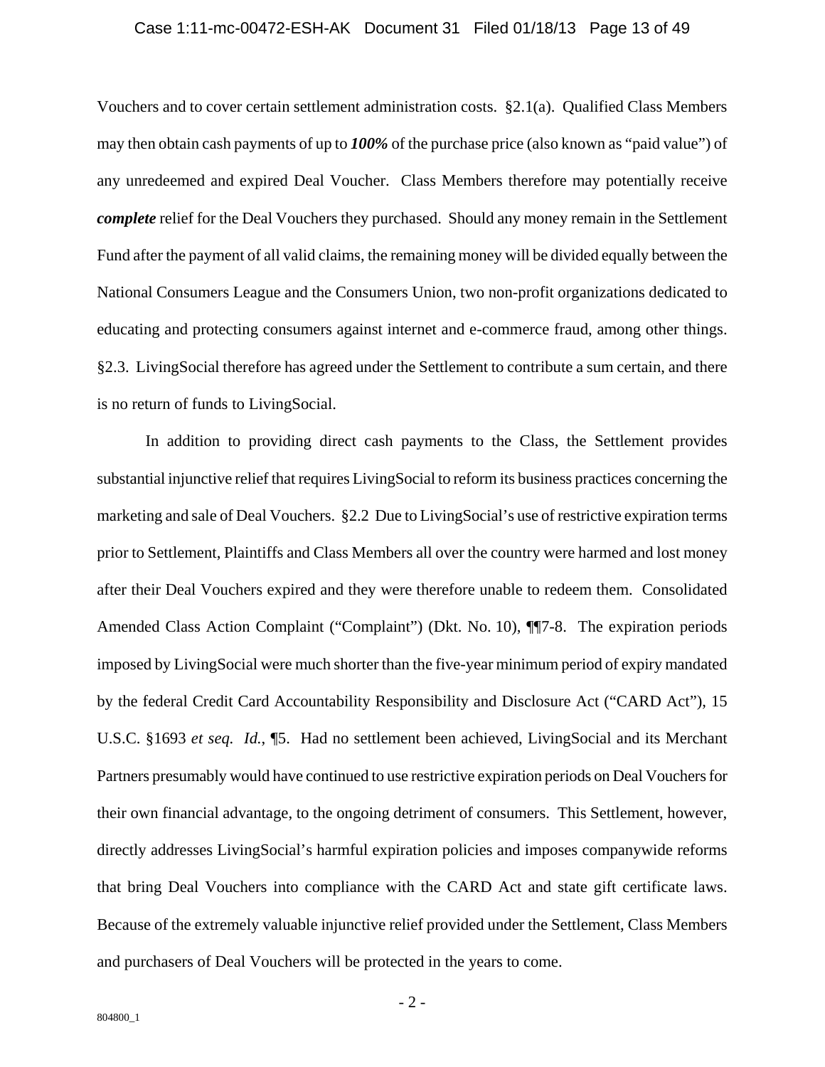Vouchers and to cover certain settlement administration costs. §2.1(a). Qualified Class Members may then obtain cash payments of up to ***100%*** of the purchase price (also known as "paid value") of any unredeemed and expired Deal Voucher. Class Members therefore may potentially receive ***complete*** relief for the Deal Vouchers they purchased. Should any money remain in the Settlement Fund after the payment of all valid claims, the remaining money will be divided equally between the National Consumers League and the Consumers Union, two non-profit organizations dedicated to educating and protecting consumers against internet and e-commerce fraud, among other things. §2.3. LivingSocial therefore has agreed under the Settlement to contribute a sum certain, and there is no return of funds to LivingSocial.

In addition to providing direct cash payments to the Class, the Settlement provides substantial injunctive relief that requires LivingSocial to reform its business practices concerning the marketing and sale of Deal Vouchers. §2.2 Due to LivingSocial's use of restrictive expiration terms prior to Settlement, Plaintiffs and Class Members all over the country were harmed and lost money after their Deal Vouchers expired and they were therefore unable to redeem them. Consolidated Amended Class Action Complaint ("Complaint") (Dkt. No. 10), ¶¶7-8. The expiration periods imposed by LivingSocial were much shorter than the five-year minimum period of expiry mandated by the federal Credit Card Accountability Responsibility and Disclosure Act ("CARD Act"), 15 U.S.C. §1693 *et seq. Id.*, ¶5. Had no settlement been achieved, LivingSocial and its Merchant Partners presumably would have continued to use restrictive expiration periods on Deal Vouchers for their own financial advantage, to the ongoing detriment of consumers. This Settlement, however, directly addresses LivingSocial's harmful expiration policies and imposes companywide reforms that bring Deal Vouchers into compliance with the CARD Act and state gift certificate laws. Because of the extremely valuable injunctive relief provided under the Settlement, Class Members and purchasers of Deal Vouchers will be protected in the years to come.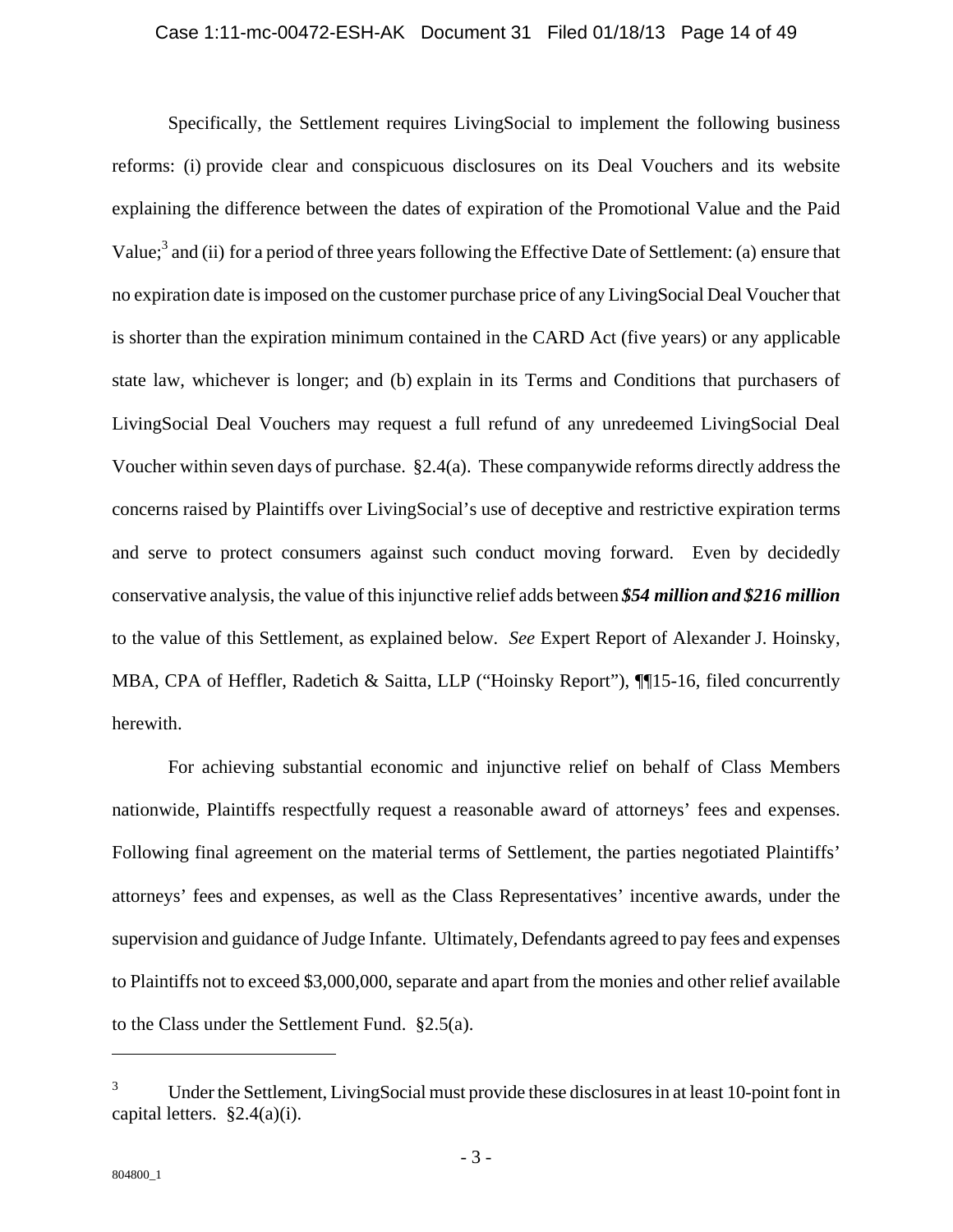Specifically, the Settlement requires LivingSocial to implement the following business reforms: (i) provide clear and conspicuous disclosures on its Deal Vouchers and its website explaining the difference between the dates of expiration of the Promotional Value and the Paid Value;[3] and (ii) for a period of three years following the Effective Date of Settlement: (a) ensure that no expiration date is imposed on the customer purchase price of any LivingSocial Deal Voucher that is shorter than the expiration minimum contained in the CARD Act (five years) or any applicable state law, whichever is longer; and (b) explain in its Terms and Conditions that purchasers of LivingSocial Deal Vouchers may request a full refund of any unredeemed LivingSocial Deal Voucher within seven days of purchase. §2.4(a). These companywide reforms directly address the concerns raised by Plaintiffs over LivingSocial's use of deceptive and restrictive expiration terms and serve to protect consumers against such conduct moving forward. Even by decidedly conservative analysis, the value of this injunctive relief adds between ***$54 million and $216 million*** to the value of this Settlement, as explained below. *See* Expert Report of Alexander J. Hoinsky, MBA, CPA of Heffler, Radetich & Saitta, LLP ("Hoinsky Report"), ¶¶15-16, filed concurrently herewith.

For achieving substantial economic and injunctive relief on behalf of Class Members nationwide, Plaintiffs respectfully request a reasonable award of attorneys' fees and expenses. Following final agreement on the material terms of Settlement, the parties negotiated Plaintiffs' attorneys' fees and expenses, as well as the Class Representatives' incentive awards, under the supervision and guidance of Judge Infante. Ultimately, Defendants agreed to pay fees and expenses to Plaintiffs not to exceed $3,000,000, separate and apart from the monies and other relief available to the Class under the Settlement Fund. §2.5(a).

---

[3] Under the Settlement, LivingSocial must provide these disclosures in at least 10-point font in capital letters. §2.4(a)(i).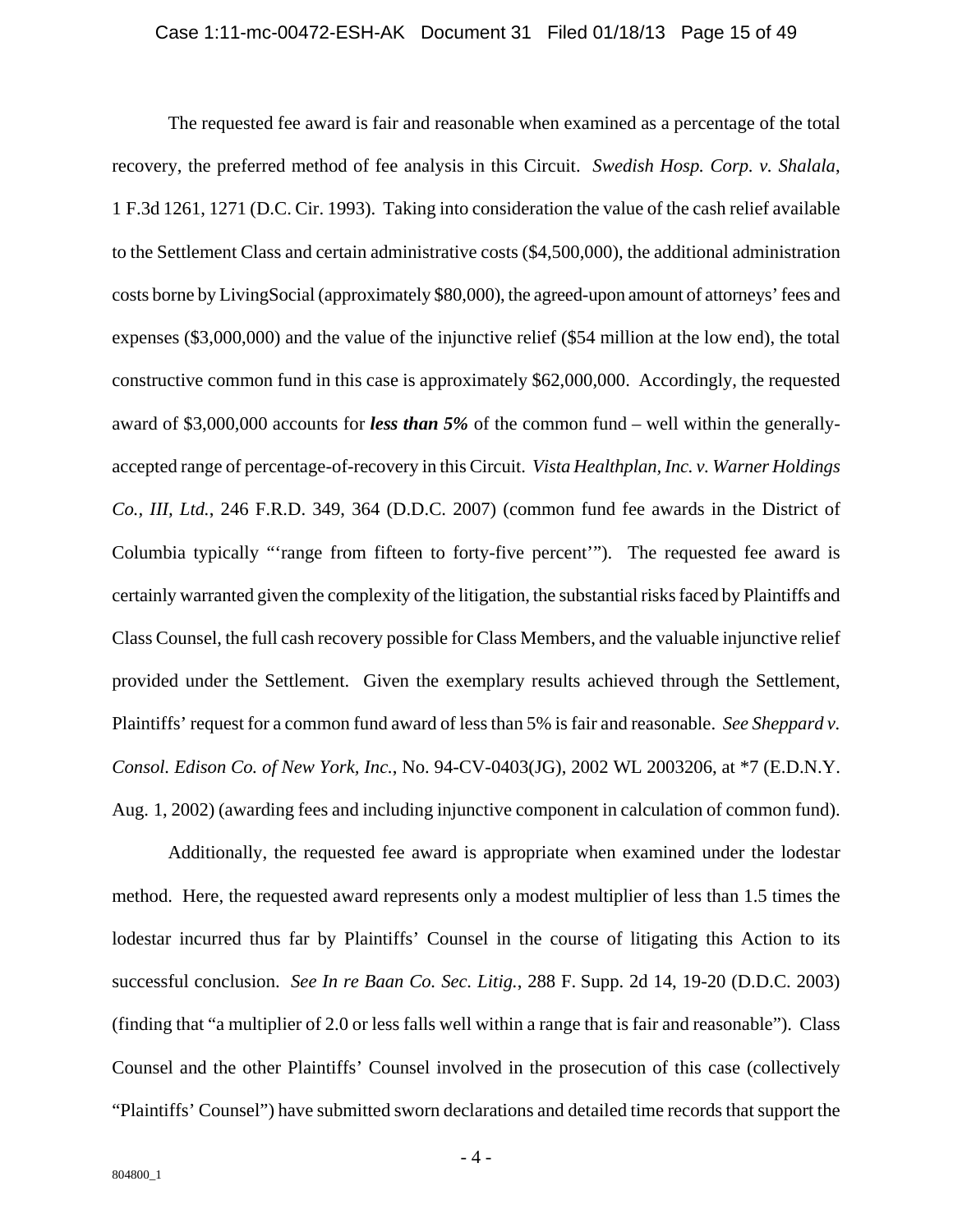The requested fee award is fair and reasonable when examined as a percentage of the total recovery, the preferred method of fee analysis in this Circuit. *Swedish Hosp. Corp. v. Shalala*, 1 F.3d 1261, 1271 (D.C. Cir. 1993). Taking into consideration the value of the cash relief available to the Settlement Class and certain administrative costs ($4,500,000), the additional administration costs borne by LivingSocial (approximately $80,000), the agreed-upon amount of attorneys' fees and expenses ($3,000,000) and the value of the injunctive relief ($54 million at the low end), the total constructive common fund in this case is approximately $62,000,000. Accordingly, the requested award of $3,000,000 accounts for ***less than 5%*** of the common fund – well within the generally-accepted range of percentage-of-recovery in this Circuit. *Vista Healthplan, Inc. v. Warner Holdings Co., III, Ltd.*, 246 F.R.D. 349, 364 (D.D.C. 2007) (common fund fee awards in the District of Columbia typically "'range from fifteen to forty-five percent'"). The requested fee award is certainly warranted given the complexity of the litigation, the substantial risks faced by Plaintiffs and Class Counsel, the full cash recovery possible for Class Members, and the valuable injunctive relief provided under the Settlement. Given the exemplary results achieved through the Settlement, Plaintiffs' request for a common fund award of less than 5% is fair and reasonable. *See Sheppard v. Consol. Edison Co. of New York, Inc.*, No. 94-CV-0403(JG), 2002 WL 2003206, at *7 (E.D.N.Y. Aug. 1, 2002) (awarding fees and including injunctive component in calculation of common fund).

Additionally, the requested fee award is appropriate when examined under the lodestar method. Here, the requested award represents only a modest multiplier of less than 1.5 times the lodestar incurred thus far by Plaintiffs' Counsel in the course of litigating this Action to its successful conclusion. *See In re Baan Co. Sec. Litig.*, 288 F. Supp. 2d 14, 19-20 (D.D.C. 2003) (finding that "a multiplier of 2.0 or less falls well within a range that is fair and reasonable"). Class Counsel and the other Plaintiffs' Counsel involved in the prosecution of this case (collectively "Plaintiffs' Counsel") have submitted sworn declarations and detailed time records that support the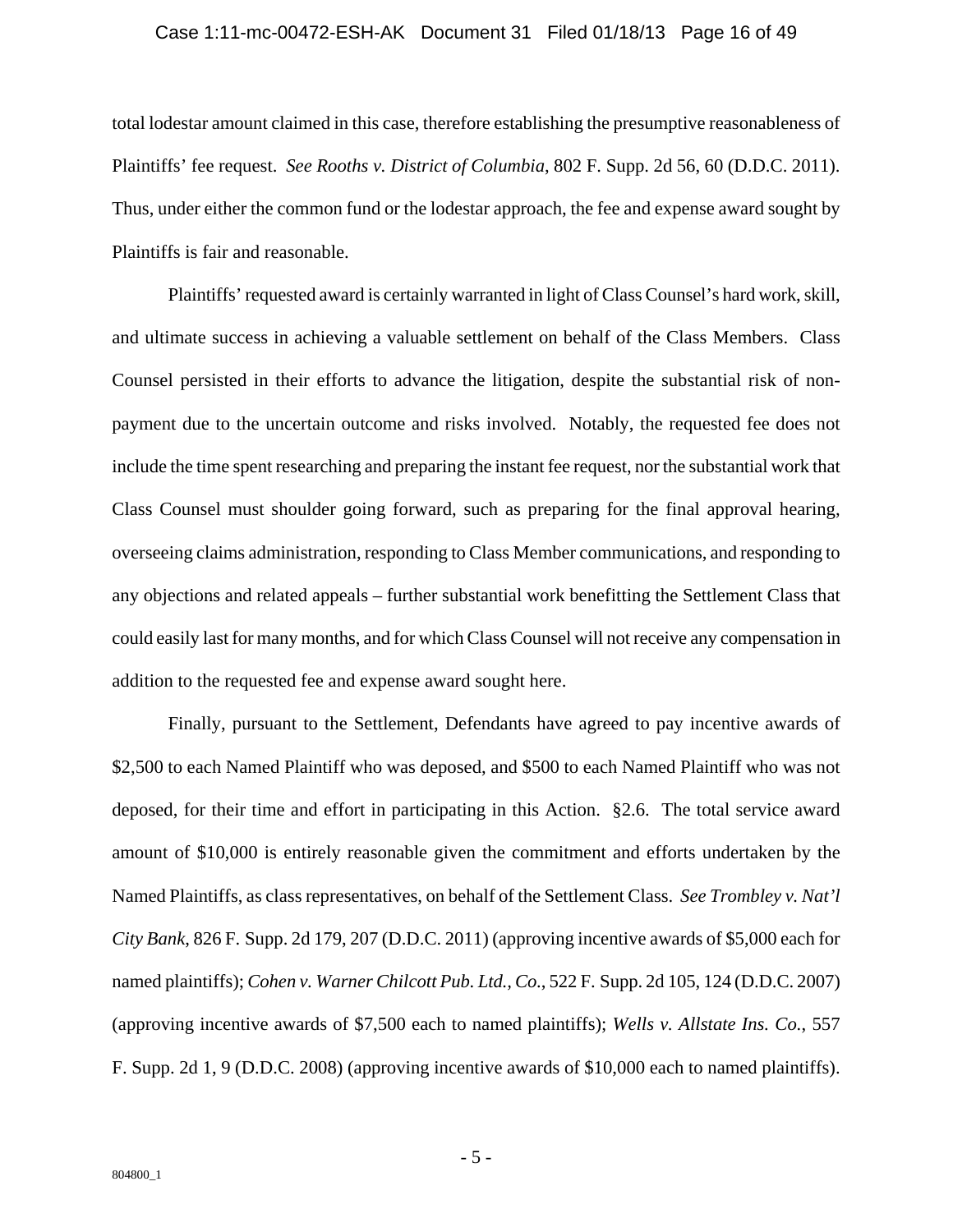total lodestar amount claimed in this case, therefore establishing the presumptive reasonableness of Plaintiffs' fee request. *See Rooths v. District of Columbia*, 802 F. Supp. 2d 56, 60 (D.D.C. 2011). Thus, under either the common fund or the lodestar approach, the fee and expense award sought by Plaintiffs is fair and reasonable.

Plaintiffs' requested award is certainly warranted in light of Class Counsel's hard work, skill, and ultimate success in achieving a valuable settlement on behalf of the Class Members. Class Counsel persisted in their efforts to advance the litigation, despite the substantial risk of non-payment due to the uncertain outcome and risks involved. Notably, the requested fee does not include the time spent researching and preparing the instant fee request, nor the substantial work that Class Counsel must shoulder going forward, such as preparing for the final approval hearing, overseeing claims administration, responding to Class Member communications, and responding to any objections and related appeals – further substantial work benefitting the Settlement Class that could easily last for many months, and for which Class Counsel will not receive any compensation in addition to the requested fee and expense award sought here.

Finally, pursuant to the Settlement, Defendants have agreed to pay incentive awards of $2,500 to each Named Plaintiff who was deposed, and $500 to each Named Plaintiff who was not deposed, for their time and effort in participating in this Action. §2.6. The total service award amount of $10,000 is entirely reasonable given the commitment and efforts undertaken by the Named Plaintiffs, as class representatives, on behalf of the Settlement Class. *See Trombley v. Nat'l City Bank*, 826 F. Supp. 2d 179, 207 (D.D.C. 2011) (approving incentive awards of $5,000 each for named plaintiffs); *Cohen v. Warner Chilcott Pub. Ltd., Co.*, 522 F. Supp. 2d 105, 124 (D.D.C. 2007) (approving incentive awards of $7,500 each to named plaintiffs); *Wells v. Allstate Ins. Co.*, 557 F. Supp. 2d 1, 9 (D.D.C. 2008) (approving incentive awards of $10,000 each to named plaintiffs).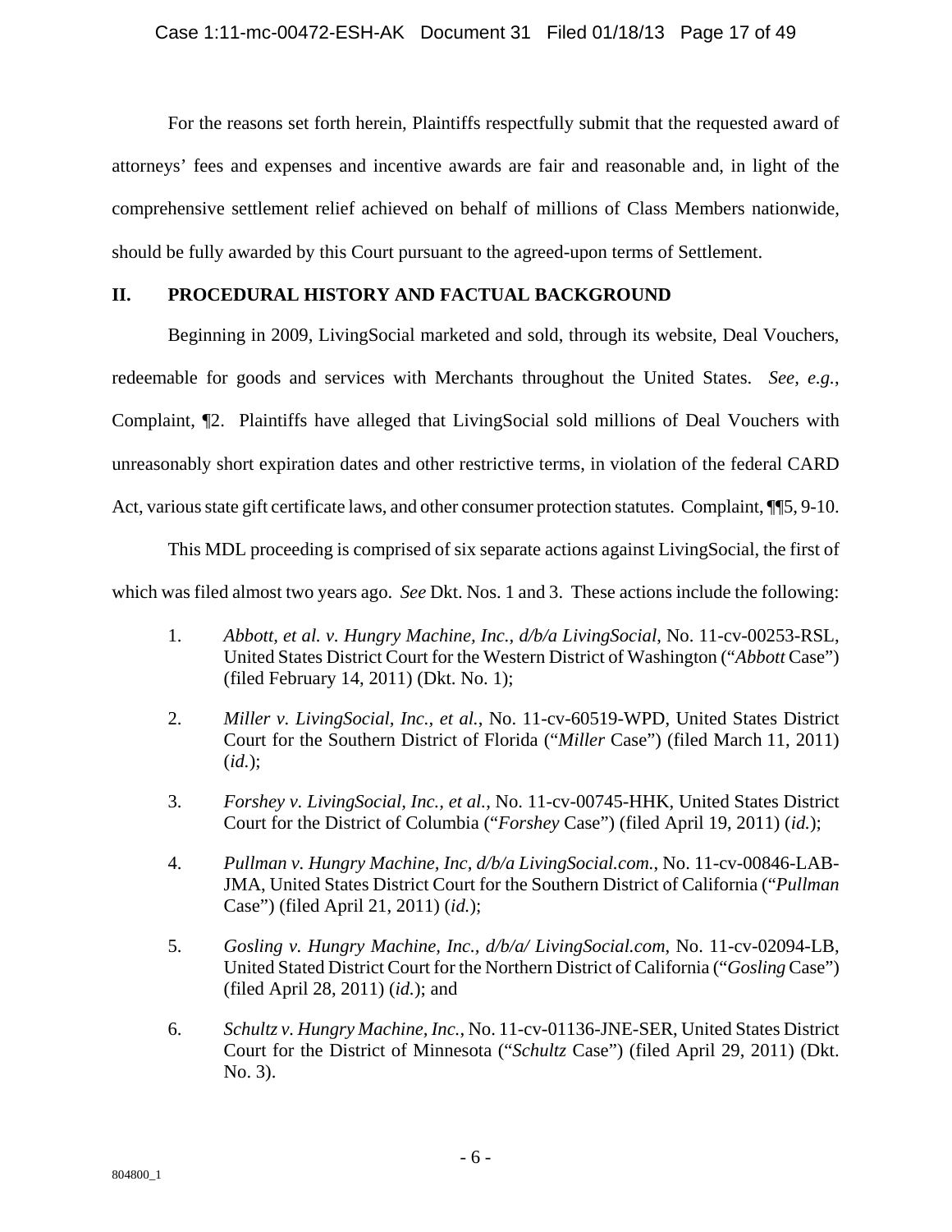For the reasons set forth herein, Plaintiffs respectfully submit that the requested award of attorneys' fees and expenses and incentive awards are fair and reasonable and, in light of the comprehensive settlement relief achieved on behalf of millions of Class Members nationwide, should be fully awarded by this Court pursuant to the agreed-upon terms of Settlement.

## II. PROCEDURAL HISTORY AND FACTUAL BACKGROUND

Beginning in 2009, LivingSocial marketed and sold, through its website, Deal Vouchers, redeemable for goods and services with Merchants throughout the United States. *See, e.g.*, Complaint, ¶2. Plaintiffs have alleged that LivingSocial sold millions of Deal Vouchers with unreasonably short expiration dates and other restrictive terms, in violation of the federal CARD Act, various state gift certificate laws, and other consumer protection statutes. Complaint, ¶¶5, 9-10.

This MDL proceeding is comprised of six separate actions against LivingSocial, the first of which was filed almost two years ago. *See* Dkt. Nos. 1 and 3. These actions include the following:

1. *Abbott, et al. v. Hungry Machine, Inc., d/b/a LivingSocial*, No. 11-cv-00253-RSL, United States District Court for the Western District of Washington ("*Abbott* Case") (filed February 14, 2011) (Dkt. No. 1);

2. *Miller v. LivingSocial, Inc., et al.*, No. 11-cv-60519-WPD, United States District Court for the Southern District of Florida ("*Miller* Case") (filed March 11, 2011) (*id.*);

3. *Forshey v. LivingSocial, Inc., et al.*, No. 11-cv-00745-HHK, United States District Court for the District of Columbia ("*Forshey* Case") (filed April 19, 2011) (*id.*);

4. *Pullman v. Hungry Machine, Inc, d/b/a LivingSocial.com.*, No. 11-cv-00846-LAB-JMA, United States District Court for the Southern District of California ("*Pullman* Case") (filed April 21, 2011) (*id.*);

5. *Gosling v. Hungry Machine, Inc., d/b/a/ LivingSocial.com*, No. 11-cv-02094-LB, United Stated District Court for the Northern District of California ("*Gosling* Case") (filed April 28, 2011) (*id.*); and

6. *Schultz v. Hungry Machine, Inc.*, No. 11-cv-01136-JNE-SER, United States District Court for the District of Minnesota ("*Schultz* Case") (filed April 29, 2011) (Dkt. No. 3).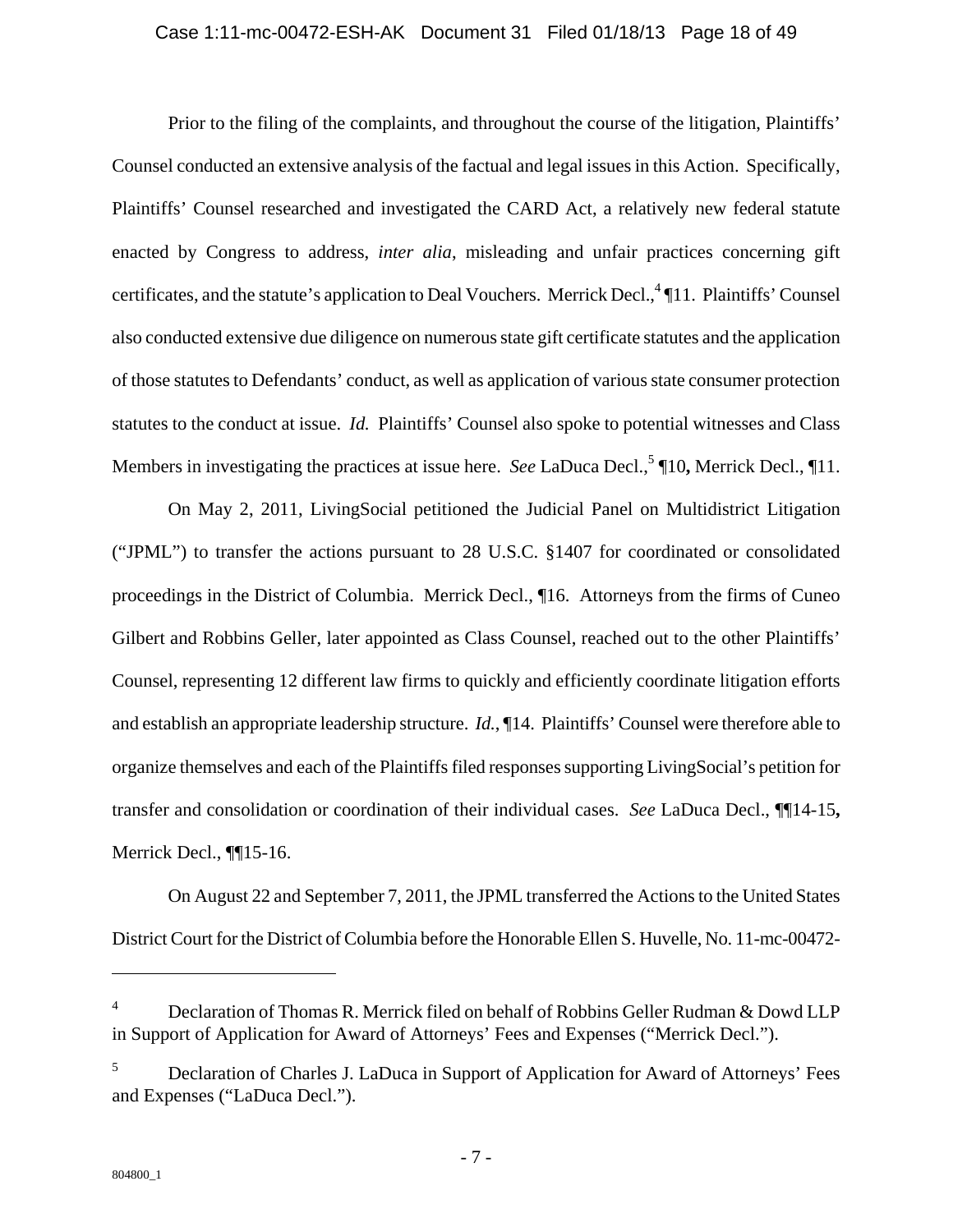Prior to the filing of the complaints, and throughout the course of the litigation, Plaintiffs' Counsel conducted an extensive analysis of the factual and legal issues in this Action. Specifically, Plaintiffs' Counsel researched and investigated the CARD Act, a relatively new federal statute enacted by Congress to address, *inter alia*, misleading and unfair practices concerning gift certificates, and the statute's application to Deal Vouchers. Merrick Decl.,[4] ¶11. Plaintiffs' Counsel also conducted extensive due diligence on numerous state gift certificate statutes and the application of those statutes to Defendants' conduct, as well as application of various state consumer protection statutes to the conduct at issue. *Id.* Plaintiffs' Counsel also spoke to potential witnesses and Class Members in investigating the practices at issue here. *See* LaDuca Decl.,[5] ¶10**,** Merrick Decl., ¶11.

On May 2, 2011, LivingSocial petitioned the Judicial Panel on Multidistrict Litigation ("JPML") to transfer the actions pursuant to 28 U.S.C. §1407 for coordinated or consolidated proceedings in the District of Columbia. Merrick Decl., ¶16. Attorneys from the firms of Cuneo Gilbert and Robbins Geller, later appointed as Class Counsel, reached out to the other Plaintiffs' Counsel, representing 12 different law firms to quickly and efficiently coordinate litigation efforts and establish an appropriate leadership structure. *Id.*, ¶14. Plaintiffs' Counsel were therefore able to organize themselves and each of the Plaintiffs filed responses supporting LivingSocial's petition for transfer and consolidation or coordination of their individual cases. *See* LaDuca Decl., ¶¶14-15**,** Merrick Decl., ¶¶15-16.

On August 22 and September 7, 2011, the JPML transferred the Actions to the United States District Court for the District of Columbia before the Honorable Ellen S. Huvelle, No. 11-mc-00472-

---

[4] Declaration of Thomas R. Merrick filed on behalf of Robbins Geller Rudman & Dowd LLP in Support of Application for Award of Attorneys' Fees and Expenses ("Merrick Decl.").

[5] Declaration of Charles J. LaDuca in Support of Application for Award of Attorneys' Fees and Expenses ("LaDuca Decl.").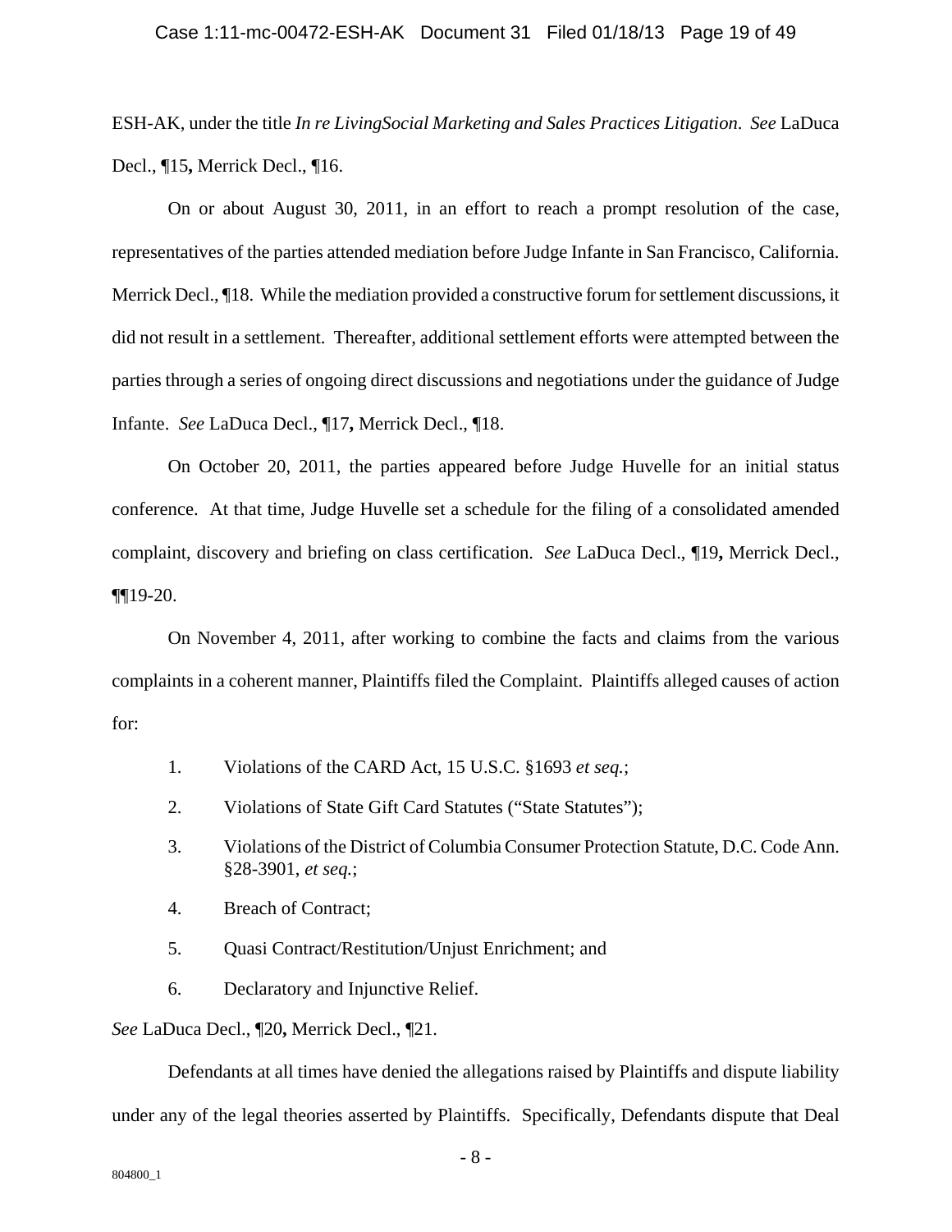ESH-AK, under the title *In re LivingSocial Marketing and Sales Practices Litigation*. *See* LaDuca Decl., ¶15**,** Merrick Decl., ¶16.

On or about August 30, 2011, in an effort to reach a prompt resolution of the case, representatives of the parties attended mediation before Judge Infante in San Francisco, California. Merrick Decl., ¶18. While the mediation provided a constructive forum for settlement discussions, it did not result in a settlement. Thereafter, additional settlement efforts were attempted between the parties through a series of ongoing direct discussions and negotiations under the guidance of Judge Infante. *See* LaDuca Decl., ¶17**,** Merrick Decl., ¶18.

On October 20, 2011, the parties appeared before Judge Huvelle for an initial status conference. At that time, Judge Huvelle set a schedule for the filing of a consolidated amended complaint, discovery and briefing on class certification. *See* LaDuca Decl., ¶19**,** Merrick Decl., ¶¶19-20.

On November 4, 2011, after working to combine the facts and claims from the various complaints in a coherent manner, Plaintiffs filed the Complaint. Plaintiffs alleged causes of action for:

1. Violations of the CARD Act, 15 U.S.C. §1693 *et seq.*;
2. Violations of State Gift Card Statutes ("State Statutes");
3. Violations of the District of Columbia Consumer Protection Statute, D.C. Code Ann. §28-3901, *et seq.*;
4. Breach of Contract;
5. Quasi Contract/Restitution/Unjust Enrichment; and
6. Declaratory and Injunctive Relief.

*See* LaDuca Decl., ¶20**,** Merrick Decl., ¶21.

Defendants at all times have denied the allegations raised by Plaintiffs and dispute liability under any of the legal theories asserted by Plaintiffs. Specifically, Defendants dispute that Deal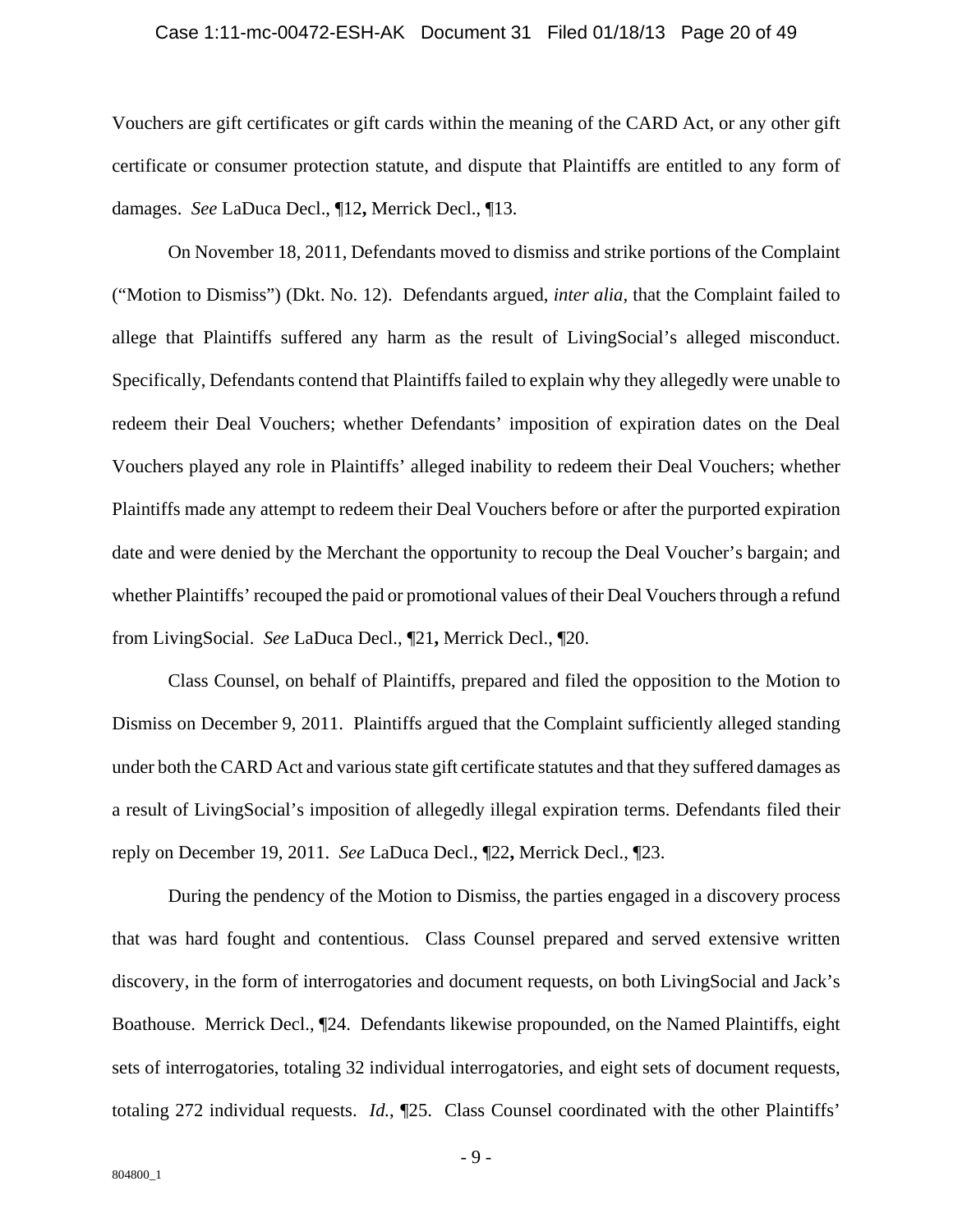Vouchers are gift certificates or gift cards within the meaning of the CARD Act, or any other gift certificate or consumer protection statute, and dispute that Plaintiffs are entitled to any form of damages. *See* LaDuca Decl., ¶12**,** Merrick Decl., ¶13.

On November 18, 2011, Defendants moved to dismiss and strike portions of the Complaint ("Motion to Dismiss") (Dkt. No. 12). Defendants argued, *inter alia*, that the Complaint failed to allege that Plaintiffs suffered any harm as the result of LivingSocial's alleged misconduct. Specifically, Defendants contend that Plaintiffs failed to explain why they allegedly were unable to redeem their Deal Vouchers; whether Defendants' imposition of expiration dates on the Deal Vouchers played any role in Plaintiffs' alleged inability to redeem their Deal Vouchers; whether Plaintiffs made any attempt to redeem their Deal Vouchers before or after the purported expiration date and were denied by the Merchant the opportunity to recoup the Deal Voucher's bargain; and whether Plaintiffs' recouped the paid or promotional values of their Deal Vouchers through a refund from LivingSocial. *See* LaDuca Decl., ¶21**,** Merrick Decl., ¶20.

Class Counsel, on behalf of Plaintiffs, prepared and filed the opposition to the Motion to Dismiss on December 9, 2011. Plaintiffs argued that the Complaint sufficiently alleged standing under both the CARD Act and various state gift certificate statutes and that they suffered damages as a result of LivingSocial's imposition of allegedly illegal expiration terms. Defendants filed their reply on December 19, 2011. *See* LaDuca Decl., ¶22**,** Merrick Decl., ¶23.

During the pendency of the Motion to Dismiss, the parties engaged in a discovery process that was hard fought and contentious. Class Counsel prepared and served extensive written discovery, in the form of interrogatories and document requests, on both LivingSocial and Jack's Boathouse. Merrick Decl., ¶24. Defendants likewise propounded, on the Named Plaintiffs, eight sets of interrogatories, totaling 32 individual interrogatories, and eight sets of document requests, totaling 272 individual requests. *Id.*, ¶25. Class Counsel coordinated with the other Plaintiffs'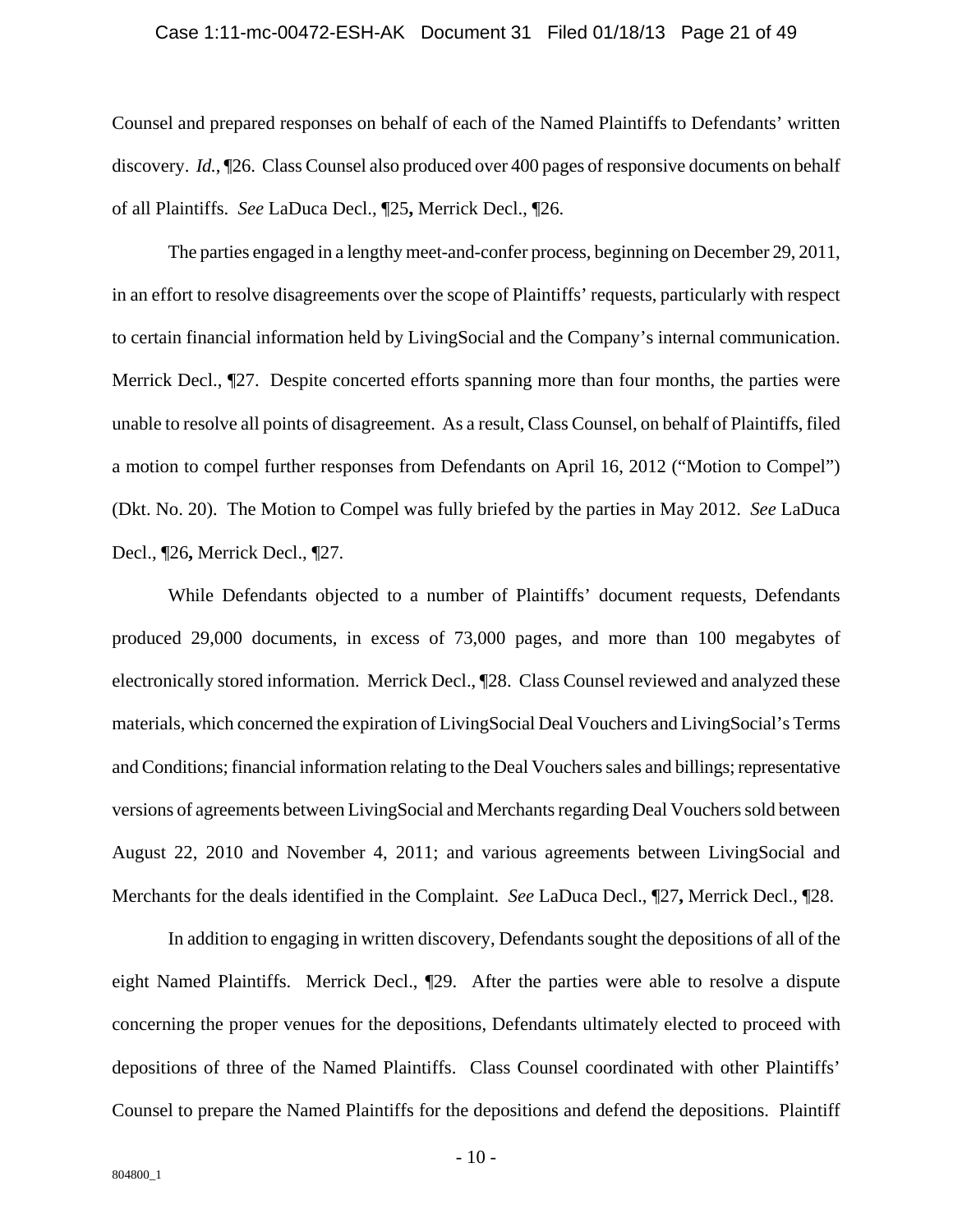Counsel and prepared responses on behalf of each of the Named Plaintiffs to Defendants' written discovery. *Id.*, ¶26. Class Counsel also produced over 400 pages of responsive documents on behalf of all Plaintiffs. *See* LaDuca Decl., ¶25**,** Merrick Decl., ¶26.

The parties engaged in a lengthy meet-and-confer process, beginning on December 29, 2011, in an effort to resolve disagreements over the scope of Plaintiffs' requests, particularly with respect to certain financial information held by LivingSocial and the Company's internal communication. Merrick Decl., ¶27. Despite concerted efforts spanning more than four months, the parties were unable to resolve all points of disagreement. As a result, Class Counsel, on behalf of Plaintiffs, filed a motion to compel further responses from Defendants on April 16, 2012 ("Motion to Compel") (Dkt. No. 20). The Motion to Compel was fully briefed by the parties in May 2012. *See* LaDuca Decl., ¶26**,** Merrick Decl., ¶27.

While Defendants objected to a number of Plaintiffs' document requests, Defendants produced 29,000 documents, in excess of 73,000 pages, and more than 100 megabytes of electronically stored information. Merrick Decl., ¶28. Class Counsel reviewed and analyzed these materials, which concerned the expiration of LivingSocial Deal Vouchers and LivingSocial's Terms and Conditions; financial information relating to the Deal Vouchers sales and billings; representative versions of agreements between LivingSocial and Merchants regarding Deal Vouchers sold between August 22, 2010 and November 4, 2011; and various agreements between LivingSocial and Merchants for the deals identified in the Complaint. *See* LaDuca Decl., ¶27**,** Merrick Decl., ¶28.

In addition to engaging in written discovery, Defendants sought the depositions of all of the eight Named Plaintiffs. Merrick Decl., ¶29. After the parties were able to resolve a dispute concerning the proper venues for the depositions, Defendants ultimately elected to proceed with depositions of three of the Named Plaintiffs. Class Counsel coordinated with other Plaintiffs' Counsel to prepare the Named Plaintiffs for the depositions and defend the depositions. Plaintiff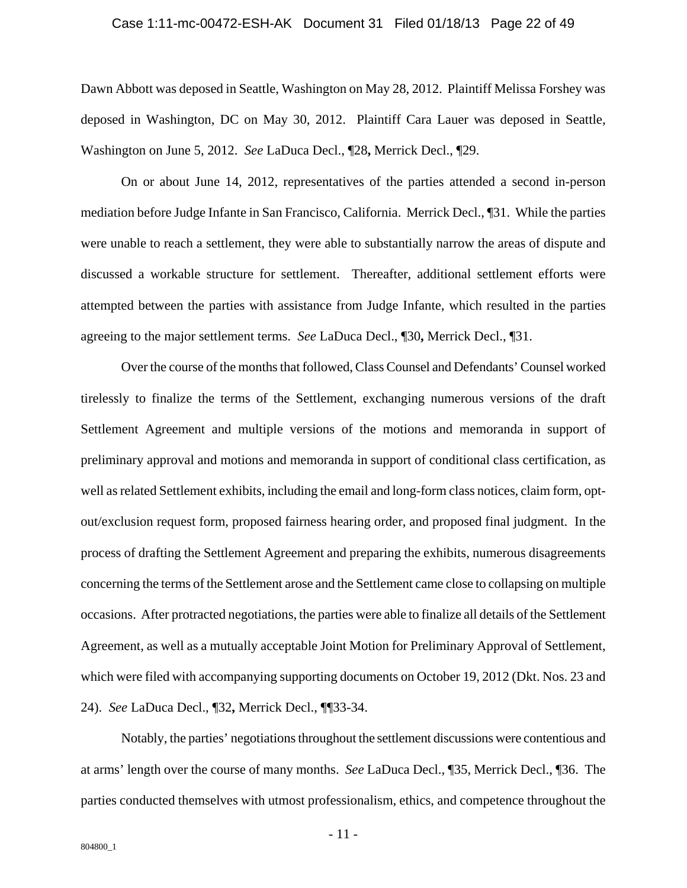Dawn Abbott was deposed in Seattle, Washington on May 28, 2012. Plaintiff Melissa Forshey was deposed in Washington, DC on May 30, 2012. Plaintiff Cara Lauer was deposed in Seattle, Washington on June 5, 2012. *See* LaDuca Decl., ¶28**,** Merrick Decl., ¶29.

On or about June 14, 2012, representatives of the parties attended a second in-person mediation before Judge Infante in San Francisco, California. Merrick Decl., ¶31. While the parties were unable to reach a settlement, they were able to substantially narrow the areas of dispute and discussed a workable structure for settlement. Thereafter, additional settlement efforts were attempted between the parties with assistance from Judge Infante, which resulted in the parties agreeing to the major settlement terms. *See* LaDuca Decl., ¶30**,** Merrick Decl., ¶31.

Over the course of the months that followed, Class Counsel and Defendants' Counsel worked tirelessly to finalize the terms of the Settlement, exchanging numerous versions of the draft Settlement Agreement and multiple versions of the motions and memoranda in support of preliminary approval and motions and memoranda in support of conditional class certification, as well as related Settlement exhibits, including the email and long-form class notices, claim form, opt-out/exclusion request form, proposed fairness hearing order, and proposed final judgment. In the process of drafting the Settlement Agreement and preparing the exhibits, numerous disagreements concerning the terms of the Settlement arose and the Settlement came close to collapsing on multiple occasions. After protracted negotiations, the parties were able to finalize all details of the Settlement Agreement, as well as a mutually acceptable Joint Motion for Preliminary Approval of Settlement, which were filed with accompanying supporting documents on October 19, 2012 (Dkt. Nos. 23 and 24). *See* LaDuca Decl., ¶32**,** Merrick Decl., ¶¶33-34.

Notably, the parties' negotiations throughout the settlement discussions were contentious and at arms' length over the course of many months. *See* LaDuca Decl., ¶35, Merrick Decl., ¶36. The parties conducted themselves with utmost professionalism, ethics, and competence throughout the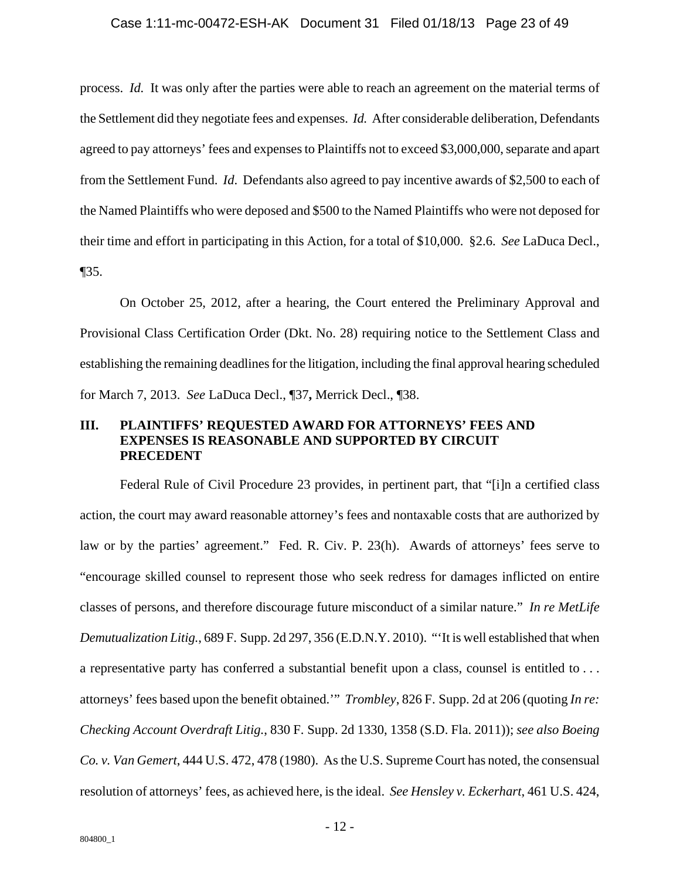process. *Id.* It was only after the parties were able to reach an agreement on the material terms of the Settlement did they negotiate fees and expenses. *Id.* After considerable deliberation, Defendants agreed to pay attorneys' fees and expenses to Plaintiffs not to exceed $3,000,000, separate and apart from the Settlement Fund. *Id*. Defendants also agreed to pay incentive awards of $2,500 to each of the Named Plaintiffs who were deposed and $500 to the Named Plaintiffs who were not deposed for their time and effort in participating in this Action, for a total of $10,000. §2.6. *See* LaDuca Decl., ¶35.

On October 25, 2012, after a hearing, the Court entered the Preliminary Approval and Provisional Class Certification Order (Dkt. No. 28) requiring notice to the Settlement Class and establishing the remaining deadlines for the litigation, including the final approval hearing scheduled for March 7, 2013. *See* LaDuca Decl., ¶37**,** Merrick Decl., ¶38.

## III. PLAINTIFFS' REQUESTED AWARD FOR ATTORNEYS' FEES AND EXPENSES IS REASONABLE AND SUPPORTED BY CIRCUIT PRECEDENT

Federal Rule of Civil Procedure 23 provides, in pertinent part, that "[i]n a certified class action, the court may award reasonable attorney's fees and nontaxable costs that are authorized by law or by the parties' agreement." Fed. R. Civ. P. 23(h). Awards of attorneys' fees serve to "encourage skilled counsel to represent those who seek redress for damages inflicted on entire classes of persons, and therefore discourage future misconduct of a similar nature." *In re MetLife Demutualization Litig.*, 689 F. Supp. 2d 297, 356 (E.D.N.Y. 2010). "'It is well established that when a representative party has conferred a substantial benefit upon a class, counsel is entitled to . . . attorneys' fees based upon the benefit obtained.'" *Trombley*, 826 F. Supp. 2d at 206 (quoting *In re: Checking Account Overdraft Litig.*, 830 F. Supp. 2d 1330, 1358 (S.D. Fla. 2011)); *see also Boeing Co. v. Van Gemert*, 444 U.S. 472, 478 (1980). As the U.S. Supreme Court has noted, the consensual resolution of attorneys' fees, as achieved here, is the ideal. *See Hensley v. Eckerhart*, 461 U.S. 424,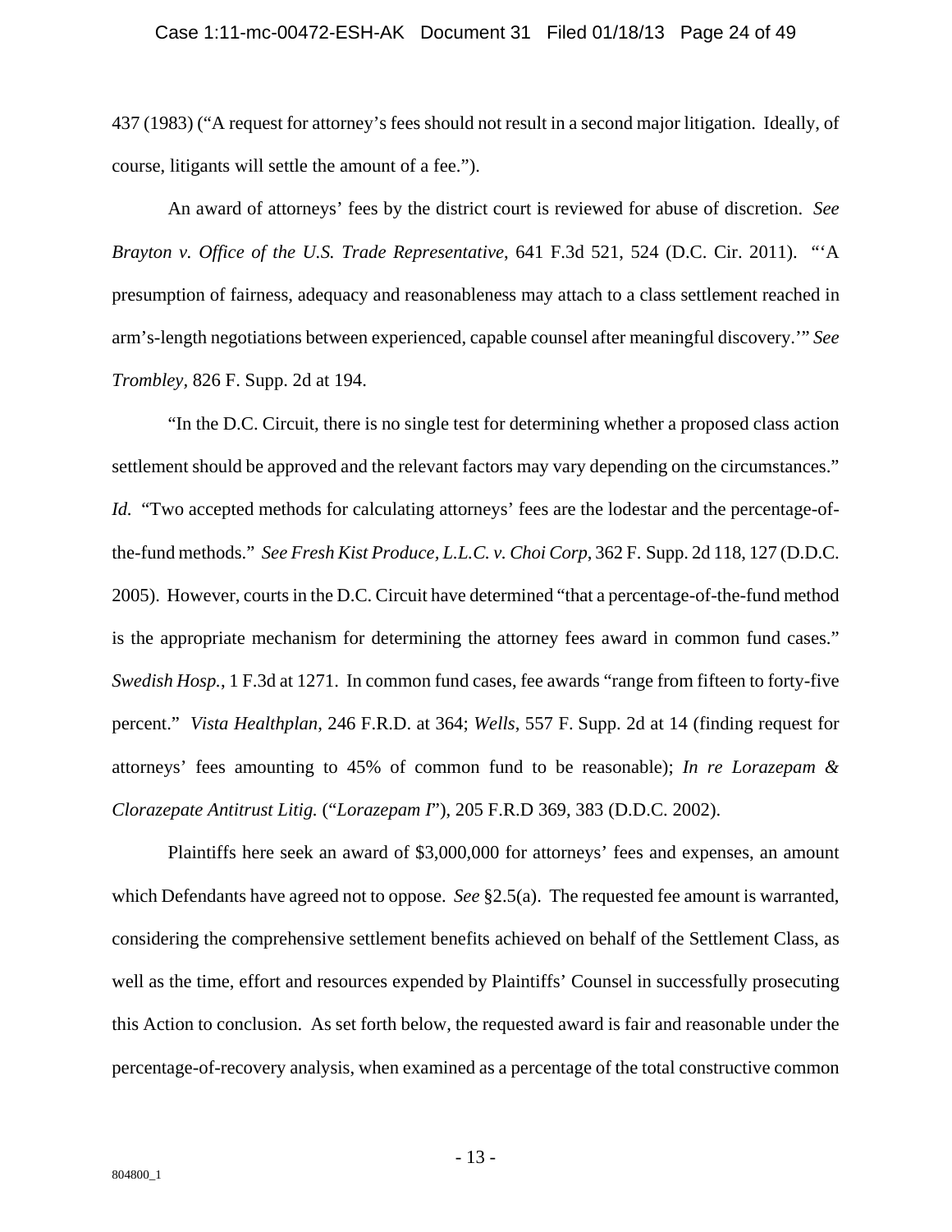437 (1983) ("A request for attorney's fees should not result in a second major litigation. Ideally, of course, litigants will settle the amount of a fee.").

An award of attorneys' fees by the district court is reviewed for abuse of discretion. *See Brayton v. Office of the U.S. Trade Representative*, 641 F.3d 521, 524 (D.C. Cir. 2011). "'A presumption of fairness, adequacy and reasonableness may attach to a class settlement reached in arm's-length negotiations between experienced, capable counsel after meaningful discovery.'" *See Trombley*, 826 F. Supp. 2d at 194.

"In the D.C. Circuit, there is no single test for determining whether a proposed class action settlement should be approved and the relevant factors may vary depending on the circumstances." *Id.* "Two accepted methods for calculating attorneys' fees are the lodestar and the percentage-of-the-fund methods." *See Fresh Kist Produce, L.L.C. v. Choi Corp*, 362 F. Supp. 2d 118, 127 (D.D.C. 2005). However, courts in the D.C. Circuit have determined "that a percentage-of-the-fund method is the appropriate mechanism for determining the attorney fees award in common fund cases." *Swedish Hosp.*, 1 F.3d at 1271. In common fund cases, fee awards "range from fifteen to forty-five percent." *Vista Healthplan*, 246 F.R.D. at 364; *Wells*, 557 F. Supp. 2d at 14 (finding request for attorneys' fees amounting to 45% of common fund to be reasonable); *In re Lorazepam & Clorazepate Antitrust Litig.* ("*Lorazepam I*"), 205 F.R.D 369, 383 (D.D.C. 2002).

Plaintiffs here seek an award of $3,000,000 for attorneys' fees and expenses, an amount which Defendants have agreed not to oppose. *See* §2.5(a). The requested fee amount is warranted, considering the comprehensive settlement benefits achieved on behalf of the Settlement Class, as well as the time, effort and resources expended by Plaintiffs' Counsel in successfully prosecuting this Action to conclusion. As set forth below, the requested award is fair and reasonable under the percentage-of-recovery analysis, when examined as a percentage of the total constructive common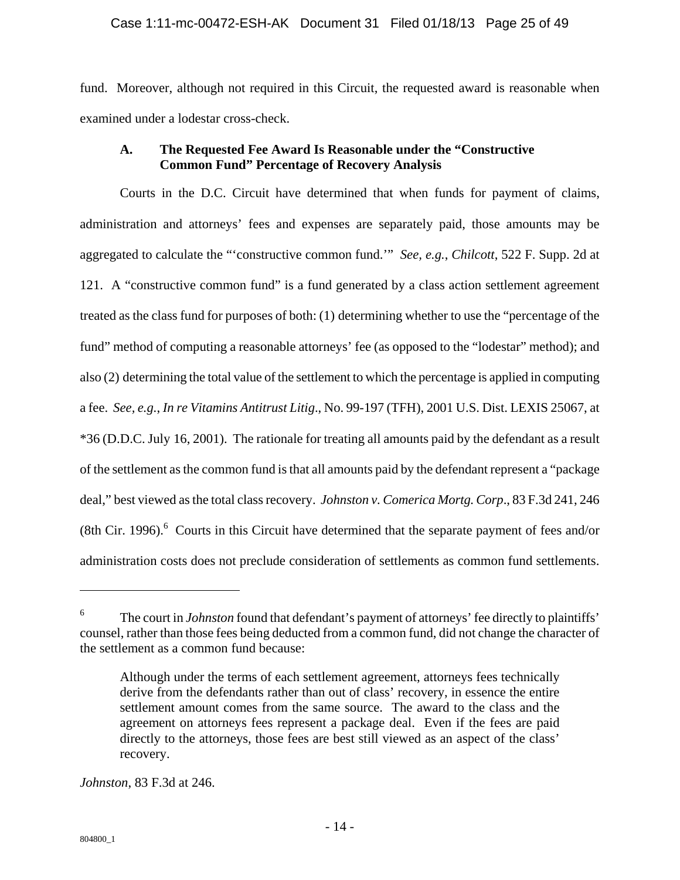fund. Moreover, although not required in this Circuit, the requested award is reasonable when examined under a lodestar cross-check.

### A. The Requested Fee Award Is Reasonable under the "Constructive Common Fund" Percentage of Recovery Analysis

Courts in the D.C. Circuit have determined that when funds for payment of claims, administration and attorneys' fees and expenses are separately paid, those amounts may be aggregated to calculate the "'constructive common fund.'" *See, e.g.*, *Chilcott*, 522 F. Supp. 2d at 121. A "constructive common fund" is a fund generated by a class action settlement agreement treated as the class fund for purposes of both: (1) determining whether to use the "percentage of the fund" method of computing a reasonable attorneys' fee (as opposed to the "lodestar" method); and also (2) determining the total value of the settlement to which the percentage is applied in computing a fee. *See, e.g.*, *In re Vitamins Antitrust Litig*., No. 99-197 (TFH), 2001 U.S. Dist. LEXIS 25067, at *36 (D.D.C. July 16, 2001). The rationale for treating all amounts paid by the defendant as a result of the settlement as the common fund is that all amounts paid by the defendant represent a "package deal," best viewed as the total class recovery. *Johnston v. Comerica Mortg. Corp*., 83 F.3d 241, 246 (8th Cir. 1996).[6] Courts in this Circuit have determined that the separate payment of fees and/or administration costs does not preclude consideration of settlements as common fund settlements.

---

[6] The court in *Johnston* found that defendant's payment of attorneys' fee directly to plaintiffs' counsel, rather than those fees being deducted from a common fund, did not change the character of the settlement as a common fund because:

> Although under the terms of each settlement agreement, attorneys fees technically derive from the defendants rather than out of class' recovery, in essence the entire settlement amount comes from the same source. The award to the class and the agreement on attorneys fees represent a package deal. Even if the fees are paid directly to the attorneys, those fees are best still viewed as an aspect of the class' recovery.

*Johnston*, 83 F.3d at 246.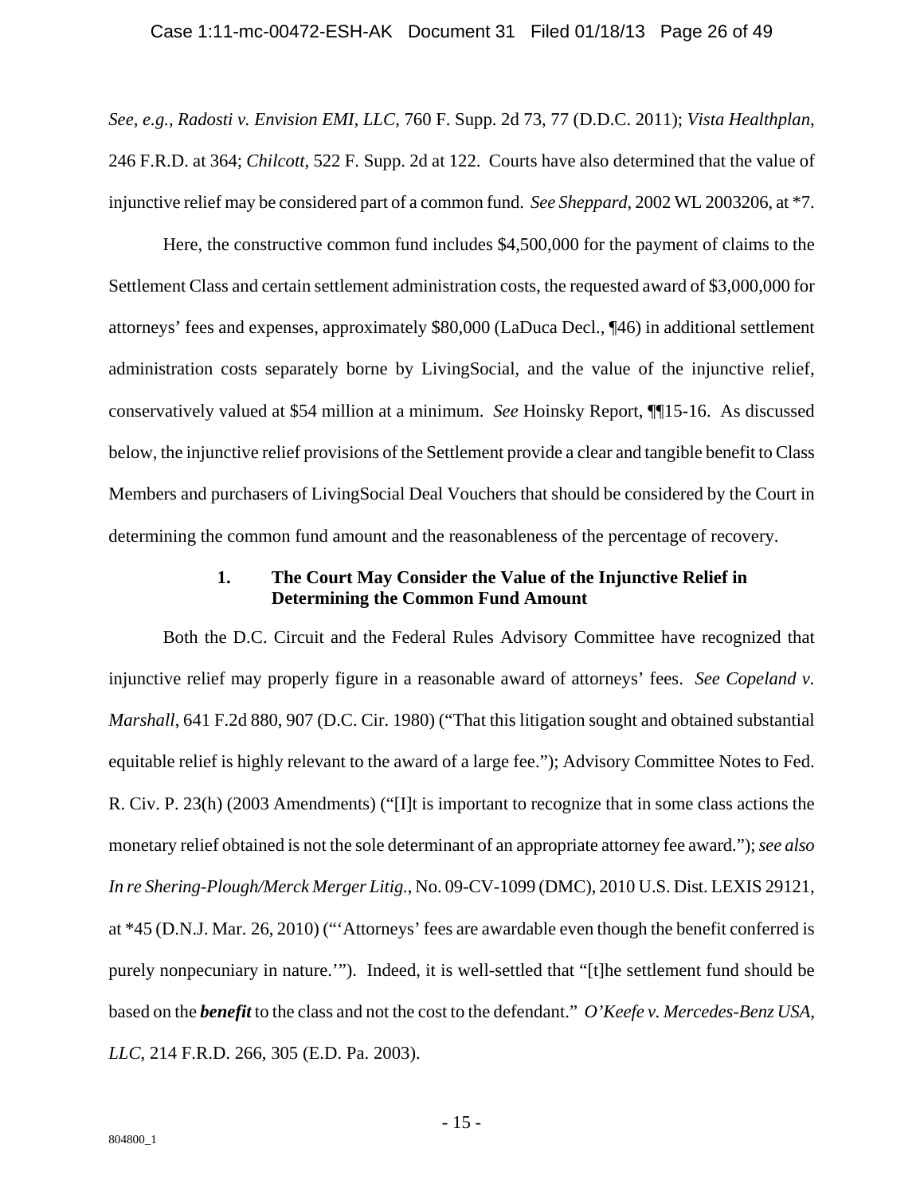*See, e.g.*, *Radosti v. Envision EMI, LLC*, 760 F. Supp. 2d 73, 77 (D.D.C. 2011); *Vista Healthplan*, 246 F.R.D. at 364; *Chilcott*, 522 F. Supp. 2d at 122. Courts have also determined that the value of injunctive relief may be considered part of a common fund. *See Sheppard*, 2002 WL 2003206, at *7.

Here, the constructive common fund includes $4,500,000 for the payment of claims to the Settlement Class and certain settlement administration costs, the requested award of $3,000,000 for attorneys' fees and expenses, approximately $80,000 (LaDuca Decl., ¶46) in additional settlement administration costs separately borne by LivingSocial, and the value of the injunctive relief, conservatively valued at $54 million at a minimum. *See* Hoinsky Report, ¶¶15-16. As discussed below, the injunctive relief provisions of the Settlement provide a clear and tangible benefit to Class Members and purchasers of LivingSocial Deal Vouchers that should be considered by the Court in determining the common fund amount and the reasonableness of the percentage of recovery.

### 1. The Court May Consider the Value of the Injunctive Relief in Determining the Common Fund Amount

Both the D.C. Circuit and the Federal Rules Advisory Committee have recognized that injunctive relief may properly figure in a reasonable award of attorneys' fees. *See Copeland v. Marshall*, 641 F.2d 880, 907 (D.C. Cir. 1980) ("That this litigation sought and obtained substantial equitable relief is highly relevant to the award of a large fee."); Advisory Committee Notes to Fed. R. Civ. P. 23(h) (2003 Amendments) ("[I]t is important to recognize that in some class actions the monetary relief obtained is not the sole determinant of an appropriate attorney fee award."); *see also In re Shering-Plough/Merck Merger Litig.*, No. 09-CV-1099 (DMC), 2010 U.S. Dist. LEXIS 29121, at *45 (D.N.J. Mar. 26, 2010) ("'Attorneys' fees are awardable even though the benefit conferred is purely nonpecuniary in nature.'"). Indeed, it is well-settled that "[t]he settlement fund should be based on the ***benefit*** to the class and not the cost to the defendant." *O'Keefe v. Mercedes-Benz USA, LLC*, 214 F.R.D. 266, 305 (E.D. Pa. 2003).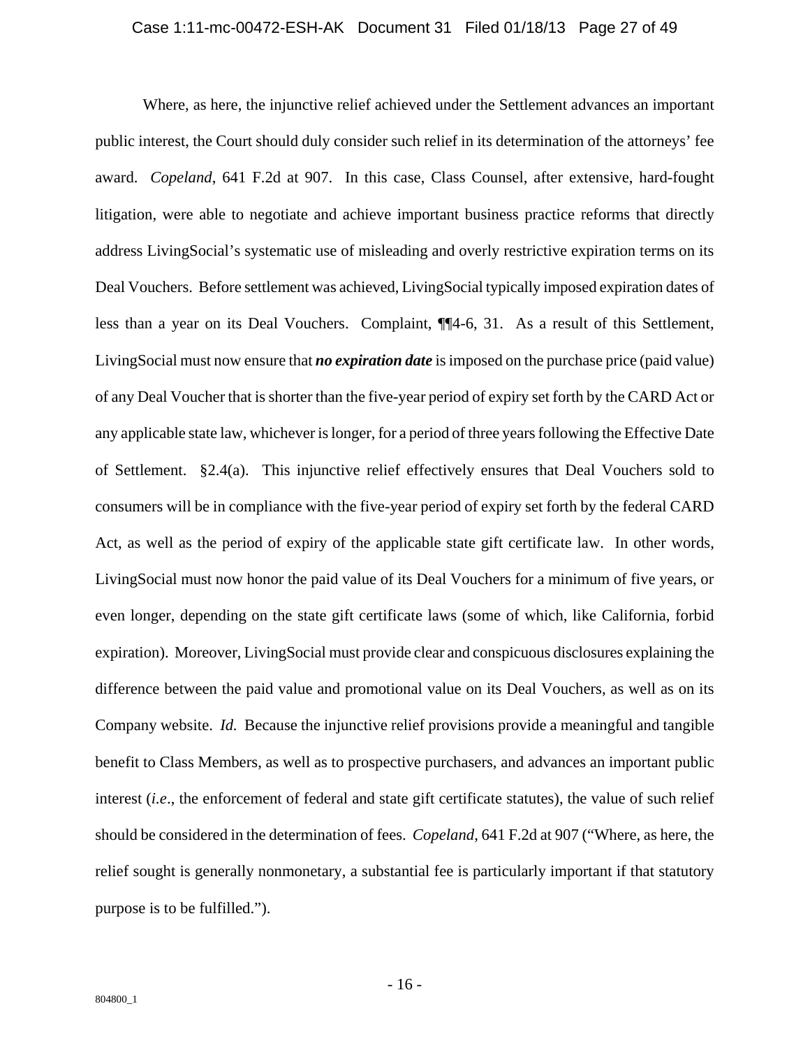Where, as here, the injunctive relief achieved under the Settlement advances an important public interest, the Court should duly consider such relief in its determination of the attorneys' fee award. *Copeland*, 641 F.2d at 907. In this case, Class Counsel, after extensive, hard-fought litigation, were able to negotiate and achieve important business practice reforms that directly address LivingSocial's systematic use of misleading and overly restrictive expiration terms on its Deal Vouchers. Before settlement was achieved, LivingSocial typically imposed expiration dates of less than a year on its Deal Vouchers. Complaint, ¶¶4-6, 31. As a result of this Settlement, LivingSocial must now ensure that ***no expiration date*** is imposed on the purchase price (paid value) of any Deal Voucher that is shorter than the five-year period of expiry set forth by the CARD Act or any applicable state law, whichever is longer, for a period of three years following the Effective Date of Settlement. §2.4(a). This injunctive relief effectively ensures that Deal Vouchers sold to consumers will be in compliance with the five-year period of expiry set forth by the federal CARD Act, as well as the period of expiry of the applicable state gift certificate law. In other words, LivingSocial must now honor the paid value of its Deal Vouchers for a minimum of five years, or even longer, depending on the state gift certificate laws (some of which, like California, forbid expiration). Moreover, LivingSocial must provide clear and conspicuous disclosures explaining the difference between the paid value and promotional value on its Deal Vouchers, as well as on its Company website. *Id.* Because the injunctive relief provisions provide a meaningful and tangible benefit to Class Members, as well as to prospective purchasers, and advances an important public interest (*i.e*., the enforcement of federal and state gift certificate statutes), the value of such relief should be considered in the determination of fees. *Copeland*, 641 F.2d at 907 ("Where, as here, the relief sought is generally nonmonetary, a substantial fee is particularly important if that statutory purpose is to be fulfilled.").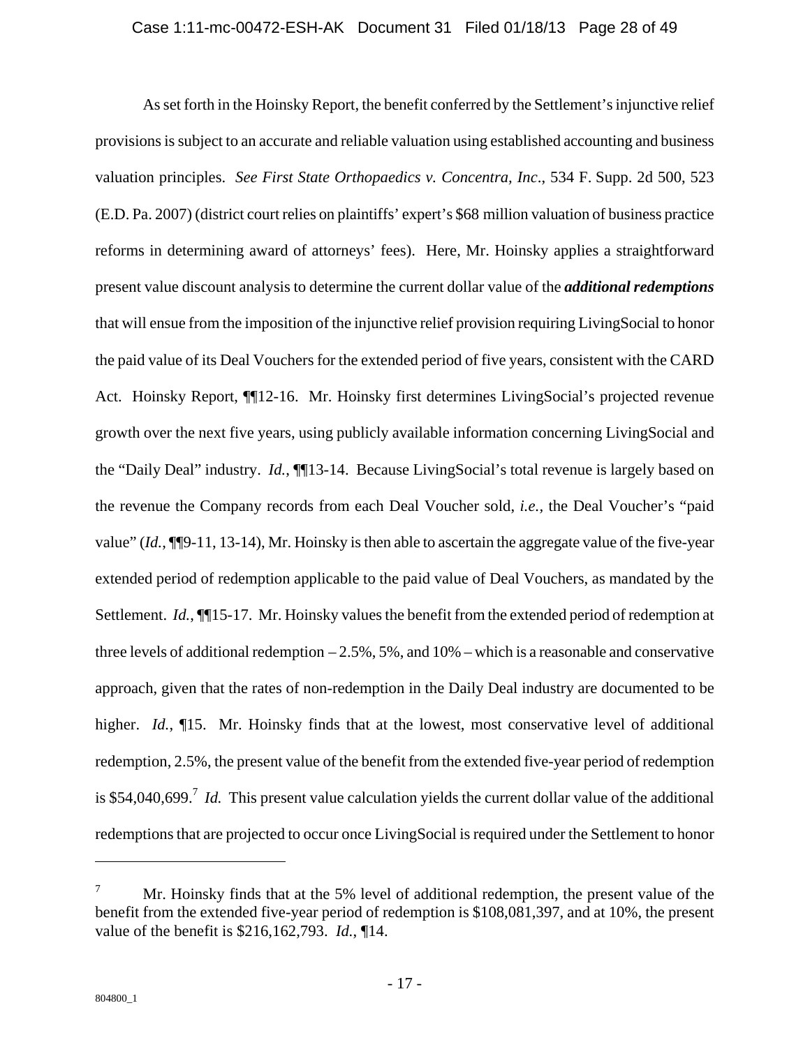As set forth in the Hoinsky Report, the benefit conferred by the Settlement's injunctive relief provisions is subject to an accurate and reliable valuation using established accounting and business valuation principles. *See First State Orthopaedics v. Concentra, Inc*., 534 F. Supp. 2d 500, 523 (E.D. Pa. 2007) (district court relies on plaintiffs' expert's $68 million valuation of business practice reforms in determining award of attorneys' fees). Here, Mr. Hoinsky applies a straightforward present value discount analysis to determine the current dollar value of the ***additional redemptions*** that will ensue from the imposition of the injunctive relief provision requiring LivingSocial to honor the paid value of its Deal Vouchers for the extended period of five years, consistent with the CARD Act. Hoinsky Report, ¶¶12-16. Mr. Hoinsky first determines LivingSocial's projected revenue growth over the next five years, using publicly available information concerning LivingSocial and the "Daily Deal" industry. *Id.*, ¶¶13-14. Because LivingSocial's total revenue is largely based on the revenue the Company records from each Deal Voucher sold, *i.e.*, the Deal Voucher's "paid value" (*Id.*, ¶¶9-11, 13-14), Mr. Hoinsky is then able to ascertain the aggregate value of the five-year extended period of redemption applicable to the paid value of Deal Vouchers, as mandated by the Settlement. *Id.*, ¶¶15-17. Mr. Hoinsky values the benefit from the extended period of redemption at three levels of additional redemption – 2.5%, 5%, and 10% – which is a reasonable and conservative approach, given that the rates of non-redemption in the Daily Deal industry are documented to be higher. *Id.*, ¶15. Mr. Hoinsky finds that at the lowest, most conservative level of additional redemption, 2.5%, the present value of the benefit from the extended five-year period of redemption is $54,040,699.[7] *Id.* This present value calculation yields the current dollar value of the additional redemptions that are projected to occur once LivingSocial is required under the Settlement to honor

---

[7] Mr. Hoinsky finds that at the 5% level of additional redemption, the present value of the benefit from the extended five-year period of redemption is $108,081,397, and at 10%, the present value of the benefit is $216,162,793. *Id.*, ¶14.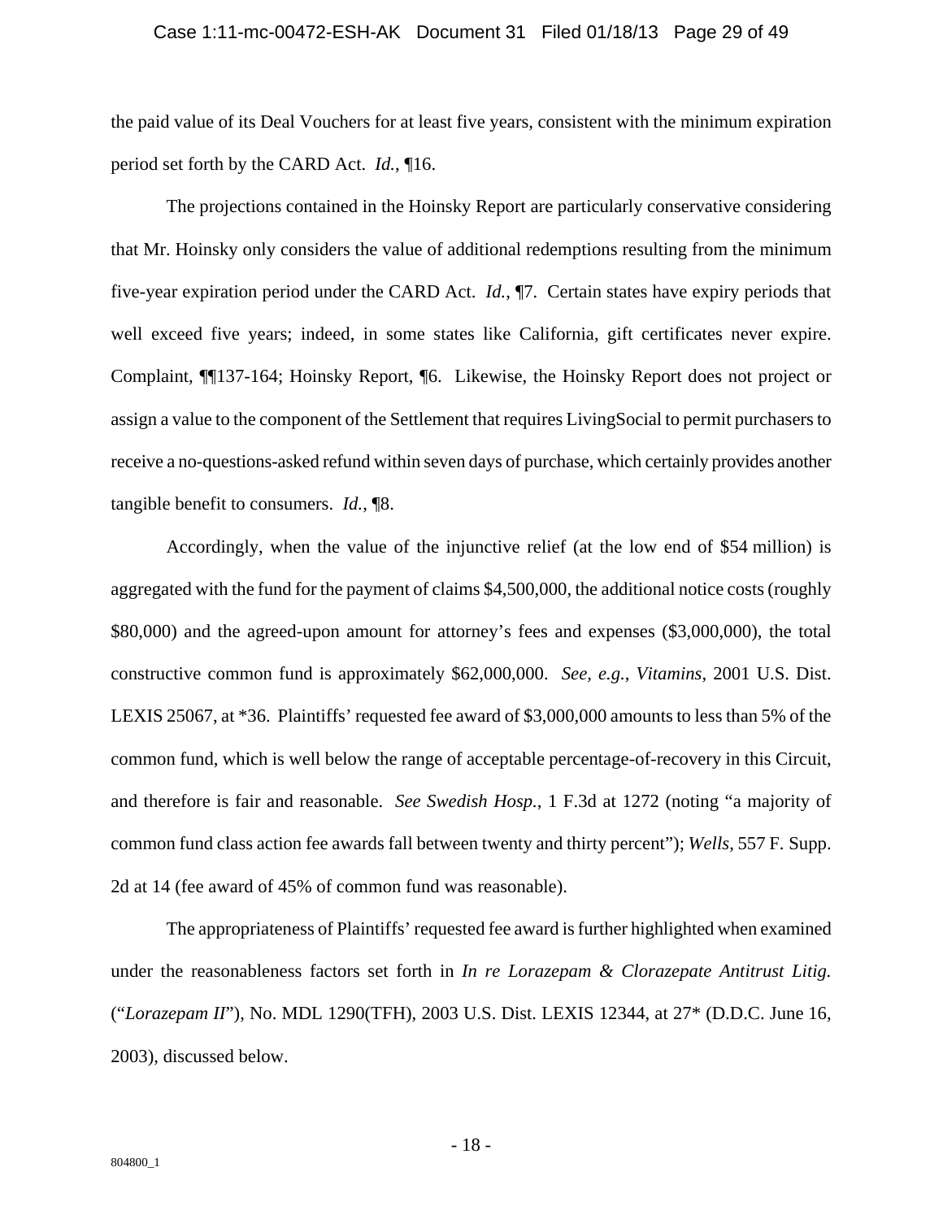the paid value of its Deal Vouchers for at least five years, consistent with the minimum expiration period set forth by the CARD Act. *Id.*, ¶16.

The projections contained in the Hoinsky Report are particularly conservative considering that Mr. Hoinsky only considers the value of additional redemptions resulting from the minimum five-year expiration period under the CARD Act. *Id.*, ¶7. Certain states have expiry periods that well exceed five years; indeed, in some states like California, gift certificates never expire. Complaint, ¶¶137-164; Hoinsky Report, ¶6. Likewise, the Hoinsky Report does not project or assign a value to the component of the Settlement that requires LivingSocial to permit purchasers to receive a no-questions-asked refund within seven days of purchase, which certainly provides another tangible benefit to consumers. *Id.*, ¶8.

Accordingly, when the value of the injunctive relief (at the low end of $54 million) is aggregated with the fund for the payment of claims $4,500,000, the additional notice costs (roughly $80,000) and the agreed-upon amount for attorney's fees and expenses ($3,000,000), the total constructive common fund is approximately $62,000,000. *See, e.g.*, *Vitamins*, 2001 U.S. Dist. LEXIS 25067, at *36. Plaintiffs' requested fee award of $3,000,000 amounts to less than 5% of the common fund, which is well below the range of acceptable percentage-of-recovery in this Circuit, and therefore is fair and reasonable. *See Swedish Hosp.*, 1 F.3d at 1272 (noting "a majority of common fund class action fee awards fall between twenty and thirty percent"); *Wells*, 557 F. Supp. 2d at 14 (fee award of 45% of common fund was reasonable).

The appropriateness of Plaintiffs' requested fee award is further highlighted when examined under the reasonableness factors set forth in *In re Lorazepam & Clorazepate Antitrust Litig.* ("*Lorazepam II*"), No. MDL 1290(TFH), 2003 U.S. Dist. LEXIS 12344, at 27* (D.D.C. June 16, 2003), discussed below.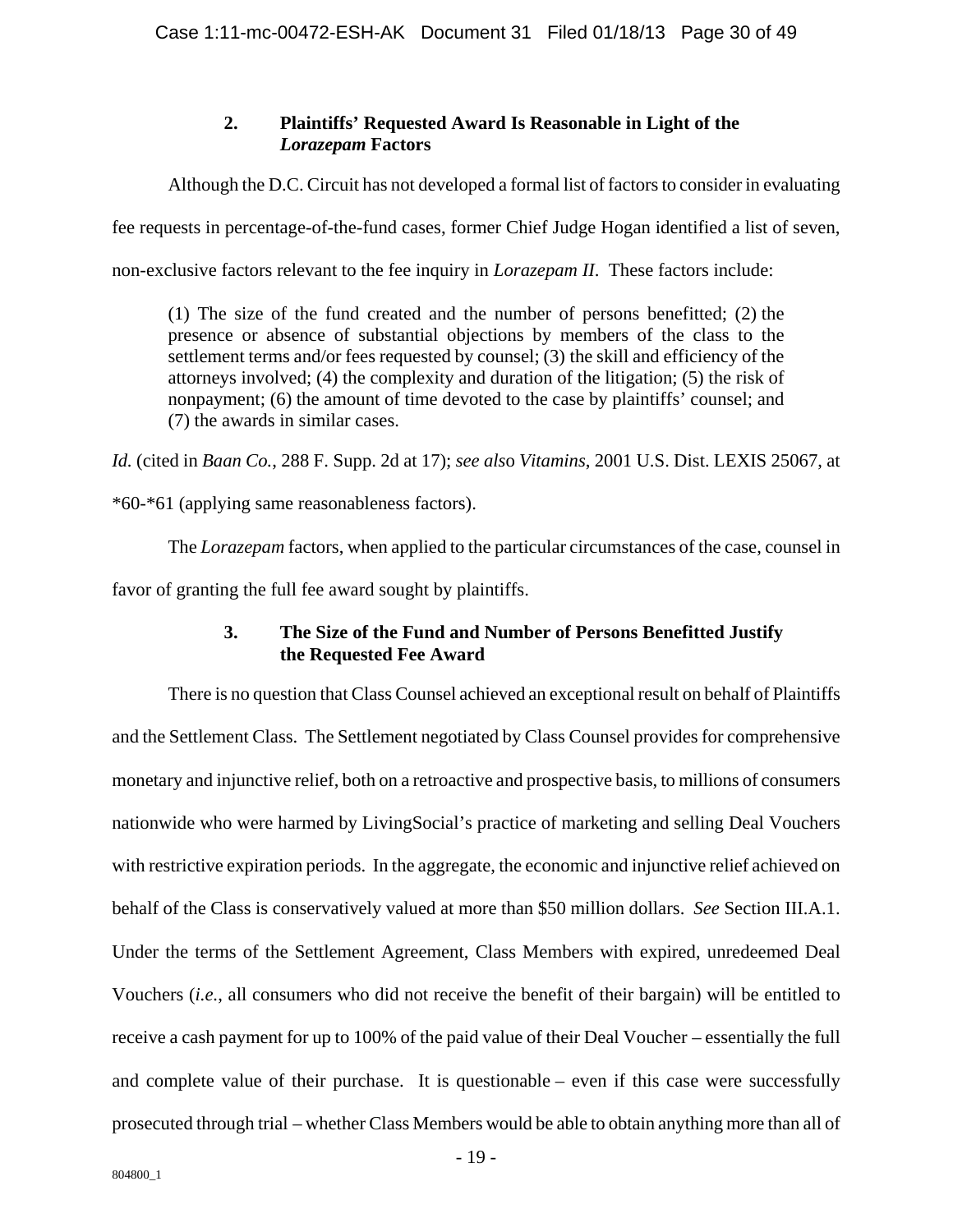### 2. Plaintiffs' Requested Award Is Reasonable in Light of the *Lorazepam* Factors

Although the D.C. Circuit has not developed a formal list of factors to consider in evaluating fee requests in percentage-of-the-fund cases, former Chief Judge Hogan identified a list of seven, non-exclusive factors relevant to the fee inquiry in *Lorazepam II*. These factors include:

> (1) The size of the fund created and the number of persons benefitted; (2) the presence or absence of substantial objections by members of the class to the settlement terms and/or fees requested by counsel; (3) the skill and efficiency of the attorneys involved; (4) the complexity and duration of the litigation; (5) the risk of nonpayment; (6) the amount of time devoted to the case by plaintiffs' counsel; and (7) the awards in similar cases.

*Id.* (cited in *Baan Co.*, 288 F. Supp. 2d at 17); *see also Vitamins*, 2001 U.S. Dist. LEXIS 25067, at *60-*61 (applying same reasonableness factors).

The *Lorazepam* factors, when applied to the particular circumstances of the case, counsel in favor of granting the full fee award sought by plaintiffs.

### 3. The Size of the Fund and Number of Persons Benefitted Justify the Requested Fee Award

There is no question that Class Counsel achieved an exceptional result on behalf of Plaintiffs and the Settlement Class. The Settlement negotiated by Class Counsel provides for comprehensive monetary and injunctive relief, both on a retroactive and prospective basis, to millions of consumers nationwide who were harmed by LivingSocial's practice of marketing and selling Deal Vouchers with restrictive expiration periods. In the aggregate, the economic and injunctive relief achieved on behalf of the Class is conservatively valued at more than $50 million dollars. *See* Section III.A.1. Under the terms of the Settlement Agreement, Class Members with expired, unredeemed Deal Vouchers (*i.e.*, all consumers who did not receive the benefit of their bargain) will be entitled to receive a cash payment for up to 100% of the paid value of their Deal Voucher – essentially the full and complete value of their purchase. It is questionable – even if this case were successfully prosecuted through trial – whether Class Members would be able to obtain anything more than all of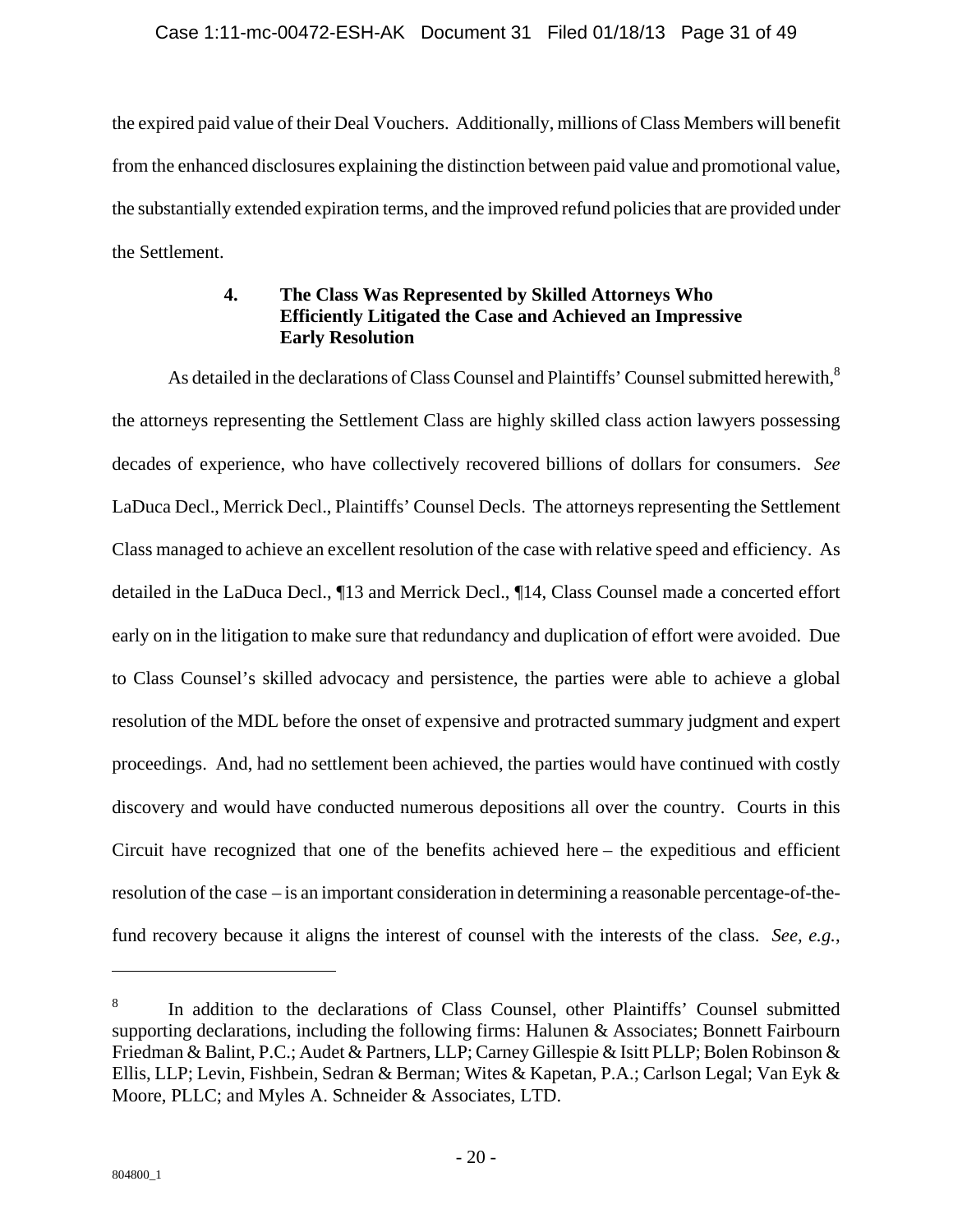the expired paid value of their Deal Vouchers. Additionally, millions of Class Members will benefit from the enhanced disclosures explaining the distinction between paid value and promotional value, the substantially extended expiration terms, and the improved refund policies that are provided under the Settlement.

#### 4. The Class Was Represented by Skilled Attorneys Who Efficiently Litigated the Case and Achieved an Impressive Early Resolution

As detailed in the declarations of Class Counsel and Plaintiffs' Counsel submitted herewith,[8] the attorneys representing the Settlement Class are highly skilled class action lawyers possessing decades of experience, who have collectively recovered billions of dollars for consumers. *See* LaDuca Decl., Merrick Decl., Plaintiffs' Counsel Decls. The attorneys representing the Settlement Class managed to achieve an excellent resolution of the case with relative speed and efficiency. As detailed in the LaDuca Decl., ¶13 and Merrick Decl., ¶14, Class Counsel made a concerted effort early on in the litigation to make sure that redundancy and duplication of effort were avoided. Due to Class Counsel's skilled advocacy and persistence, the parties were able to achieve a global resolution of the MDL before the onset of expensive and protracted summary judgment and expert proceedings. And, had no settlement been achieved, the parties would have continued with costly discovery and would have conducted numerous depositions all over the country. Courts in this Circuit have recognized that one of the benefits achieved here – the expeditious and efficient resolution of the case – is an important consideration in determining a reasonable percentage-of-the-fund recovery because it aligns the interest of counsel with the interests of the class. *See, e.g.*,

---

[8] In addition to the declarations of Class Counsel, other Plaintiffs' Counsel submitted supporting declarations, including the following firms: Halunen & Associates; Bonnett Fairbourn Friedman & Balint, P.C.; Audet & Partners, LLP; Carney Gillespie & Isitt PLLP; Bolen Robinson & Ellis, LLP; Levin, Fishbein, Sedran & Berman; Wites & Kapetan, P.A.; Carlson Legal; Van Eyk & Moore, PLLC; and Myles A. Schneider & Associates, LTD.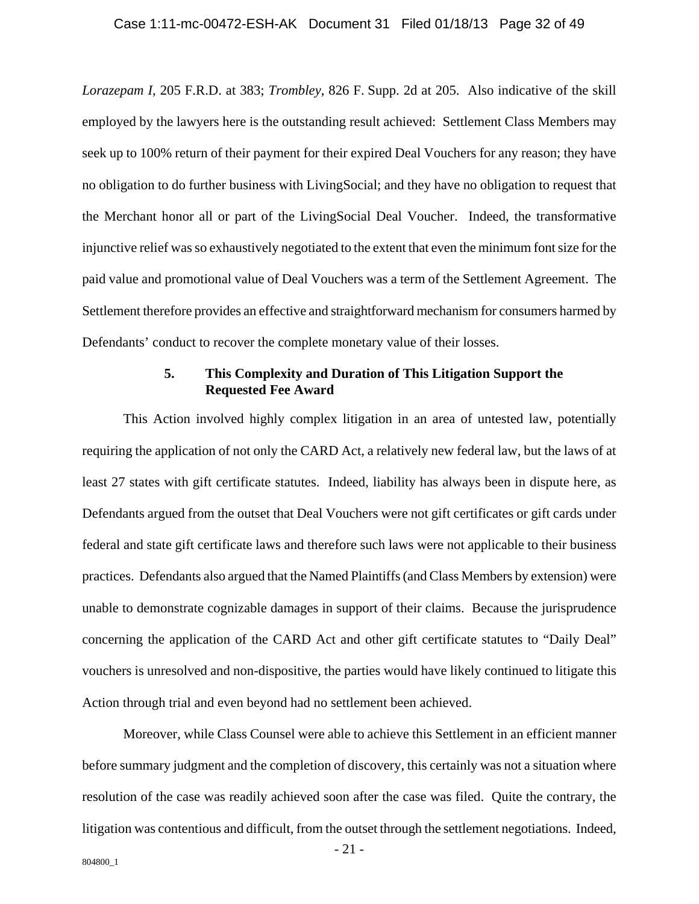*Lorazepam I*, 205 F.R.D. at 383; *Trombley*, 826 F. Supp. 2d at 205. Also indicative of the skill employed by the lawyers here is the outstanding result achieved: Settlement Class Members may seek up to 100% return of their payment for their expired Deal Vouchers for any reason; they have no obligation to do further business with LivingSocial; and they have no obligation to request that the Merchant honor all or part of the LivingSocial Deal Voucher. Indeed, the transformative injunctive relief was so exhaustively negotiated to the extent that even the minimum font size for the paid value and promotional value of Deal Vouchers was a term of the Settlement Agreement. The Settlement therefore provides an effective and straightforward mechanism for consumers harmed by Defendants' conduct to recover the complete monetary value of their losses.

### 5. This Complexity and Duration of This Litigation Support the Requested Fee Award

This Action involved highly complex litigation in an area of untested law, potentially requiring the application of not only the CARD Act, a relatively new federal law, but the laws of at least 27 states with gift certificate statutes. Indeed, liability has always been in dispute here, as Defendants argued from the outset that Deal Vouchers were not gift certificates or gift cards under federal and state gift certificate laws and therefore such laws were not applicable to their business practices. Defendants also argued that the Named Plaintiffs (and Class Members by extension) were unable to demonstrate cognizable damages in support of their claims. Because the jurisprudence concerning the application of the CARD Act and other gift certificate statutes to "Daily Deal" vouchers is unresolved and non-dispositive, the parties would have likely continued to litigate this Action through trial and even beyond had no settlement been achieved.

Moreover, while Class Counsel were able to achieve this Settlement in an efficient manner before summary judgment and the completion of discovery, this certainly was not a situation where resolution of the case was readily achieved soon after the case was filed. Quite the contrary, the litigation was contentious and difficult, from the outset through the settlement negotiations. Indeed,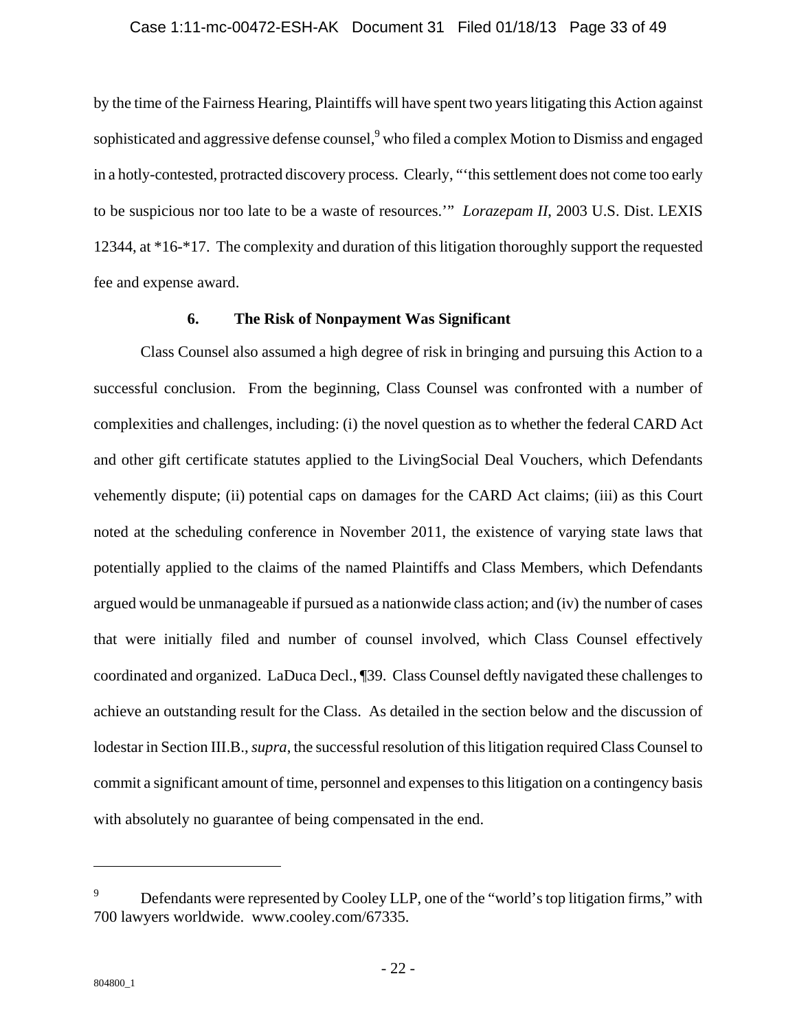by the time of the Fairness Hearing, Plaintiffs will have spent two years litigating this Action against sophisticated and aggressive defense counsel,[9] who filed a complex Motion to Dismiss and engaged in a hotly-contested, protracted discovery process. Clearly, "'this settlement does not come too early to be suspicious nor too late to be a waste of resources.'" *Lorazepam II*, 2003 U.S. Dist. LEXIS 12344, at *16-*17. The complexity and duration of this litigation thoroughly support the requested fee and expense award.

### 6. The Risk of Nonpayment Was Significant

Class Counsel also assumed a high degree of risk in bringing and pursuing this Action to a successful conclusion. From the beginning, Class Counsel was confronted with a number of complexities and challenges, including: (i) the novel question as to whether the federal CARD Act and other gift certificate statutes applied to the LivingSocial Deal Vouchers, which Defendants vehemently dispute; (ii) potential caps on damages for the CARD Act claims; (iii) as this Court noted at the scheduling conference in November 2011, the existence of varying state laws that potentially applied to the claims of the named Plaintiffs and Class Members, which Defendants argued would be unmanageable if pursued as a nationwide class action; and (iv) the number of cases that were initially filed and number of counsel involved, which Class Counsel effectively coordinated and organized. LaDuca Decl., ¶39. Class Counsel deftly navigated these challenges to achieve an outstanding result for the Class. As detailed in the section below and the discussion of lodestar in Section III.B., *supra*, the successful resolution of this litigation required Class Counsel to commit a significant amount of time, personnel and expenses to this litigation on a contingency basis with absolutely no guarantee of being compensated in the end.

---

[9] Defendants were represented by Cooley LLP, one of the "world's top litigation firms," with 700 lawyers worldwide. www.cooley.com/67335.

804800_1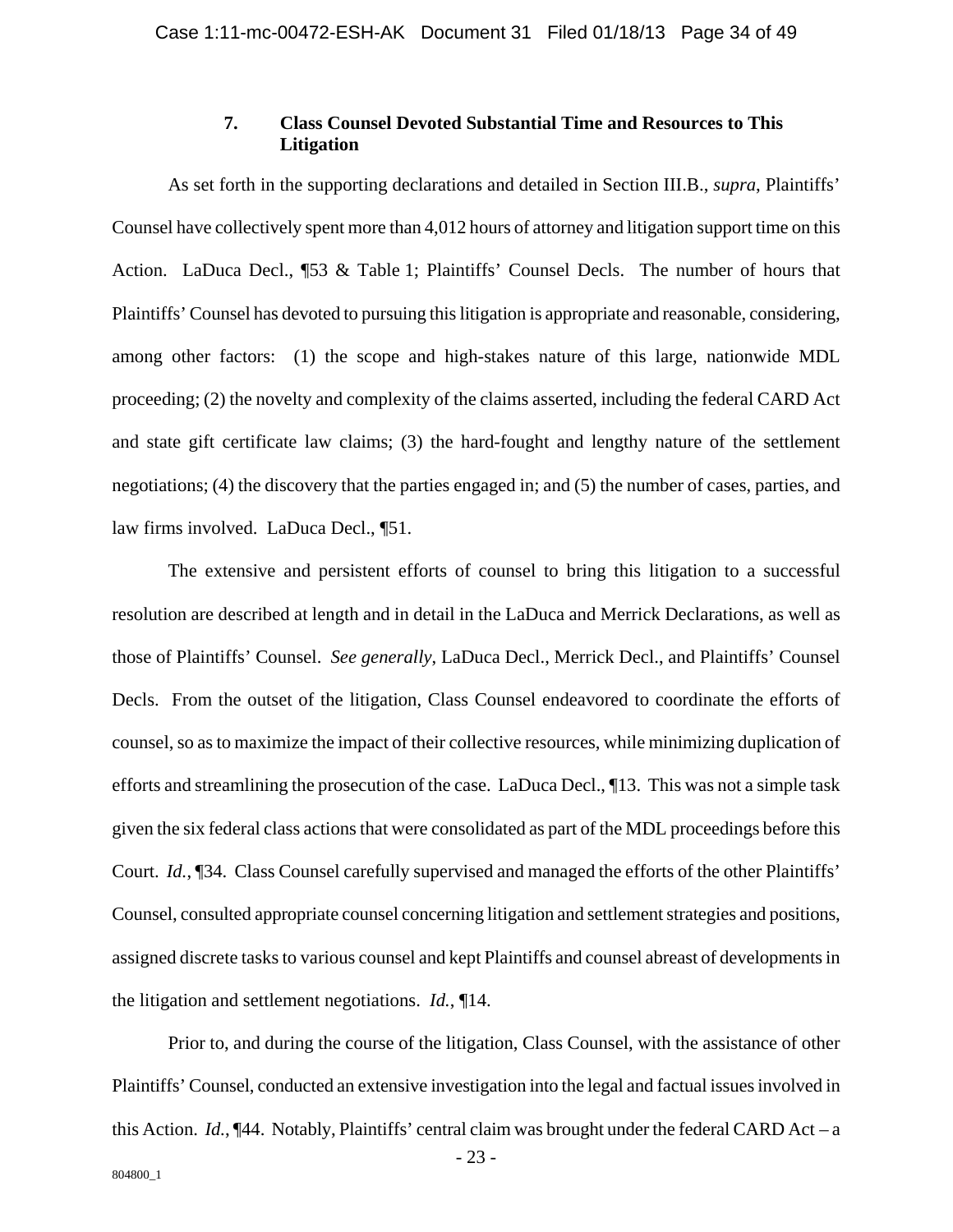### 7. Class Counsel Devoted Substantial Time and Resources to This Litigation

As set forth in the supporting declarations and detailed in Section III.B., *supra*, Plaintiffs' Counsel have collectively spent more than 4,012 hours of attorney and litigation support time on this Action. LaDuca Decl., ¶53 & Table 1; Plaintiffs' Counsel Decls. The number of hours that Plaintiffs' Counsel has devoted to pursuing this litigation is appropriate and reasonable, considering, among other factors: (1) the scope and high-stakes nature of this large, nationwide MDL proceeding; (2) the novelty and complexity of the claims asserted, including the federal CARD Act and state gift certificate law claims; (3) the hard-fought and lengthy nature of the settlement negotiations; (4) the discovery that the parties engaged in; and (5) the number of cases, parties, and law firms involved. LaDuca Decl., ¶51.

The extensive and persistent efforts of counsel to bring this litigation to a successful resolution are described at length and in detail in the LaDuca and Merrick Declarations, as well as those of Plaintiffs' Counsel. *See generally*, LaDuca Decl., Merrick Decl., and Plaintiffs' Counsel Decls. From the outset of the litigation, Class Counsel endeavored to coordinate the efforts of counsel, so as to maximize the impact of their collective resources, while minimizing duplication of efforts and streamlining the prosecution of the case. LaDuca Decl., ¶13. This was not a simple task given the six federal class actions that were consolidated as part of the MDL proceedings before this Court. *Id.*, ¶34. Class Counsel carefully supervised and managed the efforts of the other Plaintiffs' Counsel, consulted appropriate counsel concerning litigation and settlement strategies and positions, assigned discrete tasks to various counsel and kept Plaintiffs and counsel abreast of developments in the litigation and settlement negotiations. *Id.*, ¶14.

Prior to, and during the course of the litigation, Class Counsel, with the assistance of other Plaintiffs' Counsel, conducted an extensive investigation into the legal and factual issues involved in this Action. *Id.*, ¶44. Notably, Plaintiffs' central claim was brought under the federal CARD Act – a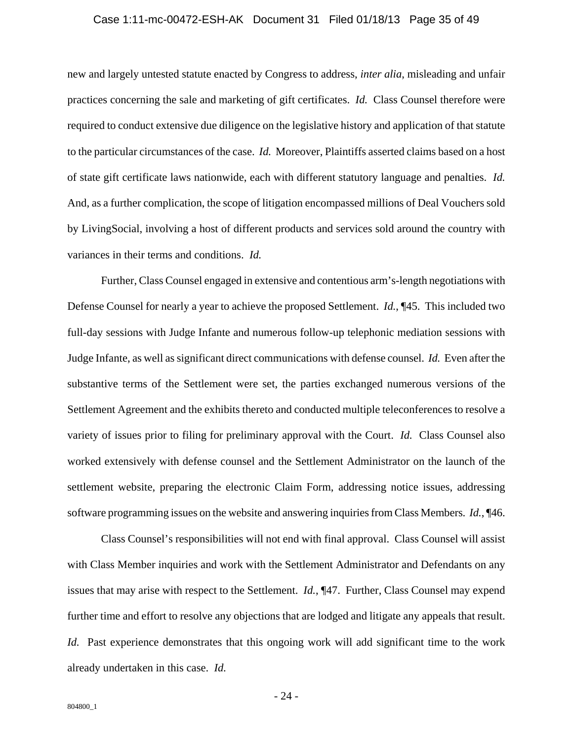new and largely untested statute enacted by Congress to address, *inter alia*, misleading and unfair practices concerning the sale and marketing of gift certificates. *Id.* Class Counsel therefore were required to conduct extensive due diligence on the legislative history and application of that statute to the particular circumstances of the case. *Id.* Moreover, Plaintiffs asserted claims based on a host of state gift certificate laws nationwide, each with different statutory language and penalties. *Id.* And, as a further complication, the scope of litigation encompassed millions of Deal Vouchers sold by LivingSocial, involving a host of different products and services sold around the country with variances in their terms and conditions. *Id.*

Further, Class Counsel engaged in extensive and contentious arm's-length negotiations with Defense Counsel for nearly a year to achieve the proposed Settlement. *Id.*, ¶45. This included two full-day sessions with Judge Infante and numerous follow-up telephonic mediation sessions with Judge Infante, as well as significant direct communications with defense counsel. *Id.* Even after the substantive terms of the Settlement were set, the parties exchanged numerous versions of the Settlement Agreement and the exhibits thereto and conducted multiple teleconferences to resolve a variety of issues prior to filing for preliminary approval with the Court. *Id.* Class Counsel also worked extensively with defense counsel and the Settlement Administrator on the launch of the settlement website, preparing the electronic Claim Form, addressing notice issues, addressing software programming issues on the website and answering inquiries from Class Members. *Id.*, ¶46.

Class Counsel's responsibilities will not end with final approval. Class Counsel will assist with Class Member inquiries and work with the Settlement Administrator and Defendants on any issues that may arise with respect to the Settlement. *Id.*, ¶47. Further, Class Counsel may expend further time and effort to resolve any objections that are lodged and litigate any appeals that result. *Id.* Past experience demonstrates that this ongoing work will add significant time to the work already undertaken in this case. *Id.*

804800_1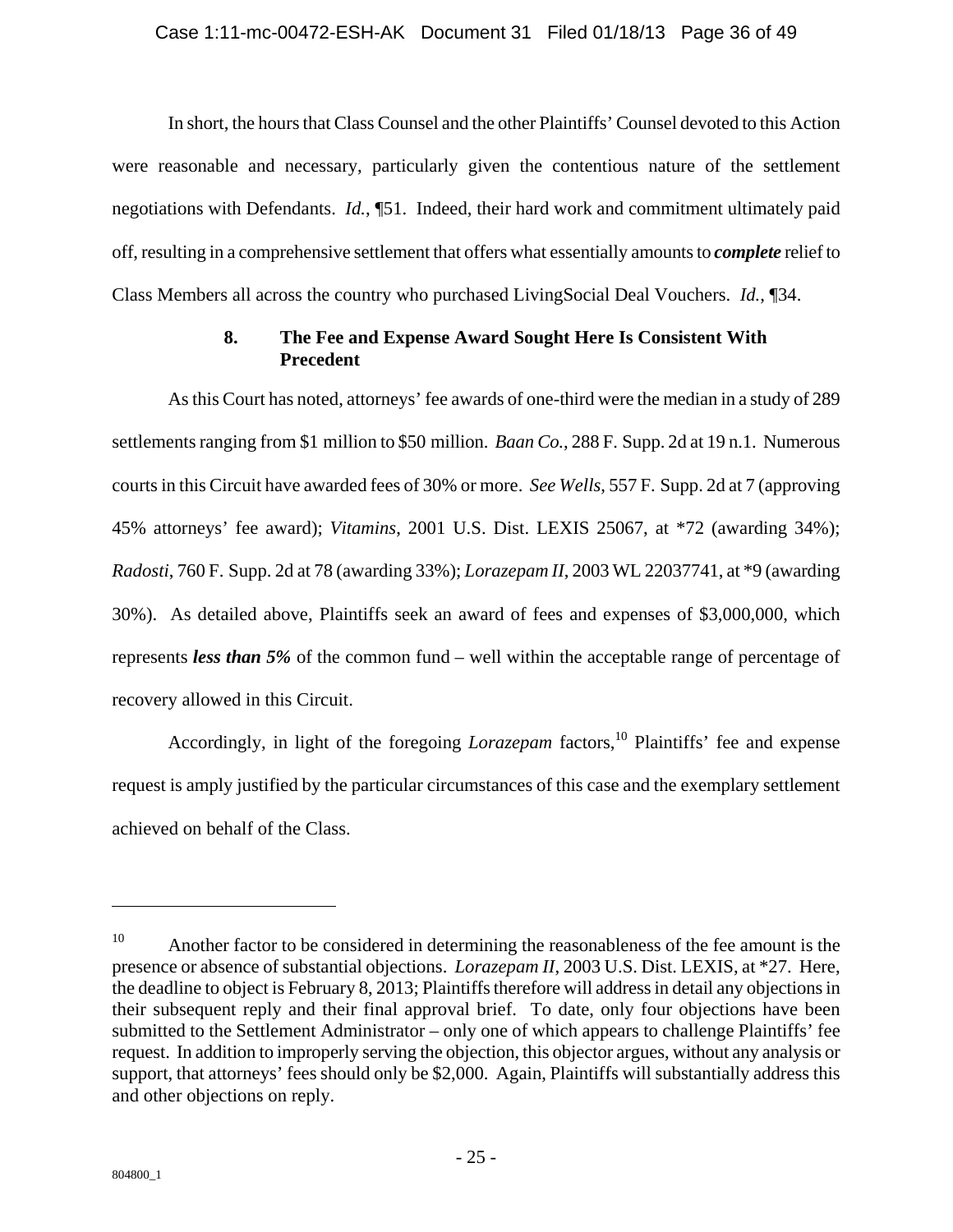In short, the hours that Class Counsel and the other Plaintiffs' Counsel devoted to this Action were reasonable and necessary, particularly given the contentious nature of the settlement negotiations with Defendants. *Id.*, ¶51. Indeed, their hard work and commitment ultimately paid off, resulting in a comprehensive settlement that offers what essentially amounts to ***complete*** relief to Class Members all across the country who purchased LivingSocial Deal Vouchers. *Id.*, ¶34.

### 8. The Fee and Expense Award Sought Here Is Consistent With Precedent

As this Court has noted, attorneys' fee awards of one-third were the median in a study of 289 settlements ranging from $1 million to $50 million. *Baan Co.*, 288 F. Supp. 2d at 19 n.1. Numerous courts in this Circuit have awarded fees of 30% or more. *See Wells*, 557 F. Supp. 2d at 7 (approving 45% attorneys' fee award); *Vitamins*, 2001 U.S. Dist. LEXIS 25067, at *72 (awarding 34%); *Radosti*, 760 F. Supp. 2d at 78 (awarding 33%); *Lorazepam II*, 2003 WL 22037741, at *9 (awarding 30%). As detailed above, Plaintiffs seek an award of fees and expenses of $3,000,000, which represents ***less than 5%*** of the common fund – well within the acceptable range of percentage of recovery allowed in this Circuit.

Accordingly, in light of the foregoing *Lorazepam* factors,[10] Plaintiffs' fee and expense request is amply justified by the particular circumstances of this case and the exemplary settlement achieved on behalf of the Class.

---

[10] Another factor to be considered in determining the reasonableness of the fee amount is the presence or absence of substantial objections. *Lorazepam II*, 2003 U.S. Dist. LEXIS, at *27. Here, the deadline to object is February 8, 2013; Plaintiffs therefore will address in detail any objections in their subsequent reply and their final approval brief. To date, only four objections have been submitted to the Settlement Administrator – only one of which appears to challenge Plaintiffs' fee request. In addition to improperly serving the objection, this objector argues, without any analysis or support, that attorneys' fees should only be $2,000. Again, Plaintiffs will substantially address this and other objections on reply.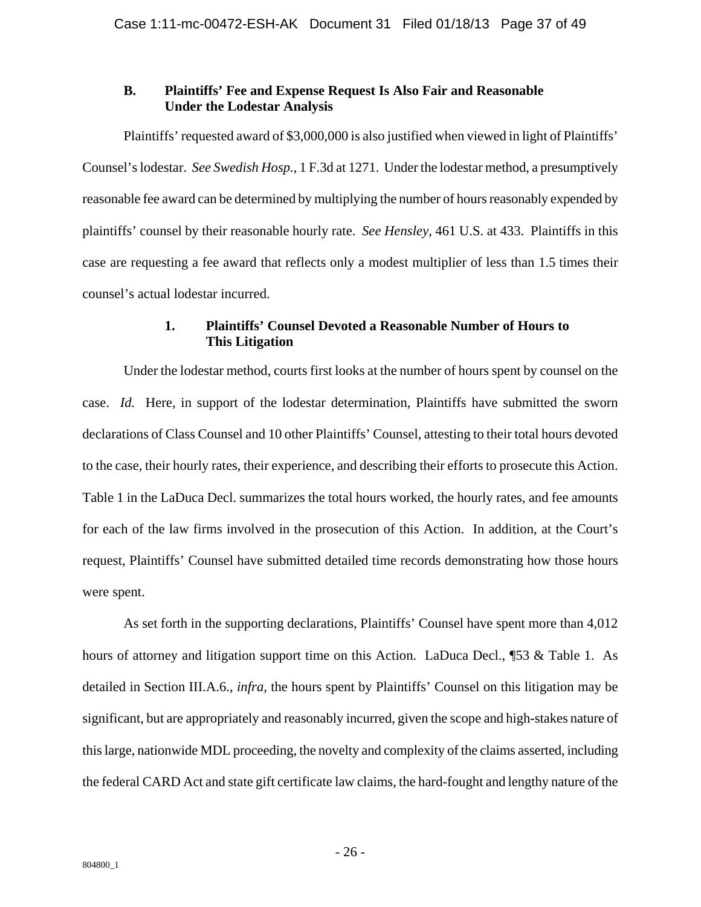### B. Plaintiffs' Fee and Expense Request Is Also Fair and Reasonable Under the Lodestar Analysis

Plaintiffs' requested award of \$3,000,000 is also justified when viewed in light of Plaintiffs' Counsel's lodestar. *See Swedish Hosp.*, 1 F.3d at 1271. Under the lodestar method, a presumptively reasonable fee award can be determined by multiplying the number of hours reasonably expended by plaintiffs' counsel by their reasonable hourly rate. *See Hensley*, 461 U.S. at 433. Plaintiffs in this case are requesting a fee award that reflects only a modest multiplier of less than 1.5 times their counsel's actual lodestar incurred.

#### 1. Plaintiffs' Counsel Devoted a Reasonable Number of Hours to This Litigation

Under the lodestar method, courts first looks at the number of hours spent by counsel on the case. *Id.* Here, in support of the lodestar determination, Plaintiffs have submitted the sworn declarations of Class Counsel and 10 other Plaintiffs' Counsel, attesting to their total hours devoted to the case, their hourly rates, their experience, and describing their efforts to prosecute this Action. Table 1 in the LaDuca Decl. summarizes the total hours worked, the hourly rates, and fee amounts for each of the law firms involved in the prosecution of this Action. In addition, at the Court's request, Plaintiffs' Counsel have submitted detailed time records demonstrating how those hours were spent.

As set forth in the supporting declarations, Plaintiffs' Counsel have spent more than 4,012 hours of attorney and litigation support time on this Action. LaDuca Decl., ¶53 & Table 1. As detailed in Section III.A.6., *infra*, the hours spent by Plaintiffs' Counsel on this litigation may be significant, but are appropriately and reasonably incurred, given the scope and high-stakes nature of this large, nationwide MDL proceeding, the novelty and complexity of the claims asserted, including the federal CARD Act and state gift certificate law claims, the hard-fought and lengthy nature of the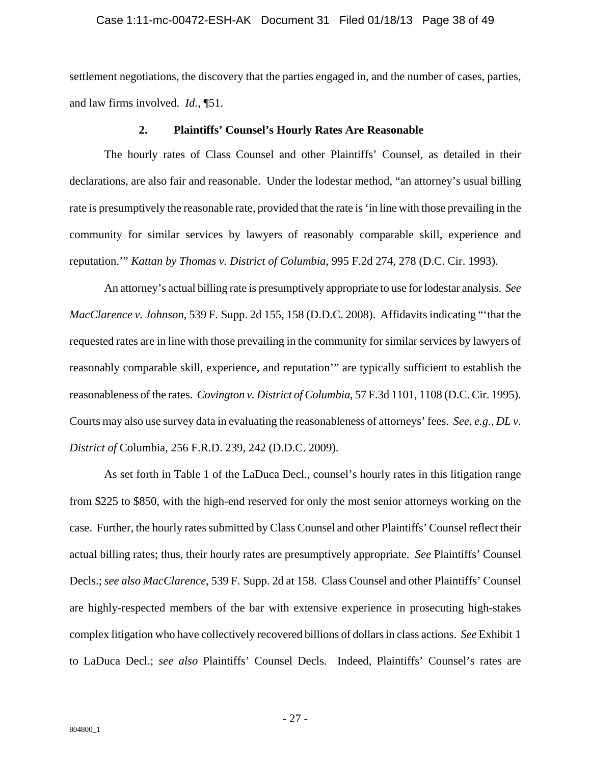settlement negotiations, the discovery that the parties engaged in, and the number of cases, parties, and law firms involved. *Id.*, ¶51.

### 2. Plaintiffs' Counsel's Hourly Rates Are Reasonable

The hourly rates of Class Counsel and other Plaintiffs' Counsel, as detailed in their declarations, are also fair and reasonable. Under the lodestar method, "an attorney's usual billing rate is presumptively the reasonable rate, provided that the rate is 'in line with those prevailing in the community for similar services by lawyers of reasonably comparable skill, experience and reputation.'" *Kattan by Thomas v. District of Columbia*, 995 F.2d 274, 278 (D.C. Cir. 1993).

An attorney's actual billing rate is presumptively appropriate to use for lodestar analysis. *See MacClarence v. Johnson*, 539 F. Supp. 2d 155, 158 (D.D.C. 2008). Affidavits indicating "'that the requested rates are in line with those prevailing in the community for similar services by lawyers of reasonably comparable skill, experience, and reputation'" are typically sufficient to establish the reasonableness of the rates. *Covington v. District of Columbia*, 57 F.3d 1101, 1108 (D.C. Cir. 1995). Courts may also use survey data in evaluating the reasonableness of attorneys' fees. *See, e.g.*, *DL v. District of* Columbia, 256 F.R.D. 239, 242 (D.D.C. 2009).

As set forth in Table 1 of the LaDuca Decl., counsel's hourly rates in this litigation range from $225 to $850, with the high-end reserved for only the most senior attorneys working on the case. Further, the hourly rates submitted by Class Counsel and other Plaintiffs' Counsel reflect their actual billing rates; thus, their hourly rates are presumptively appropriate. *See* Plaintiffs' Counsel Decls.; *see also MacClarence*, 539 F. Supp. 2d at 158. Class Counsel and other Plaintiffs' Counsel are highly-respected members of the bar with extensive experience in prosecuting high-stakes complex litigation who have collectively recovered billions of dollars in class actions. *See* Exhibit 1 to LaDuca Decl.; *see also* Plaintiffs' Counsel Decls. Indeed, Plaintiffs' Counsel's rates are

804800_1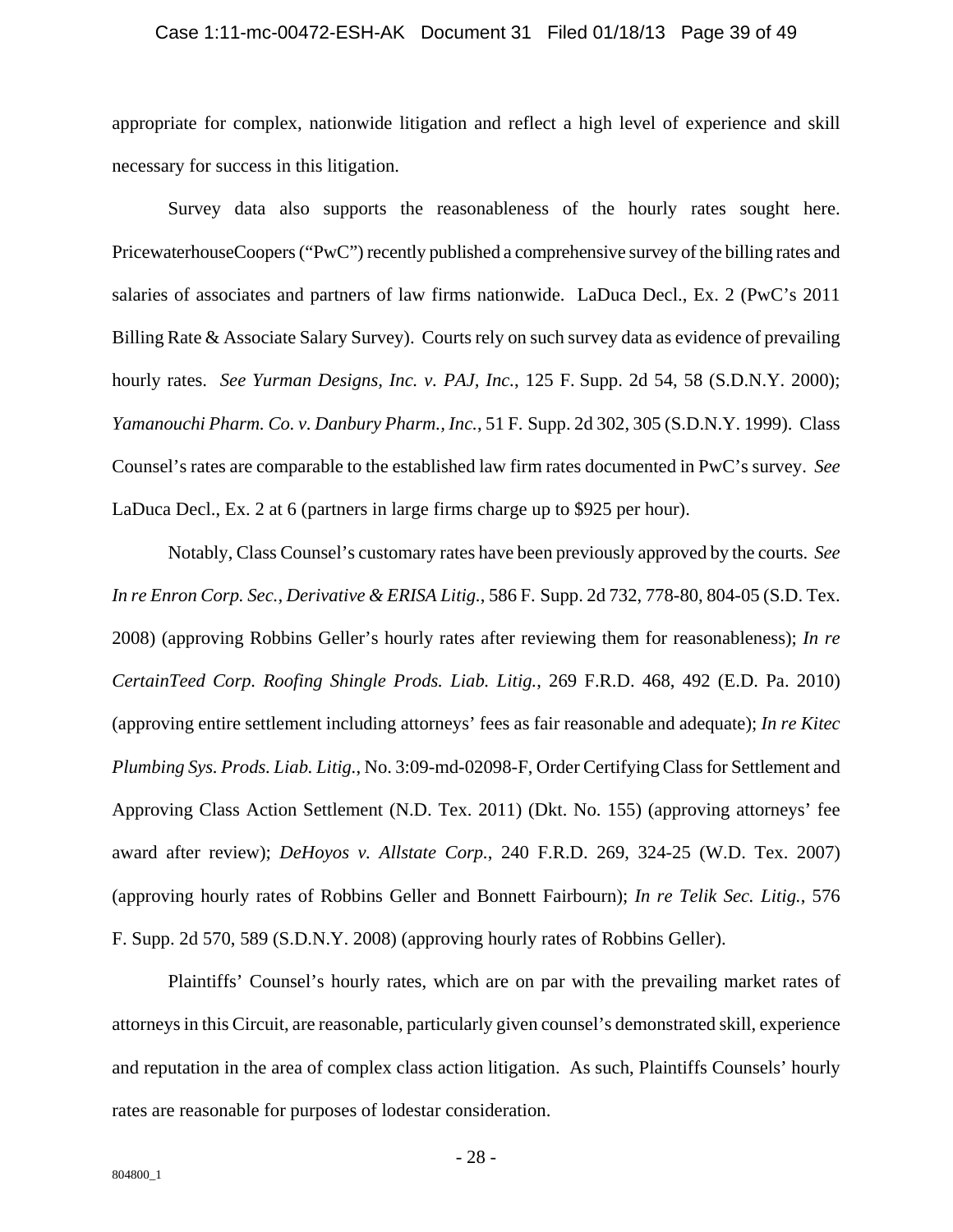appropriate for complex, nationwide litigation and reflect a high level of experience and skill necessary for success in this litigation.

Survey data also supports the reasonableness of the hourly rates sought here. PricewaterhouseCoopers ("PwC") recently published a comprehensive survey of the billing rates and salaries of associates and partners of law firms nationwide. LaDuca Decl., Ex. 2 (PwC's 2011 Billing Rate & Associate Salary Survey). Courts rely on such survey data as evidence of prevailing hourly rates. *See Yurman Designs, Inc. v. PAJ, Inc.*, 125 F. Supp. 2d 54, 58 (S.D.N.Y. 2000); *Yamanouchi Pharm. Co. v. Danbury Pharm., Inc.*, 51 F. Supp. 2d 302, 305 (S.D.N.Y. 1999). Class Counsel's rates are comparable to the established law firm rates documented in PwC's survey. *See* LaDuca Decl., Ex. 2 at 6 (partners in large firms charge up to $925 per hour).

Notably, Class Counsel's customary rates have been previously approved by the courts. *See In re Enron Corp. Sec., Derivative & ERISA Litig.*, 586 F. Supp. 2d 732, 778-80, 804-05 (S.D. Tex. 2008) (approving Robbins Geller's hourly rates after reviewing them for reasonableness); *In re CertainTeed Corp. Roofing Shingle Prods. Liab. Litig.*, 269 F.R.D. 468, 492 (E.D. Pa. 2010) (approving entire settlement including attorneys' fees as fair reasonable and adequate); *In re Kitec Plumbing Sys. Prods. Liab. Litig.*, No. 3:09-md-02098-F, Order Certifying Class for Settlement and Approving Class Action Settlement (N.D. Tex. 2011) (Dkt. No. 155) (approving attorneys' fee award after review); *DeHoyos v. Allstate Corp.*, 240 F.R.D. 269, 324-25 (W.D. Tex. 2007) (approving hourly rates of Robbins Geller and Bonnett Fairbourn); *In re Telik Sec. Litig.*, 576 F. Supp. 2d 570, 589 (S.D.N.Y. 2008) (approving hourly rates of Robbins Geller).

Plaintiffs' Counsel's hourly rates, which are on par with the prevailing market rates of attorneys in this Circuit, are reasonable, particularly given counsel's demonstrated skill, experience and reputation in the area of complex class action litigation. As such, Plaintiffs Counsels' hourly rates are reasonable for purposes of lodestar consideration.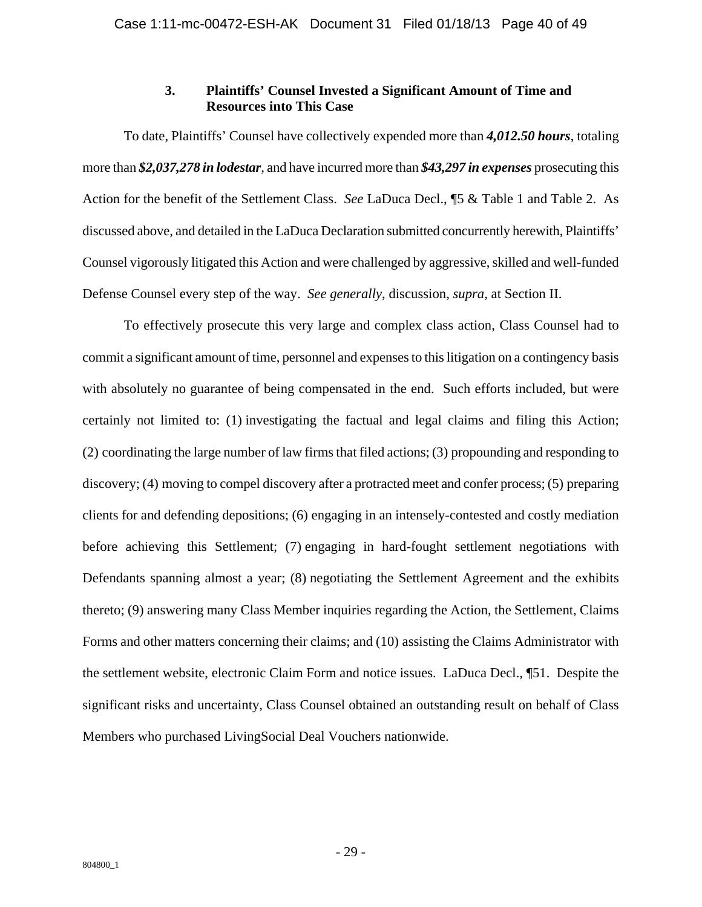### 3. Plaintiffs' Counsel Invested a Significant Amount of Time and Resources into This Case

To date, Plaintiffs' Counsel have collectively expended more than ***4,012.50 hours***, totaling more than ***$2,037,278 in lodestar***, and have incurred more than ***$43,297 in expenses*** prosecuting this Action for the benefit of the Settlement Class. *See* LaDuca Decl., ¶5 & Table 1 and Table 2. As discussed above, and detailed in the LaDuca Declaration submitted concurrently herewith, Plaintiffs' Counsel vigorously litigated this Action and were challenged by aggressive, skilled and well-funded Defense Counsel every step of the way. *See generally*, discussion, *supra*, at Section II.

To effectively prosecute this very large and complex class action, Class Counsel had to commit a significant amount of time, personnel and expenses to this litigation on a contingency basis with absolutely no guarantee of being compensated in the end. Such efforts included, but were certainly not limited to: (1) investigating the factual and legal claims and filing this Action; (2) coordinating the large number of law firms that filed actions; (3) propounding and responding to discovery; (4) moving to compel discovery after a protracted meet and confer process; (5) preparing clients for and defending depositions; (6) engaging in an intensely-contested and costly mediation before achieving this Settlement; (7) engaging in hard-fought settlement negotiations with Defendants spanning almost a year; (8) negotiating the Settlement Agreement and the exhibits thereto; (9) answering many Class Member inquiries regarding the Action, the Settlement, Claims Forms and other matters concerning their claims; and (10) assisting the Claims Administrator with the settlement website, electronic Claim Form and notice issues. LaDuca Decl., ¶51. Despite the significant risks and uncertainty, Class Counsel obtained an outstanding result on behalf of Class Members who purchased LivingSocial Deal Vouchers nationwide.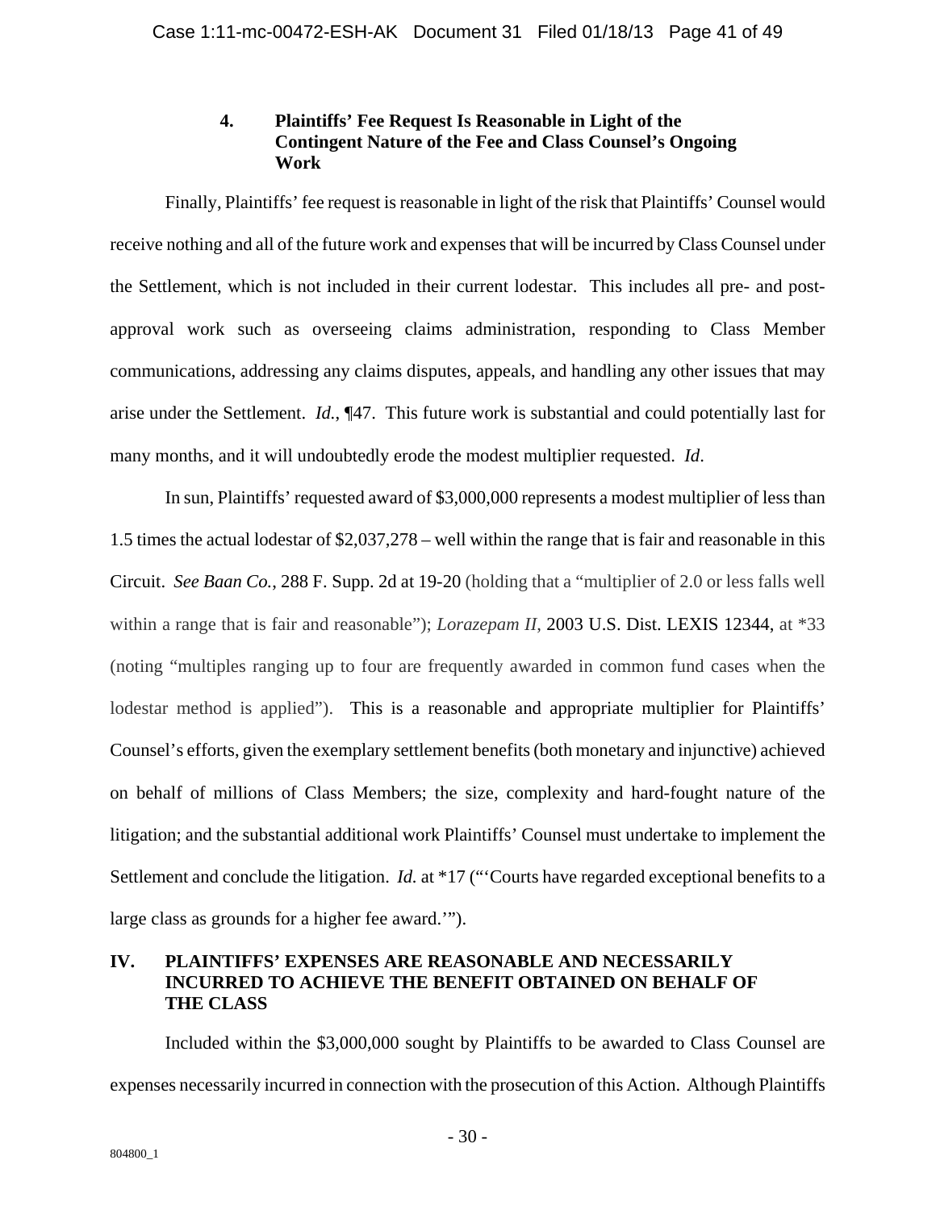#### 4. Plaintiffs' Fee Request Is Reasonable in Light of the Contingent Nature of the Fee and Class Counsel's Ongoing Work

Finally, Plaintiffs' fee request is reasonable in light of the risk that Plaintiffs' Counsel would receive nothing and all of the future work and expenses that will be incurred by Class Counsel under the Settlement, which is not included in their current lodestar. This includes all pre- and post-approval work such as overseeing claims administration, responding to Class Member communications, addressing any claims disputes, appeals, and handling any other issues that may arise under the Settlement. *Id.*, ¶47. This future work is substantial and could potentially last for many months, and it will undoubtedly erode the modest multiplier requested. *Id*.

In sun, Plaintiffs' requested award of $3,000,000 represents a modest multiplier of less than 1.5 times the actual lodestar of $2,037,278 – well within the range that is fair and reasonable in this Circuit. *See Baan Co.*, 288 F. Supp. 2d at 19-20 (holding that a "multiplier of 2.0 or less falls well within a range that is fair and reasonable"); *Lorazepam II*, 2003 U.S. Dist. LEXIS 12344, at *33 (noting "multiples ranging up to four are frequently awarded in common fund cases when the lodestar method is applied"). This is a reasonable and appropriate multiplier for Plaintiffs' Counsel's efforts, given the exemplary settlement benefits (both monetary and injunctive) achieved on behalf of millions of Class Members; the size, complexity and hard-fought nature of the litigation; and the substantial additional work Plaintiffs' Counsel must undertake to implement the Settlement and conclude the litigation. *Id.* at *17 ("'Courts have regarded exceptional benefits to a large class as grounds for a higher fee award.'").

## IV. PLAINTIFFS' EXPENSES ARE REASONABLE AND NECESSARILY INCURRED TO ACHIEVE THE BENEFIT OBTAINED ON BEHALF OF THE CLASS

Included within the $3,000,000 sought by Plaintiffs to be awarded to Class Counsel are expenses necessarily incurred in connection with the prosecution of this Action. Although Plaintiffs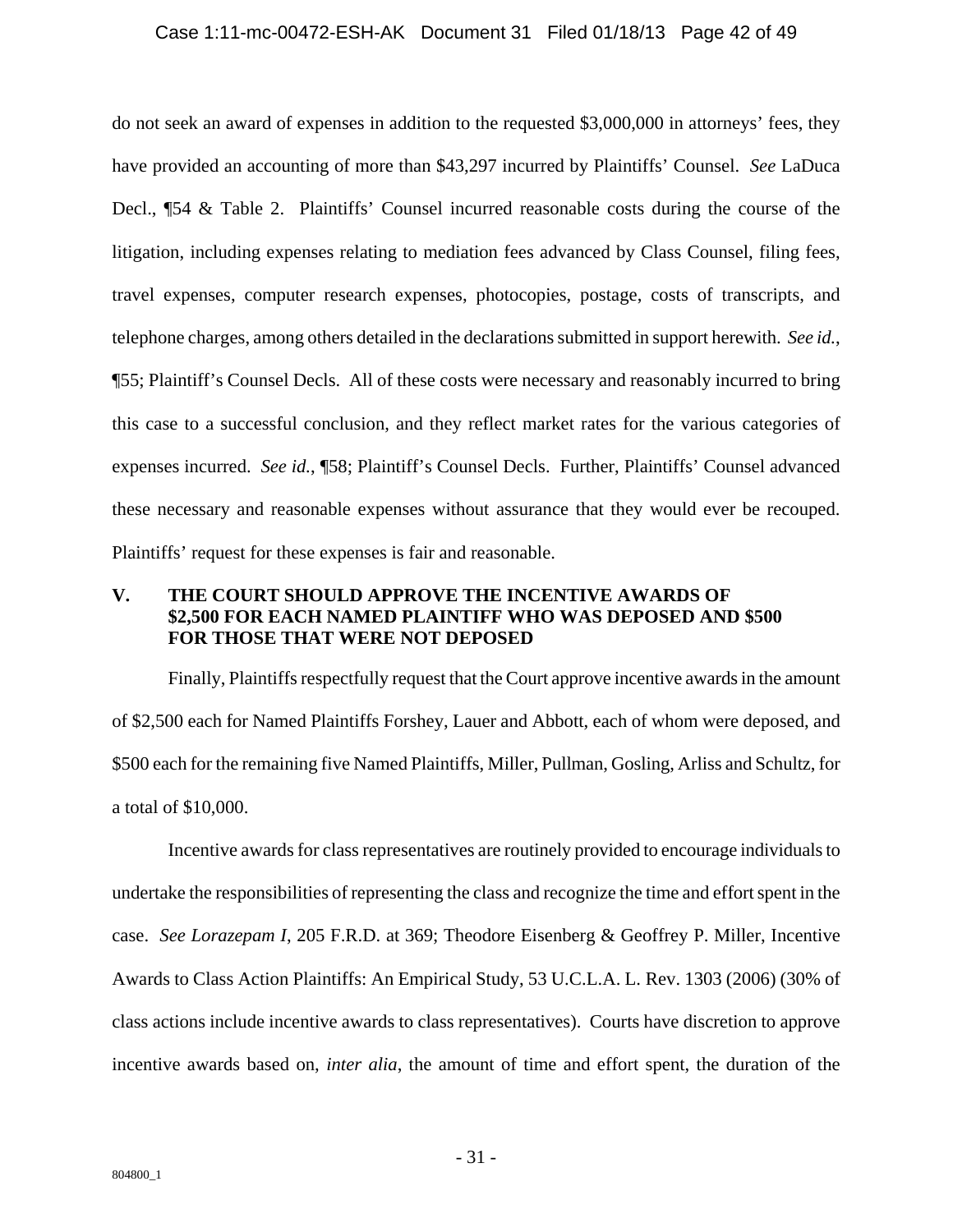do not seek an award of expenses in addition to the requested $3,000,000 in attorneys' fees, they have provided an accounting of more than $43,297 incurred by Plaintiffs' Counsel. *See* LaDuca Decl., ¶54 & Table 2. Plaintiffs' Counsel incurred reasonable costs during the course of the litigation, including expenses relating to mediation fees advanced by Class Counsel, filing fees, travel expenses, computer research expenses, photocopies, postage, costs of transcripts, and telephone charges, among others detailed in the declarations submitted in support herewith. *See id.*, ¶55; Plaintiff's Counsel Decls. All of these costs were necessary and reasonably incurred to bring this case to a successful conclusion, and they reflect market rates for the various categories of expenses incurred. *See id.*, ¶58; Plaintiff's Counsel Decls. Further, Plaintiffs' Counsel advanced these necessary and reasonable expenses without assurance that they would ever be recouped. Plaintiffs' request for these expenses is fair and reasonable.

## V. THE COURT SHOULD APPROVE THE INCENTIVE AWARDS OF $2,500 FOR EACH NAMED PLAINTIFF WHO WAS DEPOSED AND $500 FOR THOSE THAT WERE NOT DEPOSED

Finally, Plaintiffs respectfully request that the Court approve incentive awards in the amount of $2,500 each for Named Plaintiffs Forshey, Lauer and Abbott, each of whom were deposed, and $500 each for the remaining five Named Plaintiffs, Miller, Pullman, Gosling, Arliss and Schultz, for a total of $10,000.

Incentive awards for class representatives are routinely provided to encourage individuals to undertake the responsibilities of representing the class and recognize the time and effort spent in the case. *See Lorazepam I*, 205 F.R.D. at 369; Theodore Eisenberg & Geoffrey P. Miller, Incentive Awards to Class Action Plaintiffs: An Empirical Study, 53 U.C.L.A. L. Rev. 1303 (2006) (30% of class actions include incentive awards to class representatives). Courts have discretion to approve incentive awards based on, *inter alia*, the amount of time and effort spent, the duration of the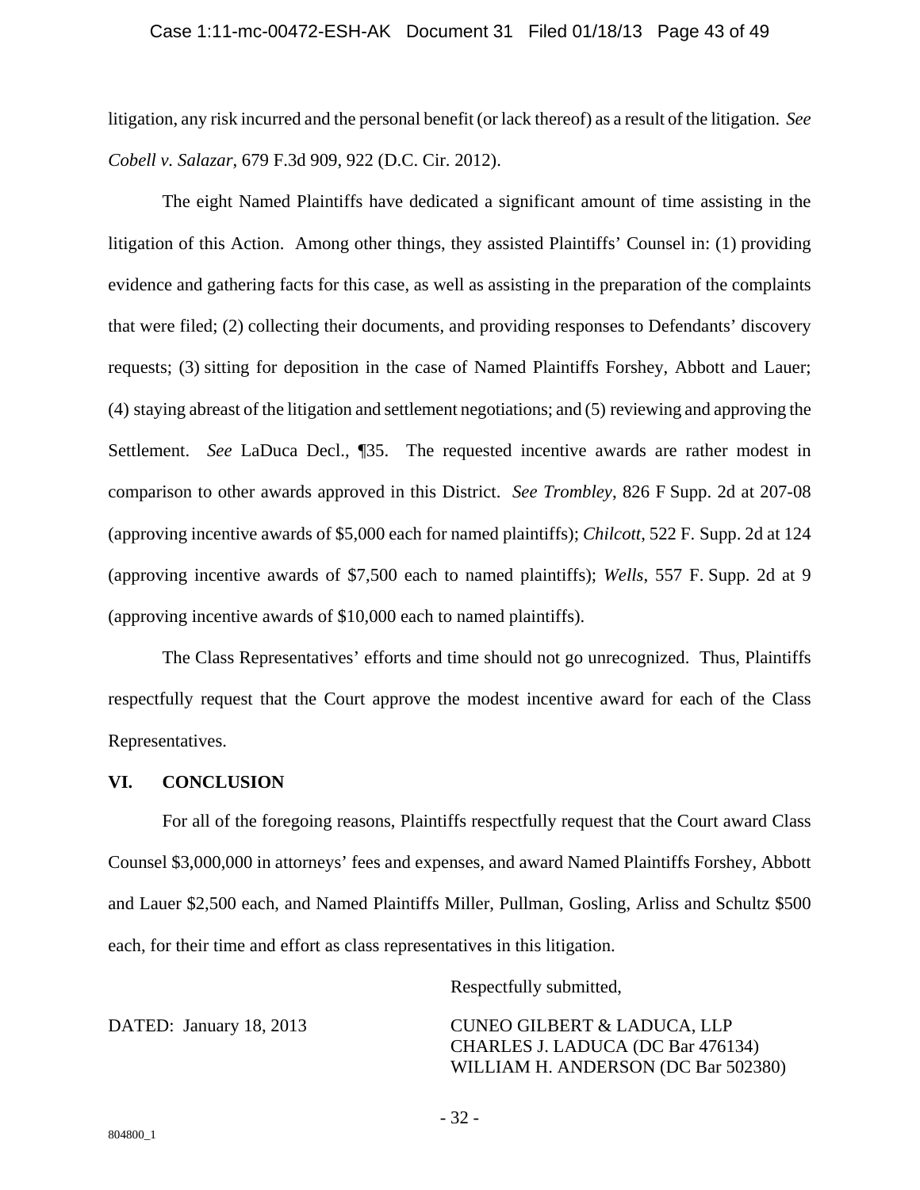litigation, any risk incurred and the personal benefit (or lack thereof) as a result of the litigation. *See Cobell v. Salazar*, 679 F.3d 909, 922 (D.C. Cir. 2012).

The eight Named Plaintiffs have dedicated a significant amount of time assisting in the litigation of this Action. Among other things, they assisted Plaintiffs' Counsel in: (1) providing evidence and gathering facts for this case, as well as assisting in the preparation of the complaints that were filed; (2) collecting their documents, and providing responses to Defendants' discovery requests; (3) sitting for deposition in the case of Named Plaintiffs Forshey, Abbott and Lauer; (4) staying abreast of the litigation and settlement negotiations; and (5) reviewing and approving the Settlement. *See* LaDuca Decl., ¶35. The requested incentive awards are rather modest in comparison to other awards approved in this District. *See Trombley*, 826 F Supp. 2d at 207-08 (approving incentive awards of $5,000 each for named plaintiffs); *Chilcott*, 522 F. Supp. 2d at 124 (approving incentive awards of $7,500 each to named plaintiffs); *Wells*, 557 F. Supp. 2d at 9 (approving incentive awards of $10,000 each to named plaintiffs).

The Class Representatives' efforts and time should not go unrecognized. Thus, Plaintiffs respectfully request that the Court approve the modest incentive award for each of the Class Representatives.

## VI. CONCLUSION

For all of the foregoing reasons, Plaintiffs respectfully request that the Court award Class Counsel $3,000,000 in attorneys' fees and expenses, and award Named Plaintiffs Forshey, Abbott and Lauer $2,500 each, and Named Plaintiffs Miller, Pullman, Gosling, Arliss and Schultz $500 each, for their time and effort as class representatives in this litigation.

Respectfully submitted,

DATED: January 18, 2013

CUNEO GILBERT & LADUCA, LLP
CHARLES J. LADUCA (DC Bar 476134)
WILLIAM H. ANDERSON (DC Bar 502380)

804800_1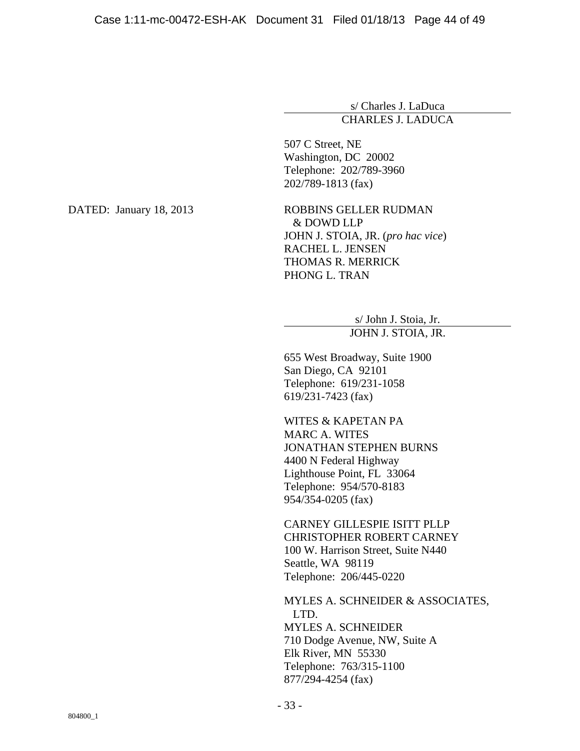s/ Charles J. LaDuca

CHARLES J. LADUCA

507 C Street, NE
Washington, DC 20002
Telephone: 202/789-3960
202/789-1813 (fax)

DATED: January 18, 2013

ROBBINS GELLER RUDMAN
& DOWD LLP
JOHN J. STOIA, JR. (*pro hac vice*)
RACHEL L. JENSEN
THOMAS R. MERRICK
PHONG L. TRAN

s/ John J. Stoia, Jr.

JOHN J. STOIA, JR.

655 West Broadway, Suite 1900
San Diego, CA 92101
Telephone: 619/231-1058
619/231-7423 (fax)

WITES & KAPETAN PA
MARC A. WITES
JONATHAN STEPHEN BURNS
4400 N Federal Highway
Lighthouse Point, FL 33064
Telephone: 954/570-8183
954/354-0205 (fax)

CARNEY GILLESPIE ISITT PLLP
CHRISTOPHER ROBERT CARNEY
100 W. Harrison Street, Suite N440
Seattle, WA 98119
Telephone: 206/445-0220

MYLES A. SCHNEIDER & ASSOCIATES,
LTD.
MYLES A. SCHNEIDER
710 Dodge Avenue, NW, Suite A
Elk River, MN 55330
Telephone: 763/315-1100
877/294-4254 (fax)

804800_1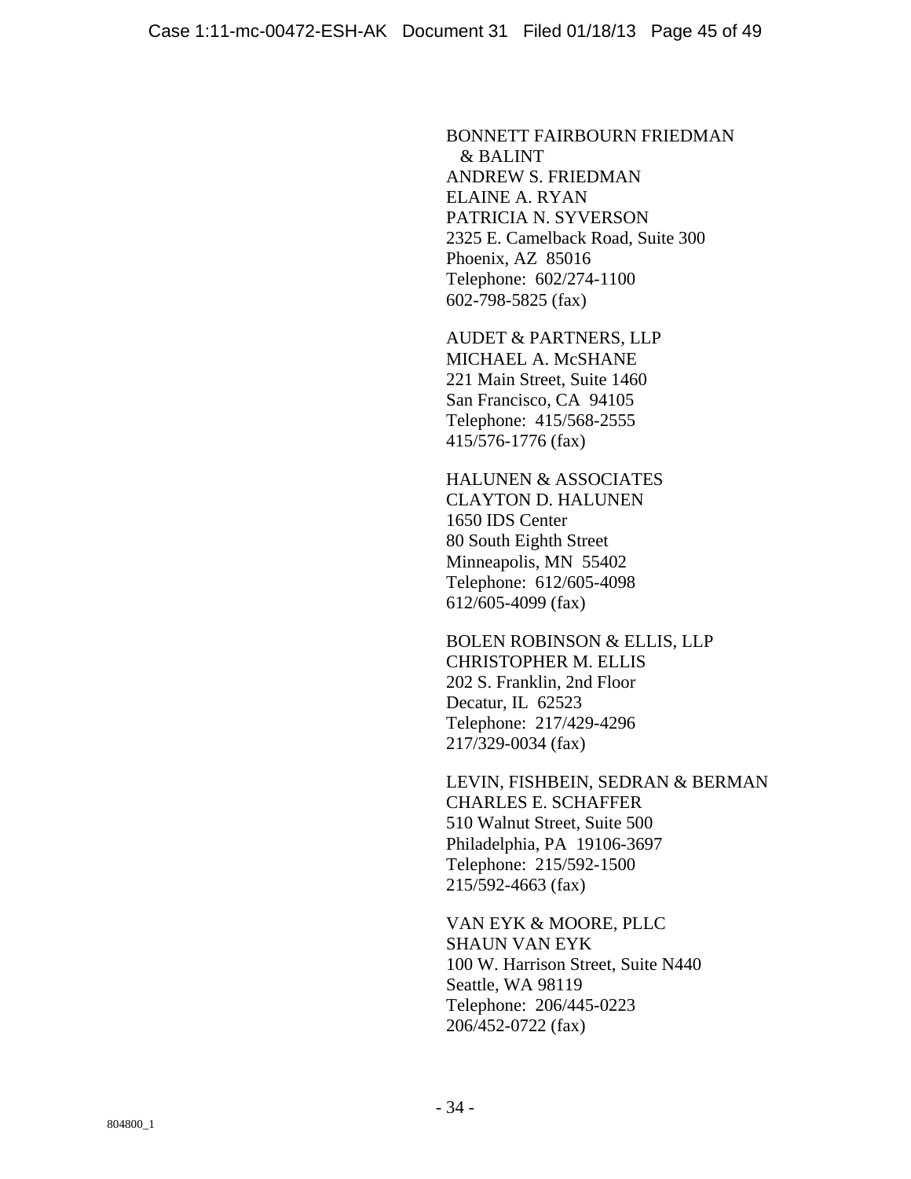BONNETT FAIRBOURN FRIEDMAN
& BALINT
ANDREW S. FRIEDMAN
ELAINE A. RYAN
PATRICIA N. SYVERSON
2325 E. Camelback Road, Suite 300
Phoenix, AZ 85016
Telephone: 602/274-1100
602-798-5825 (fax)

AUDET & PARTNERS, LLP
MICHAEL A. McSHANE
221 Main Street, Suite 1460
San Francisco, CA 94105
Telephone: 415/568-2555
415/576-1776 (fax)

HALUNEN & ASSOCIATES
CLAYTON D. HALUNEN
1650 IDS Center
80 South Eighth Street
Minneapolis, MN 55402
Telephone: 612/605-4098
612/605-4099 (fax)

BOLEN ROBINSON & ELLIS, LLP
CHRISTOPHER M. ELLIS
202 S. Franklin, 2nd Floor
Decatur, IL 62523
Telephone: 217/429-4296
217/329-0034 (fax)

LEVIN, FISHBEIN, SEDRAN & BERMAN
CHARLES E. SCHAFFER
510 Walnut Street, Suite 500
Philadelphia, PA 19106-3697
Telephone: 215/592-1500
215/592-4663 (fax)

VAN EYK & MOORE, PLLC
SHAUN VAN EYK
100 W. Harrison Street, Suite N440
Seattle, WA 98119
Telephone: 206/445-0223
206/452-0722 (fax)

804800_1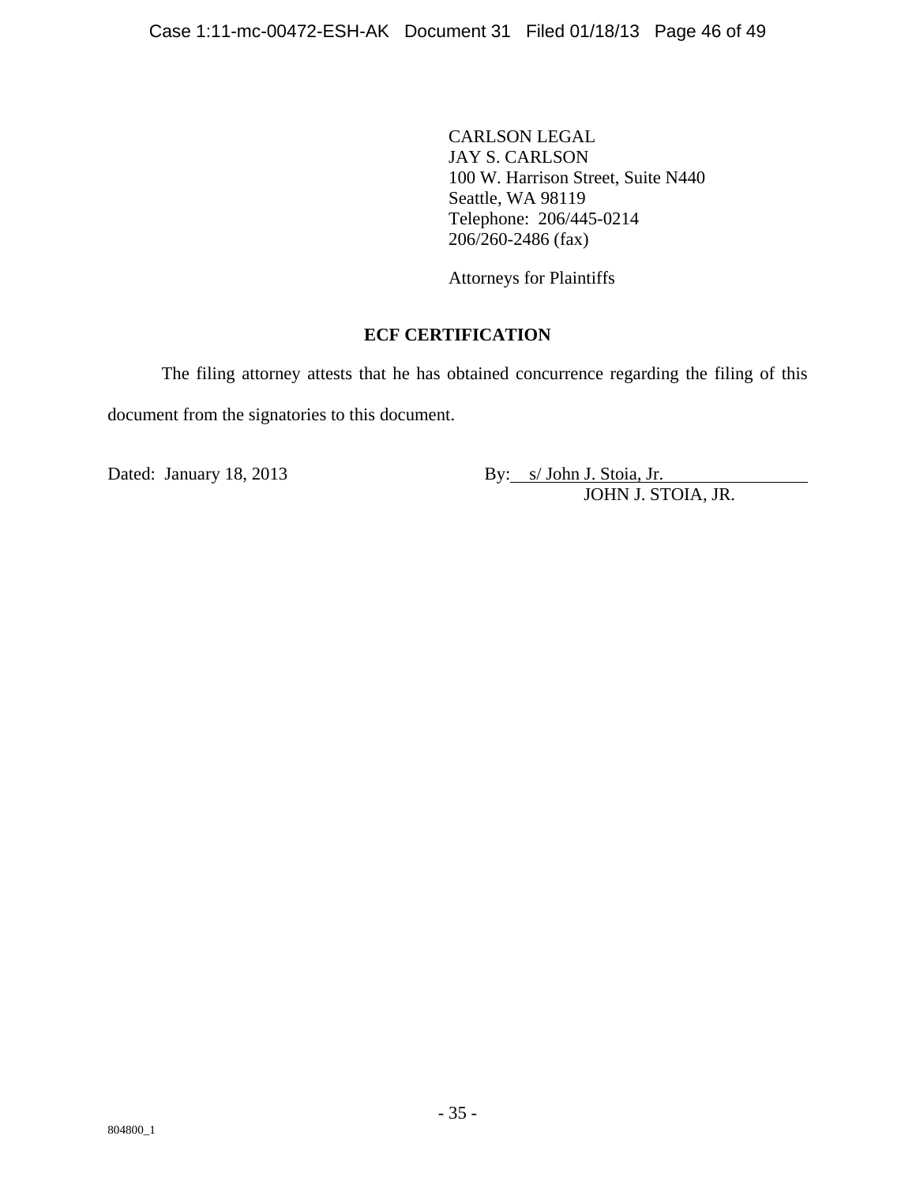CARLSON LEGAL
JAY S. CARLSON
100 W. Harrison Street, Suite N440
Seattle, WA 98119
Telephone: 206/445-0214
206/260-2486 (fax)

Attorneys for Plaintiffs

**ECF CERTIFICATION**

The filing attorney attests that he has obtained concurrence regarding the filing of this document from the signatories to this document.

Dated: January 18, 2013

By: s/ John J. Stoia, Jr.
JOHN J. STOIA, JR.

804800_1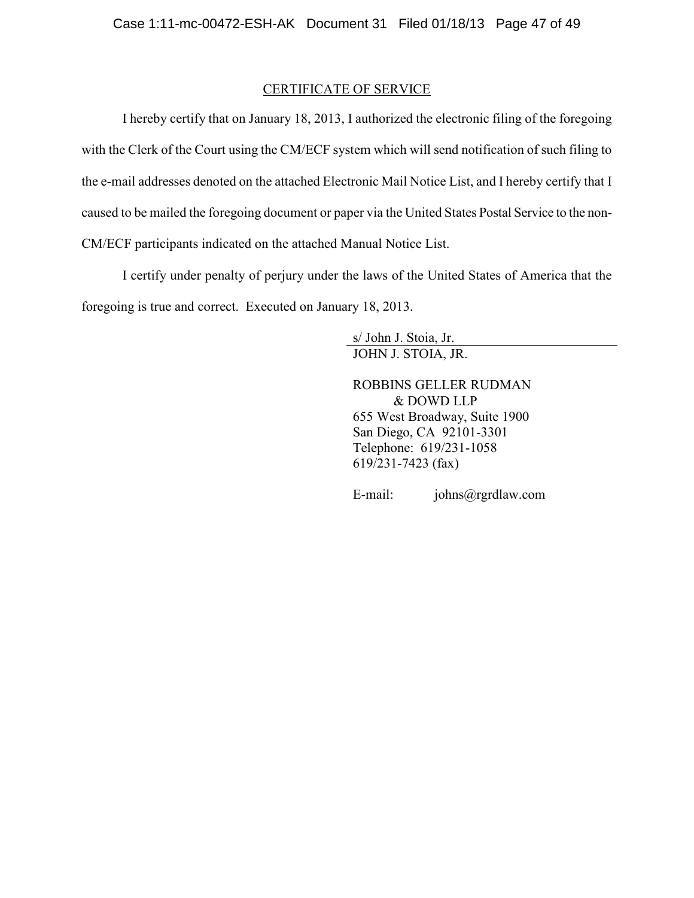## CERTIFICATE OF SERVICE

I hereby certify that on January 18, 2013, I authorized the electronic filing of the foregoing with the Clerk of the Court using the CM/ECF system which will send notification of such filing to the e-mail addresses denoted on the attached Electronic Mail Notice List, and I hereby certify that I caused to be mailed the foregoing document or paper via the United States Postal Service to the non-CM/ECF participants indicated on the attached Manual Notice List.

I certify under penalty of perjury under the laws of the United States of America that the foregoing is true and correct. Executed on January 18, 2013.

s/ John J. Stoia, Jr.
JOHN J. STOIA, JR.

ROBBINS GELLER RUDMAN
& DOWD LLP
655 West Broadway, Suite 1900
San Diego, CA 92101-3301
Telephone: 619/231-1058
619/231-7423 (fax)

E-mail: johns@rgrdlaw.com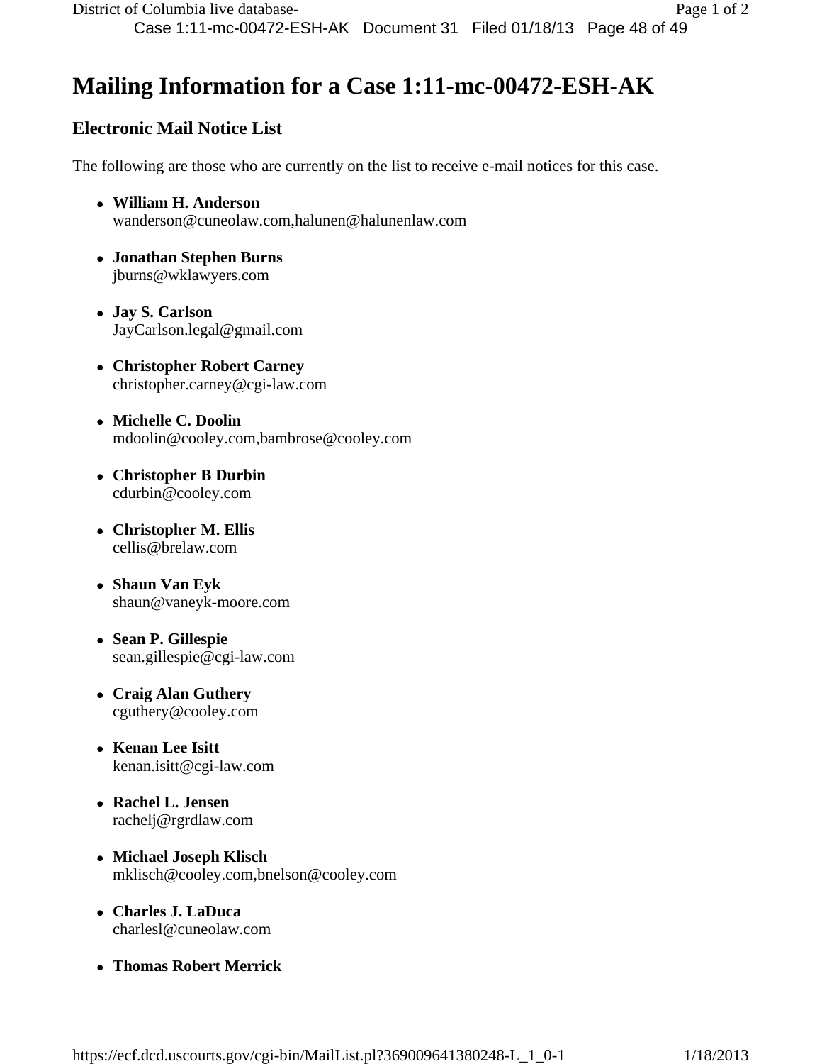# Mailing Information for a Case 1:11-mc-00472-ESH-AK

## Electronic Mail Notice List

The following are those who are currently on the list to receive e-mail notices for this case.

- **William H. Anderson**
  wanderson@cuneolaw.com,halunen@halunenlaw.com
- **Jonathan Stephen Burns**
  jburns@wklawyers.com
- **Jay S. Carlson**
  JayCarlson.legal@gmail.com
- **Christopher Robert Carney**
  christopher.carney@cgi-law.com
- **Michelle C. Doolin**
  mdoolin@cooley.com,bambrose@cooley.com
- **Christopher B Durbin**
  cdurbin@cooley.com
- **Christopher M. Ellis**
  cellis@brelaw.com
- **Shaun Van Eyk**
  shaun@vaneyk-moore.com
- **Sean P. Gillespie**
  sean.gillespie@cgi-law.com
- **Craig Alan Guthery**
  cguthery@cooley.com
- **Kenan Lee Isitt**
  kenan.isitt@cgi-law.com
- **Rachel L. Jensen**
  rachelj@rgrdlaw.com
- **Michael Joseph Klisch**
  mklisch@cooley.com,bnelson@cooley.com
- **Charles J. LaDuca**
  charlesl@cuneolaw.com
- **Thomas Robert Merrick**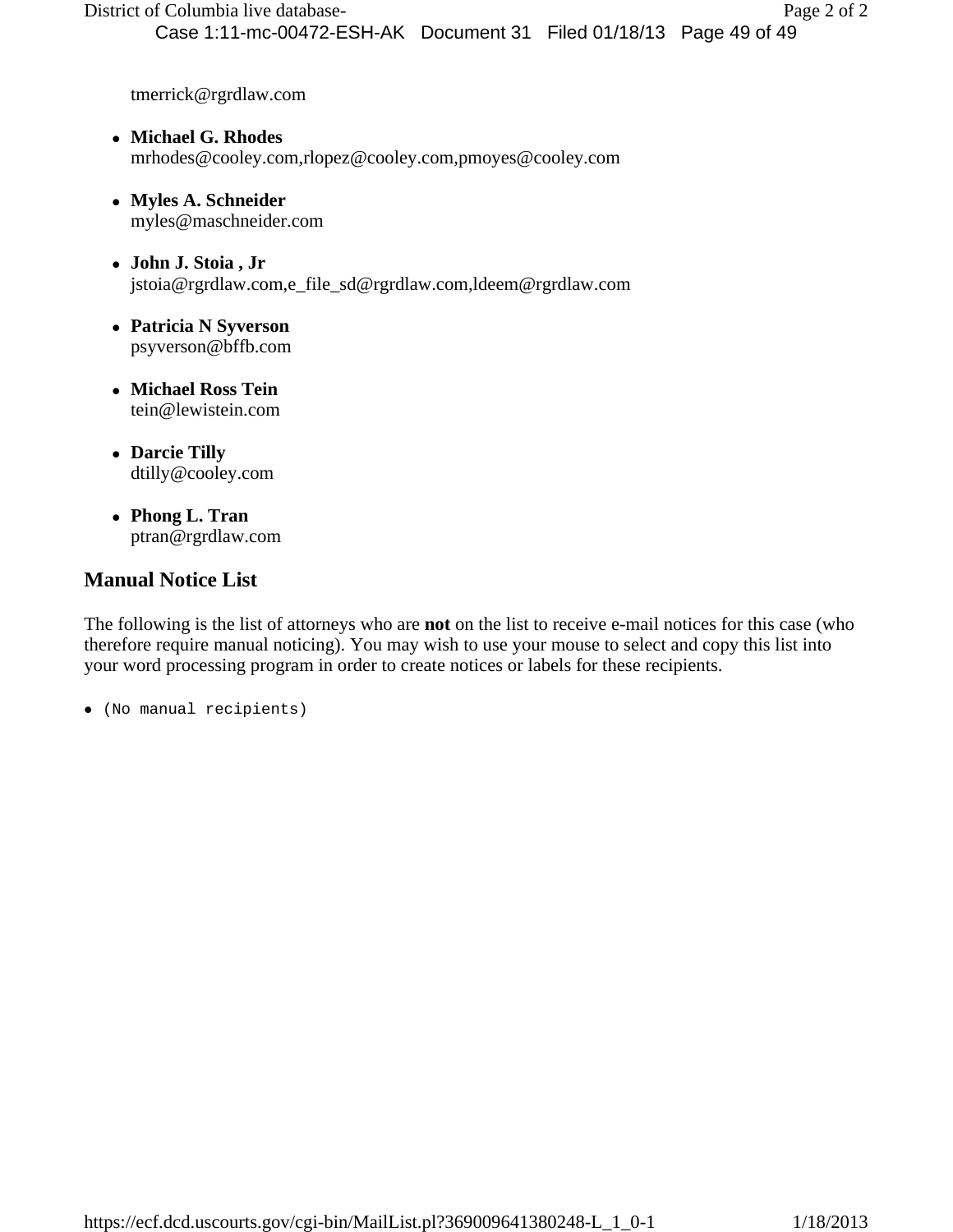tmerrick@rgrdlaw.com

- **Michael G. Rhodes**
  mrhodes@cooley.com,rlopez@cooley.com,pmoyes@cooley.com

- **Myles A. Schneider**
  myles@maschneider.com

- **John J. Stoia , Jr**
  jstoia@rgrdlaw.com,e_file_sd@rgrdlaw.com,ldeem@rgrdlaw.com

- **Patricia N Syverson**
  psyverson@bffb.com

- **Michael Ross Tein**
  tein@lewistein.com

- **Darcie Tilly**
  dtilly@cooley.com

- **Phong L. Tran**
  ptran@rgrdlaw.com

## Manual Notice List

The following is the list of attorneys who are **not** on the list to receive e-mail notices for this case (who therefore require manual noticing). You may wish to use your mouse to select and copy this list into your word processing program in order to create notices or labels for these recipients.

- (No manual recipients)